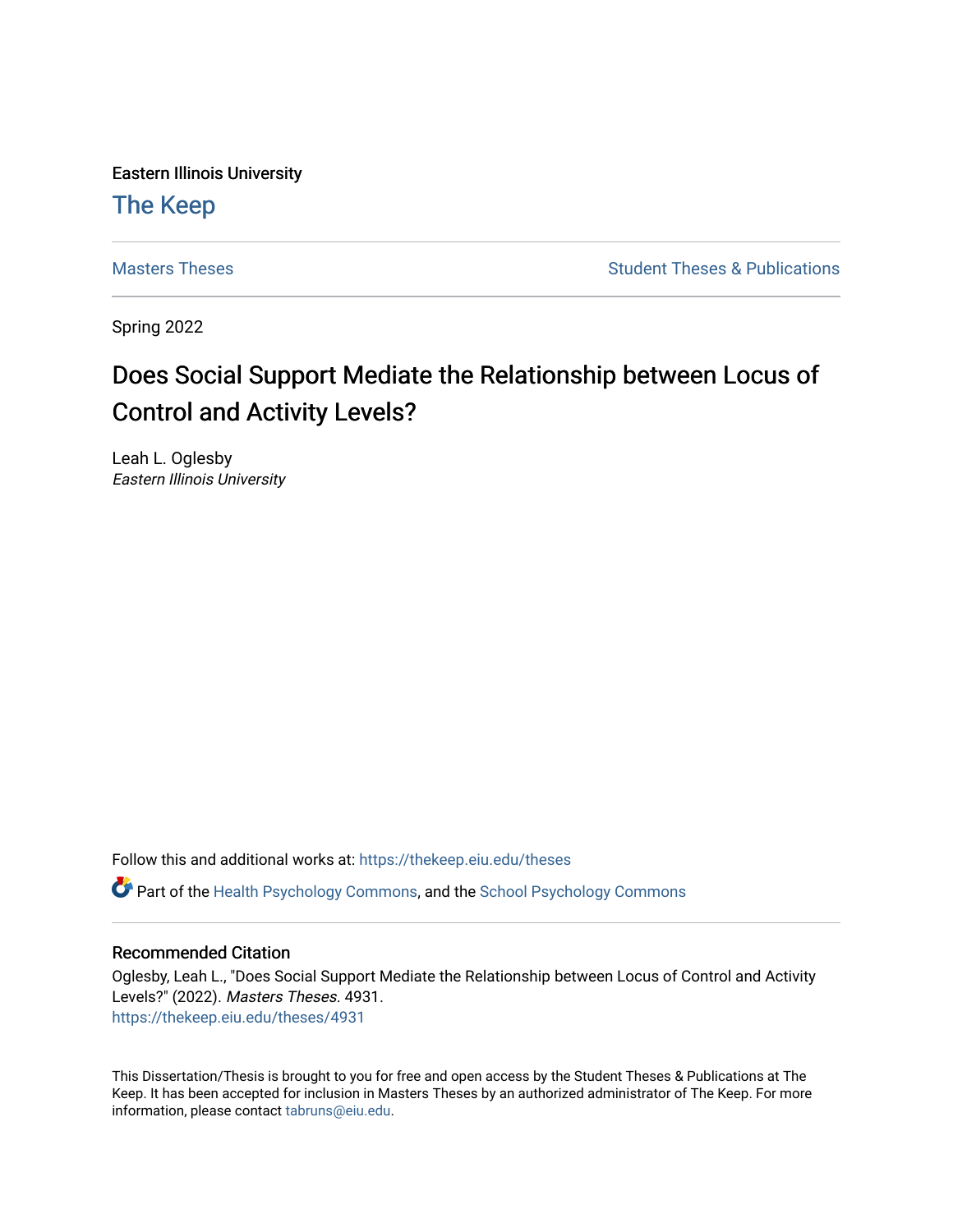Eastern Illinois University

# The Keep

Masters Theses

Student Theses & Publications

Spring 2022

# Does Social Support Mediate the Relationship between Locus of Control and Activity Levels?

Leah L. Oglesby
*Eastern Illinois University*

Follow this and additional works at: https://thekeep.eiu.edu/theses

Part of the Health Psychology Commons, and the School Psychology Commons

## Recommended Citation

Oglesby, Leah L., "Does Social Support Mediate the Relationship between Locus of Control and Activity Levels?" (2022). *Masters Theses*. 4931.
https://thekeep.eiu.edu/theses/4931

This Dissertation/Thesis is brought to you for free and open access by the Student Theses & Publications at The Keep. It has been accepted for inclusion in Masters Theses by an authorized administrator of The Keep. For more information, please contact tabruns@eiu.edu.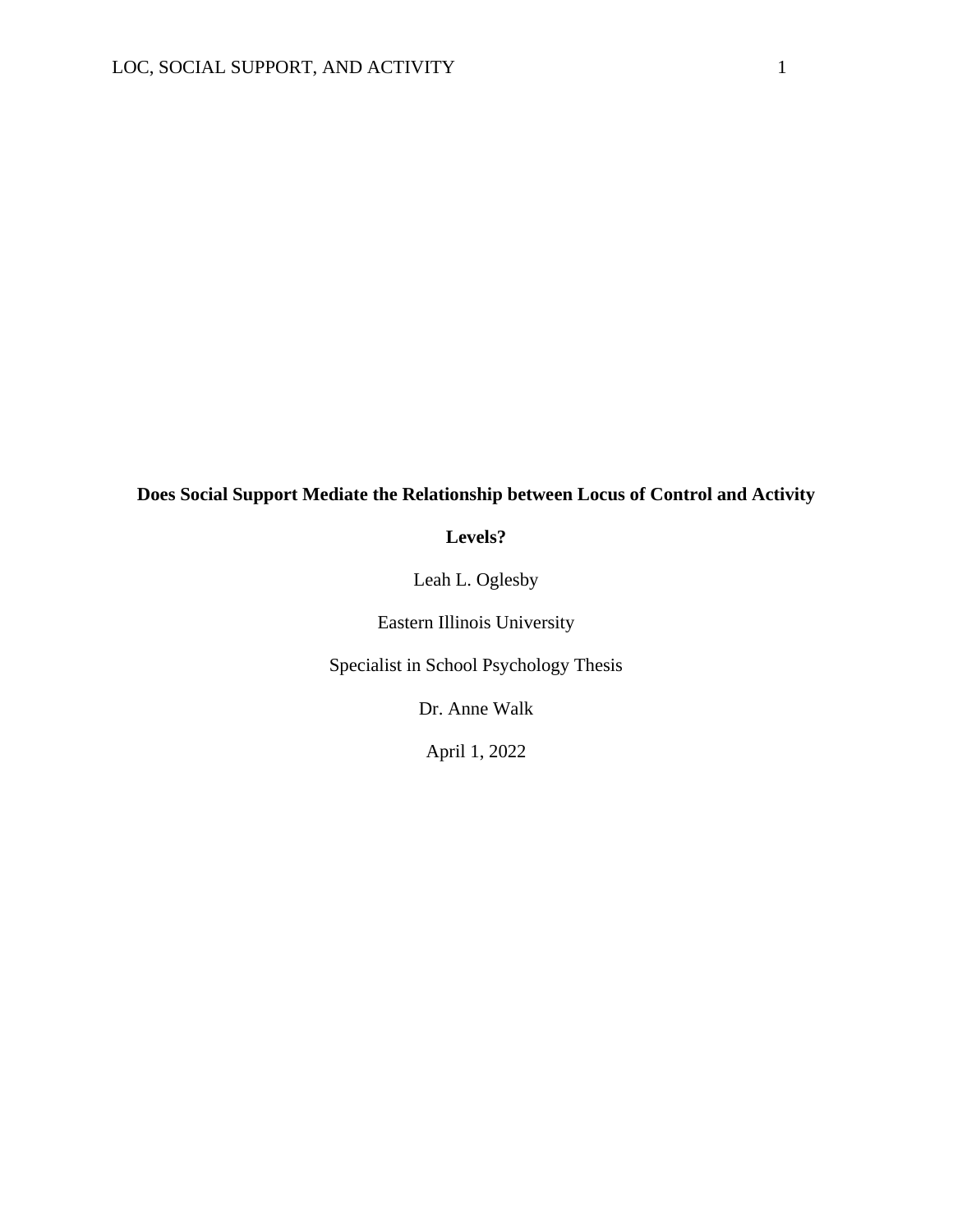**Does Social Support Mediate the Relationship between Locus of Control and Activity Levels?**

Leah L. Oglesby

Eastern Illinois University

Specialist in School Psychology Thesis

Dr. Anne Walk

April 1, 2022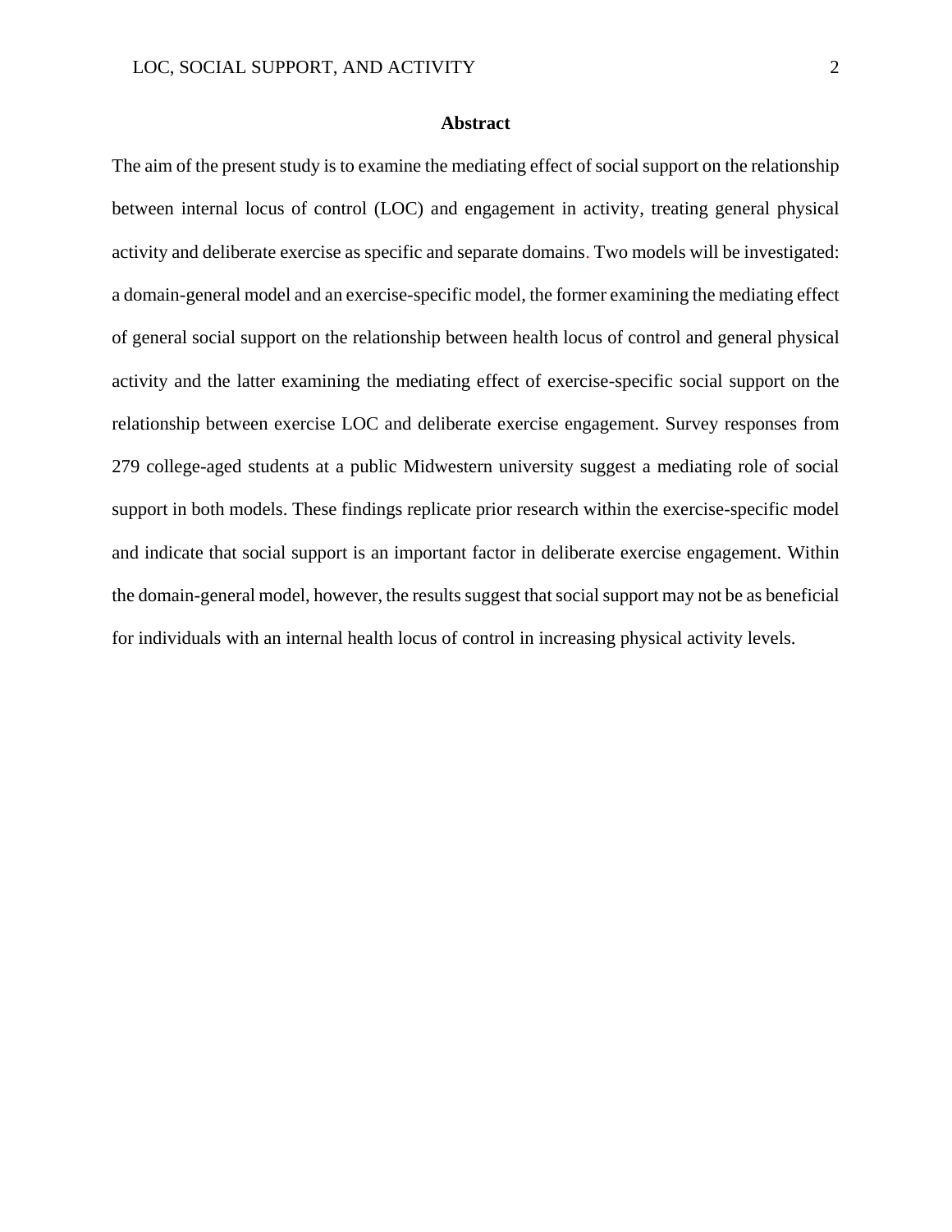## Abstract

The aim of the present study is to examine the mediating effect of social support on the relationship between internal locus of control (LOC) and engagement in activity, treating general physical activity and deliberate exercise as specific and separate domains. Two models will be investigated: a domain-general model and an exercise-specific model, the former examining the mediating effect of general social support on the relationship between health locus of control and general physical activity and the latter examining the mediating effect of exercise-specific social support on the relationship between exercise LOC and deliberate exercise engagement. Survey responses from 279 college-aged students at a public Midwestern university suggest a mediating role of social support in both models. These findings replicate prior research within the exercise-specific model and indicate that social support is an important factor in deliberate exercise engagement. Within the domain-general model, however, the results suggest that social support may not be as beneficial for individuals with an internal health locus of control in increasing physical activity levels.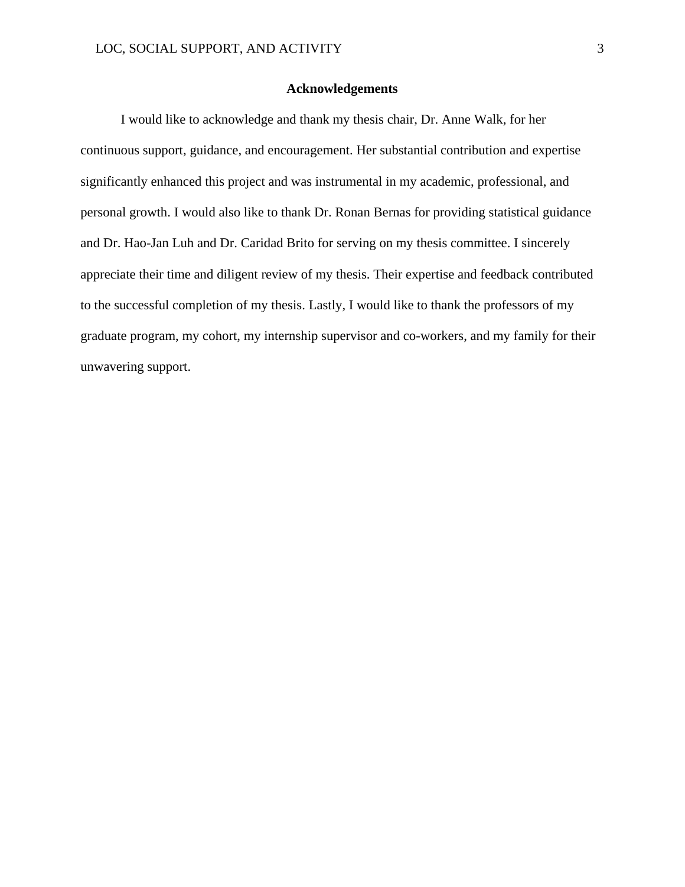# Acknowledgements

I would like to acknowledge and thank my thesis chair, Dr. Anne Walk, for her continuous support, guidance, and encouragement. Her substantial contribution and expertise significantly enhanced this project and was instrumental in my academic, professional, and personal growth. I would also like to thank Dr. Ronan Bernas for providing statistical guidance and Dr. Hao-Jan Luh and Dr. Caridad Brito for serving on my thesis committee. I sincerely appreciate their time and diligent review of my thesis. Their expertise and feedback contributed to the successful completion of my thesis. Lastly, I would like to thank the professors of my graduate program, my cohort, my internship supervisor and co-workers, and my family for their unwavering support.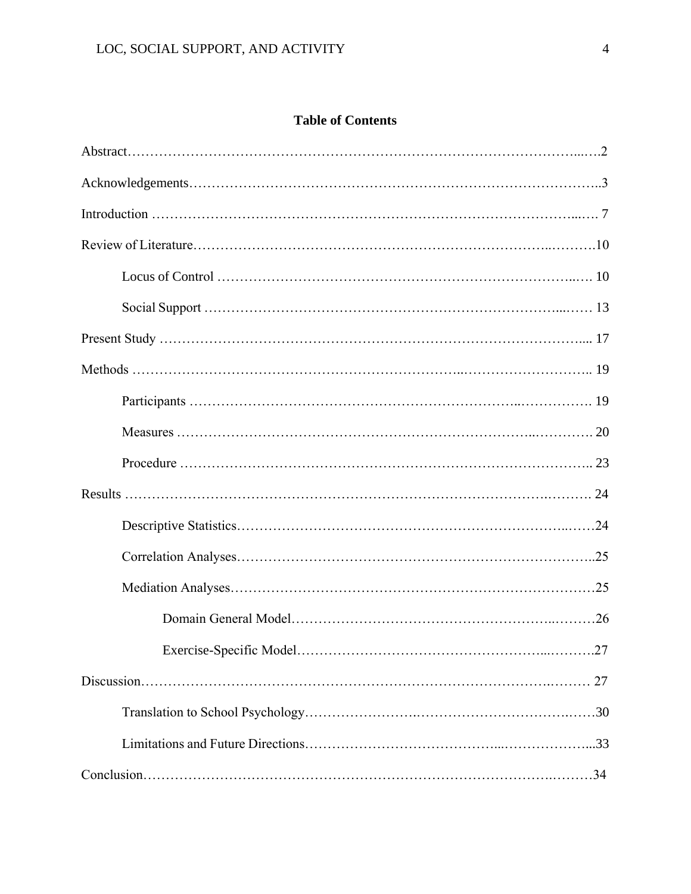## Table of Contents

Abstract……………………………………………………………………………………….2

Acknowledgements……………………………………………………………………………..3

Introduction ……………………………………………………………………………………. 7

Review of Literature………………………………………………………………………….10

- Locus of Control ………………………………………………………………………. 10
- Social Support ………………………………………………………………………… 13

Present Study ……………………………………………………………………………….... 17

Methods ……………………………………………………………………………………….. 19

- Participants ……………………………………………………………………………. 19
- Measures ………………………………………………………………………………. 20
- Procedure ……………………………………………………………………………….. 23

Results ………………………………………………………………………………………. 24

- Descriptive Statistics……………………………………………………………………24
- Correlation Analyses…………………………………………………………………..25
- Mediation Analyses……………………………………………………………………25
  - Domain General Model…………………………………………………………26
  - Exercise-Specific Model…………………………………………………………27

Discussion……………………………………………………………………………………. 27

- Translation to School Psychology………………………………………………………30
- Limitations and Future Directions……………………………………………………...33

Conclusion…………………………………………………………………………………34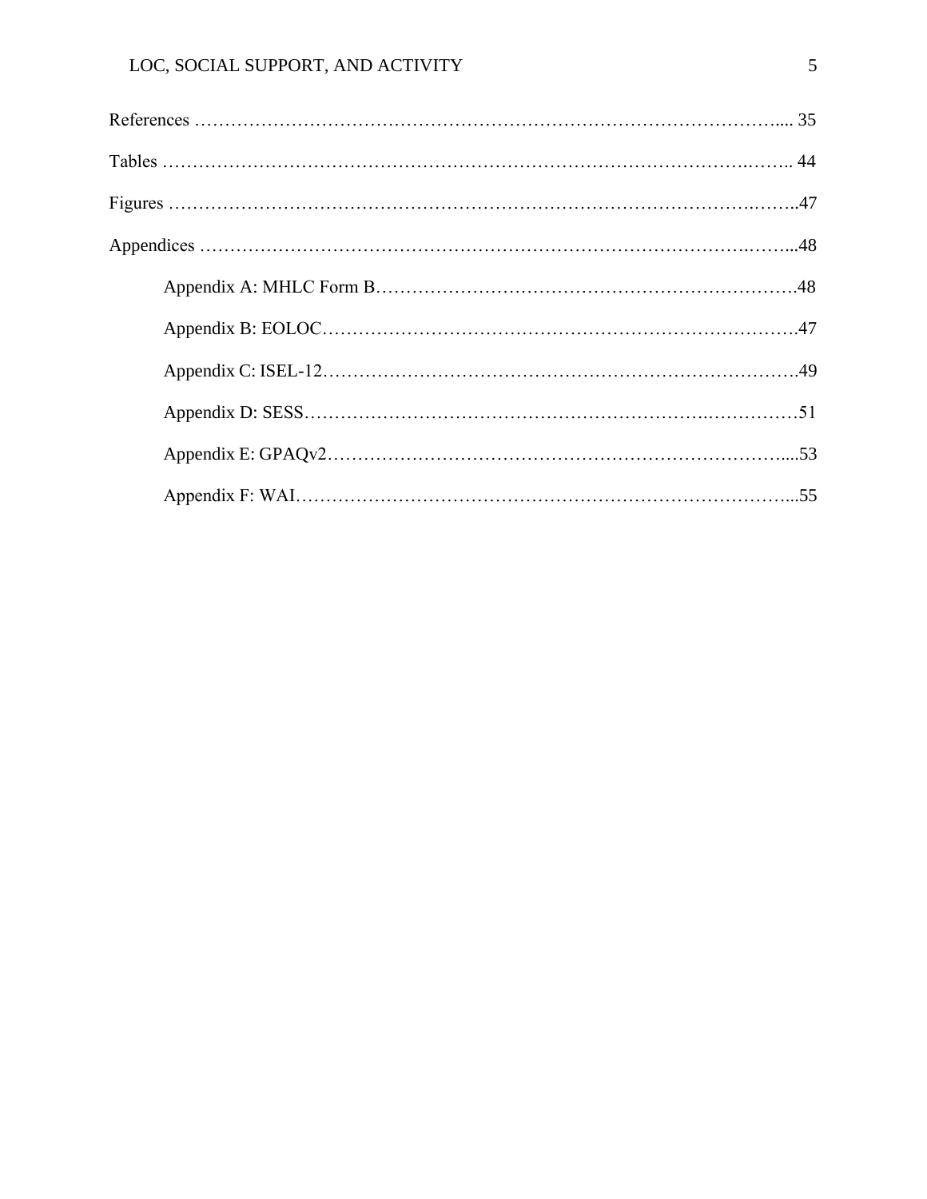References …………………………………………………………………………………….... 35

Tables ……………………………………………………………………………….…….. 44

Figures ……………………………………………………………………………….……..47

Appendices ………………………………………………………………………….……...48

Appendix A: MHLC Form B…………………………………………………………….48

Appendix B: EOLOC……………………………………………………………………47

Appendix C: ISEL-12……………………………………………………………………49

Appendix D: SESS……………………………………………………….……………51

Appendix E: GPAQv2………………………………………………………………....53

Appendix F: WAI……………………………………………………………………...55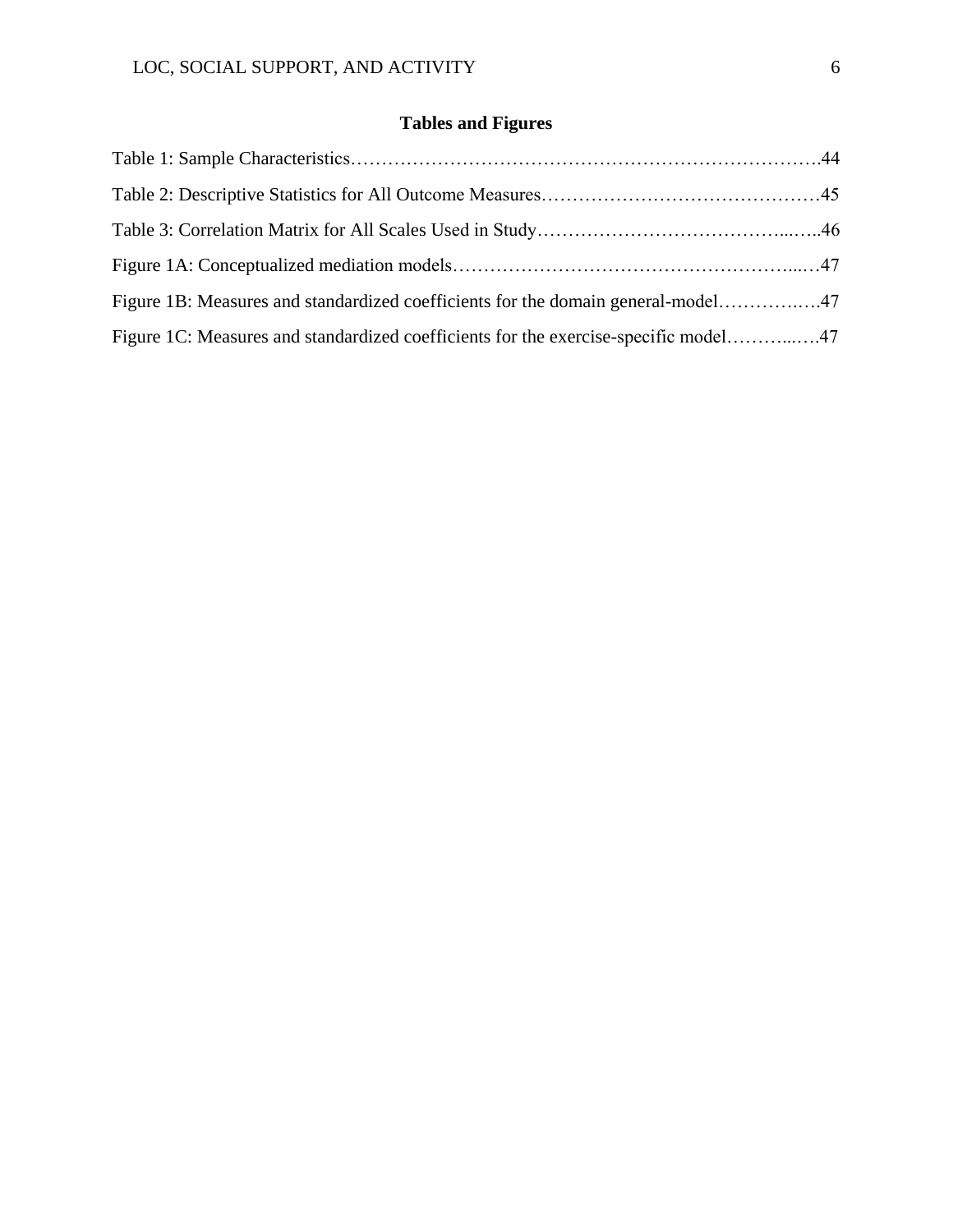## Tables and Figures

Table 1: Sample Characteristics……………………………………………………………………….44

Table 2: Descriptive Statistics for All Outcome Measures………………………………………45

Table 3: Correlation Matrix for All Scales Used in Study…………………………………...…..46

Figure 1A: Conceptualized mediation models……………………………………………...…47

Figure 1B: Measures and standardized coefficients for the domain general-model…………..…47

Figure 1C: Measures and standardized coefficients for the exercise-specific model………...….47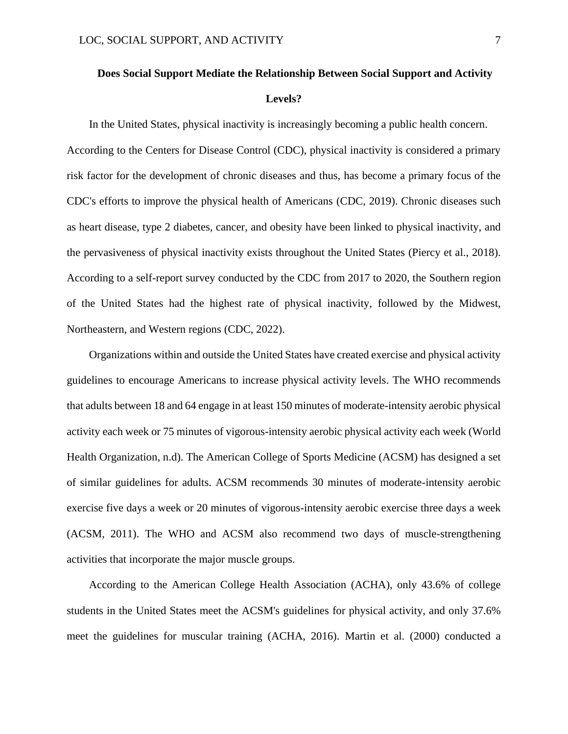## Does Social Support Mediate the Relationship Between Social Support and Activity Levels?

In the United States, physical inactivity is increasingly becoming a public health concern. According to the Centers for Disease Control (CDC), physical inactivity is considered a primary risk factor for the development of chronic diseases and thus, has become a primary focus of the CDC's efforts to improve the physical health of Americans (CDC, 2019). Chronic diseases such as heart disease, type 2 diabetes, cancer, and obesity have been linked to physical inactivity, and the pervasiveness of physical inactivity exists throughout the United States (Piercy et al., 2018). According to a self-report survey conducted by the CDC from 2017 to 2020, the Southern region of the United States had the highest rate of physical inactivity, followed by the Midwest, Northeastern, and Western regions (CDC, 2022).

Organizations within and outside the United States have created exercise and physical activity guidelines to encourage Americans to increase physical activity levels. The WHO recommends that adults between 18 and 64 engage in at least 150 minutes of moderate-intensity aerobic physical activity each week or 75 minutes of vigorous-intensity aerobic physical activity each week (World Health Organization, n.d). The American College of Sports Medicine (ACSM) has designed a set of similar guidelines for adults. ACSM recommends 30 minutes of moderate-intensity aerobic exercise five days a week or 20 minutes of vigorous-intensity aerobic exercise three days a week (ACSM, 2011). The WHO and ACSM also recommend two days of muscle-strengthening activities that incorporate the major muscle groups.

According to the American College Health Association (ACHA), only 43.6% of college students in the United States meet the ACSM's guidelines for physical activity, and only 37.6% meet the guidelines for muscular training (ACHA, 2016). Martin et al. (2000) conducted a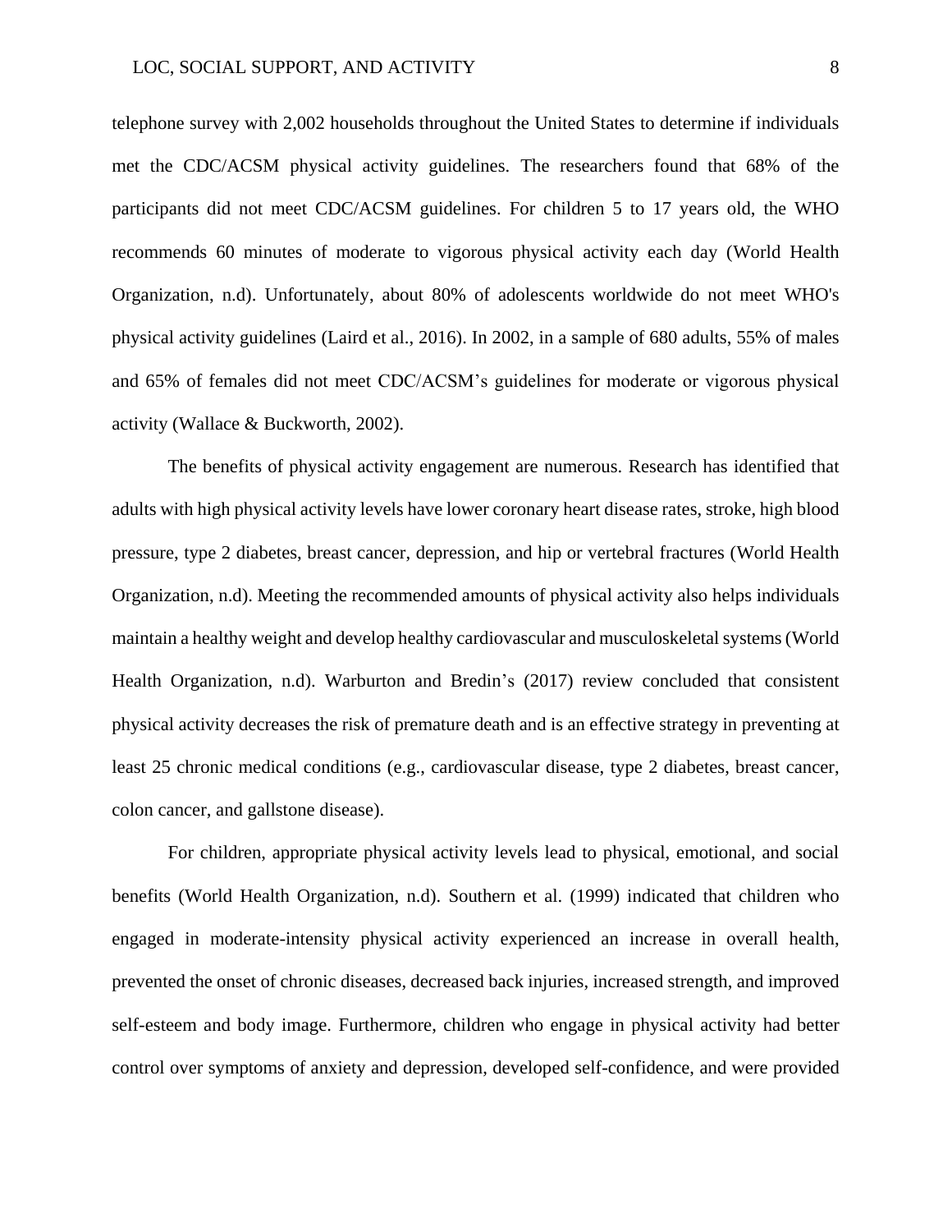telephone survey with 2,002 households throughout the United States to determine if individuals met the CDC/ACSM physical activity guidelines. The researchers found that 68% of the participants did not meet CDC/ACSM guidelines. For children 5 to 17 years old, the WHO recommends 60 minutes of moderate to vigorous physical activity each day (World Health Organization, n.d). Unfortunately, about 80% of adolescents worldwide do not meet WHO's physical activity guidelines (Laird et al., 2016). In 2002, in a sample of 680 adults, 55% of males and 65% of females did not meet CDC/ACSM's guidelines for moderate or vigorous physical activity (Wallace & Buckworth, 2002).

The benefits of physical activity engagement are numerous. Research has identified that adults with high physical activity levels have lower coronary heart disease rates, stroke, high blood pressure, type 2 diabetes, breast cancer, depression, and hip or vertebral fractures (World Health Organization, n.d). Meeting the recommended amounts of physical activity also helps individuals maintain a healthy weight and develop healthy cardiovascular and musculoskeletal systems (World Health Organization, n.d). Warburton and Bredin's (2017) review concluded that consistent physical activity decreases the risk of premature death and is an effective strategy in preventing at least 25 chronic medical conditions (e.g., cardiovascular disease, type 2 diabetes, breast cancer, colon cancer, and gallstone disease).

For children, appropriate physical activity levels lead to physical, emotional, and social benefits (World Health Organization, n.d). Southern et al. (1999) indicated that children who engaged in moderate-intensity physical activity experienced an increase in overall health, prevented the onset of chronic diseases, decreased back injuries, increased strength, and improved self-esteem and body image. Furthermore, children who engage in physical activity had better control over symptoms of anxiety and depression, developed self-confidence, and were provided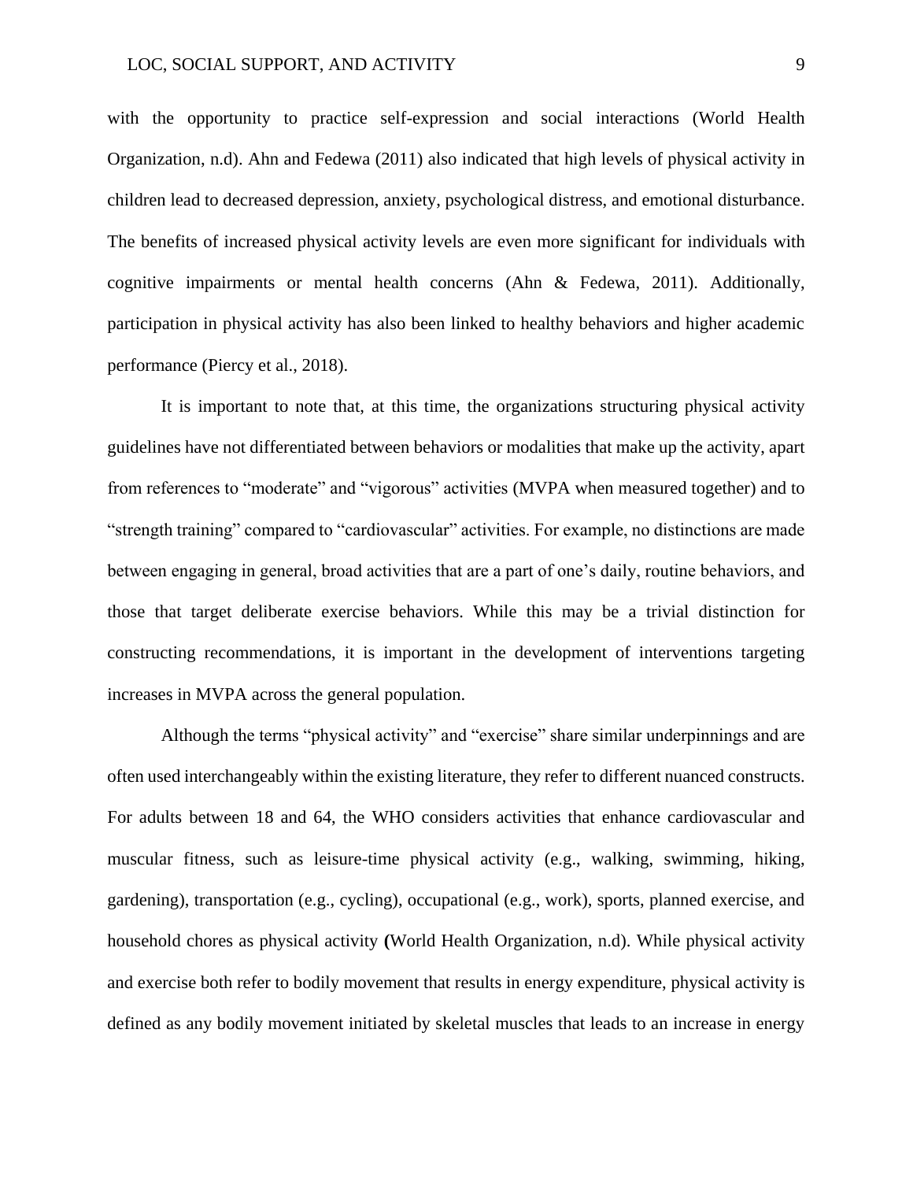with the opportunity to practice self-expression and social interactions (World Health Organization, n.d). Ahn and Fedewa (2011) also indicated that high levels of physical activity in children lead to decreased depression, anxiety, psychological distress, and emotional disturbance. The benefits of increased physical activity levels are even more significant for individuals with cognitive impairments or mental health concerns (Ahn & Fedewa, 2011). Additionally, participation in physical activity has also been linked to healthy behaviors and higher academic performance (Piercy et al., 2018).

It is important to note that, at this time, the organizations structuring physical activity guidelines have not differentiated between behaviors or modalities that make up the activity, apart from references to "moderate" and "vigorous" activities (MVPA when measured together) and to "strength training" compared to "cardiovascular" activities. For example, no distinctions are made between engaging in general, broad activities that are a part of one's daily, routine behaviors, and those that target deliberate exercise behaviors. While this may be a trivial distinction for constructing recommendations, it is important in the development of interventions targeting increases in MVPA across the general population.

Although the terms "physical activity" and "exercise" share similar underpinnings and are often used interchangeably within the existing literature, they refer to different nuanced constructs. For adults between 18 and 64, the WHO considers activities that enhance cardiovascular and muscular fitness, such as leisure-time physical activity (e.g., walking, swimming, hiking, gardening), transportation (e.g., cycling), occupational (e.g., work), sports, planned exercise, and household chores as physical activity (World Health Organization, n.d). While physical activity and exercise both refer to bodily movement that results in energy expenditure, physical activity is defined as any bodily movement initiated by skeletal muscles that leads to an increase in energy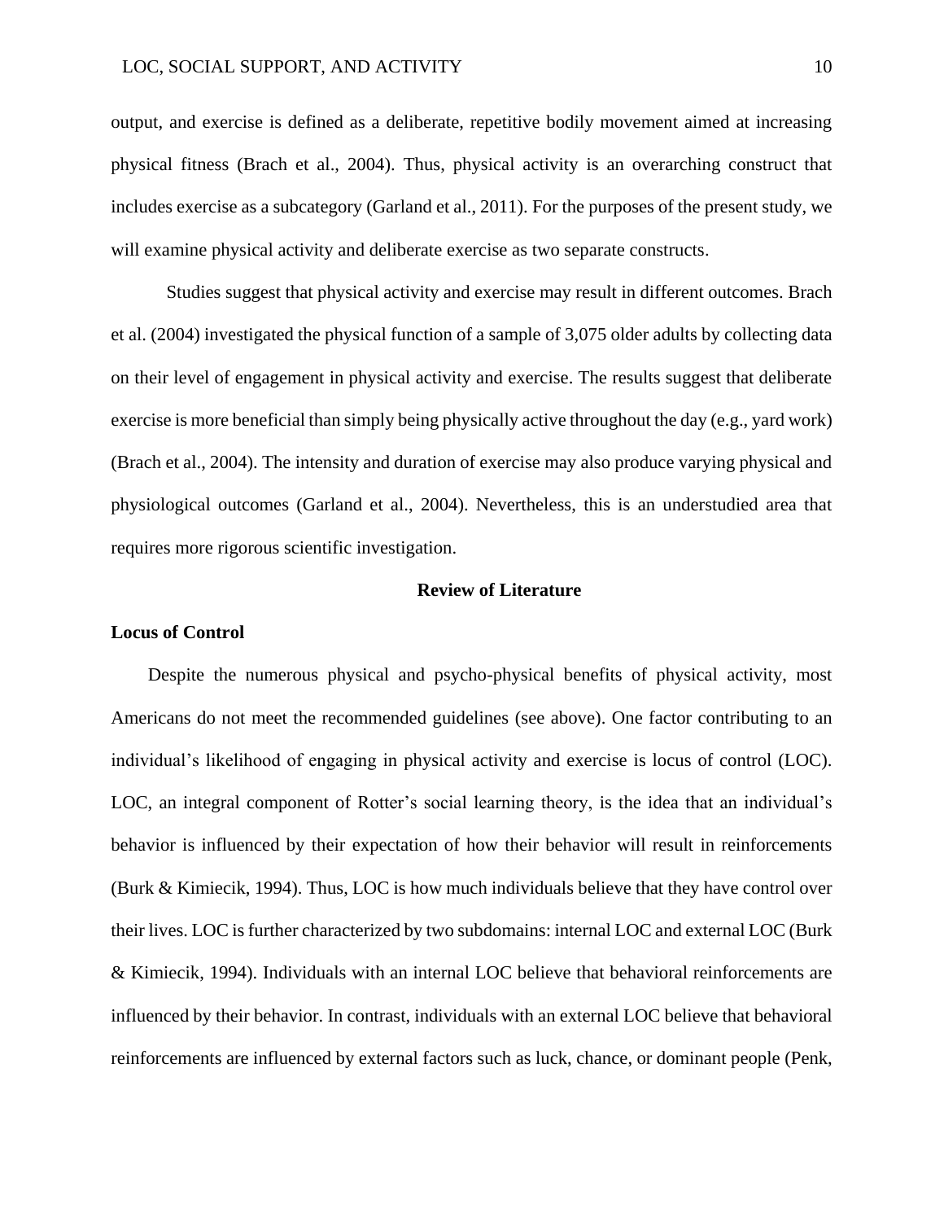output, and exercise is defined as a deliberate, repetitive bodily movement aimed at increasing physical fitness (Brach et al., 2004). Thus, physical activity is an overarching construct that includes exercise as a subcategory (Garland et al., 2011). For the purposes of the present study, we will examine physical activity and deliberate exercise as two separate constructs.

Studies suggest that physical activity and exercise may result in different outcomes. Brach et al. (2004) investigated the physical function of a sample of 3,075 older adults by collecting data on their level of engagement in physical activity and exercise. The results suggest that deliberate exercise is more beneficial than simply being physically active throughout the day (e.g., yard work) (Brach et al., 2004). The intensity and duration of exercise may also produce varying physical and physiological outcomes (Garland et al., 2004). Nevertheless, this is an understudied area that requires more rigorous scientific investigation.

## Review of Literature

### Locus of Control

Despite the numerous physical and psycho-physical benefits of physical activity, most Americans do not meet the recommended guidelines (see above). One factor contributing to an individual's likelihood of engaging in physical activity and exercise is locus of control (LOC). LOC, an integral component of Rotter's social learning theory, is the idea that an individual's behavior is influenced by their expectation of how their behavior will result in reinforcements (Burk & Kimiecik, 1994). Thus, LOC is how much individuals believe that they have control over their lives. LOC is further characterized by two subdomains: internal LOC and external LOC (Burk & Kimiecik, 1994). Individuals with an internal LOC believe that behavioral reinforcements are influenced by their behavior. In contrast, individuals with an external LOC believe that behavioral reinforcements are influenced by external factors such as luck, chance, or dominant people (Penk,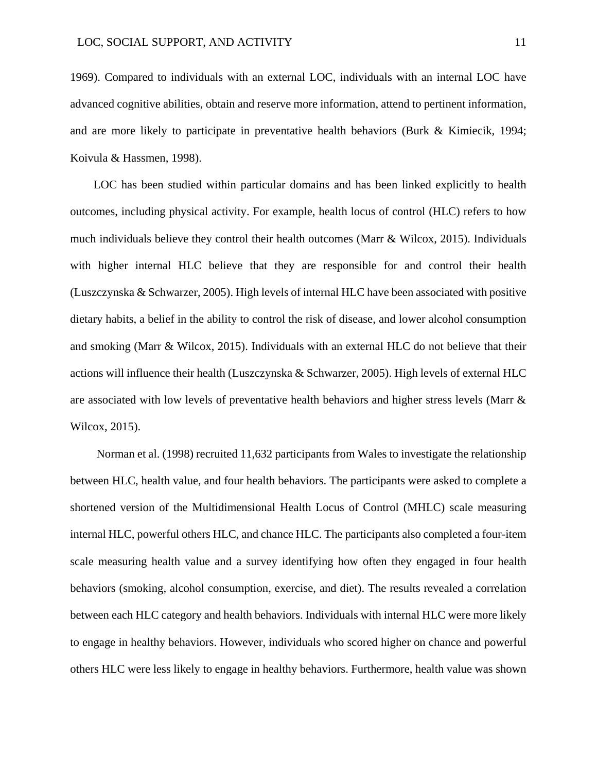1969). Compared to individuals with an external LOC, individuals with an internal LOC have advanced cognitive abilities, obtain and reserve more information, attend to pertinent information, and are more likely to participate in preventative health behaviors (Burk & Kimiecik, 1994; Koivula & Hassmen, 1998).

LOC has been studied within particular domains and has been linked explicitly to health outcomes, including physical activity. For example, health locus of control (HLC) refers to how much individuals believe they control their health outcomes (Marr & Wilcox, 2015). Individuals with higher internal HLC believe that they are responsible for and control their health (Luszczynska & Schwarzer, 2005). High levels of internal HLC have been associated with positive dietary habits, a belief in the ability to control the risk of disease, and lower alcohol consumption and smoking (Marr & Wilcox, 2015). Individuals with an external HLC do not believe that their actions will influence their health (Luszczynska & Schwarzer, 2005). High levels of external HLC are associated with low levels of preventative health behaviors and higher stress levels (Marr & Wilcox, 2015).

Norman et al. (1998) recruited 11,632 participants from Wales to investigate the relationship between HLC, health value, and four health behaviors. The participants were asked to complete a shortened version of the Multidimensional Health Locus of Control (MHLC) scale measuring internal HLC, powerful others HLC, and chance HLC. The participants also completed a four-item scale measuring health value and a survey identifying how often they engaged in four health behaviors (smoking, alcohol consumption, exercise, and diet). The results revealed a correlation between each HLC category and health behaviors. Individuals with internal HLC were more likely to engage in healthy behaviors. However, individuals who scored higher on chance and powerful others HLC were less likely to engage in healthy behaviors. Furthermore, health value was shown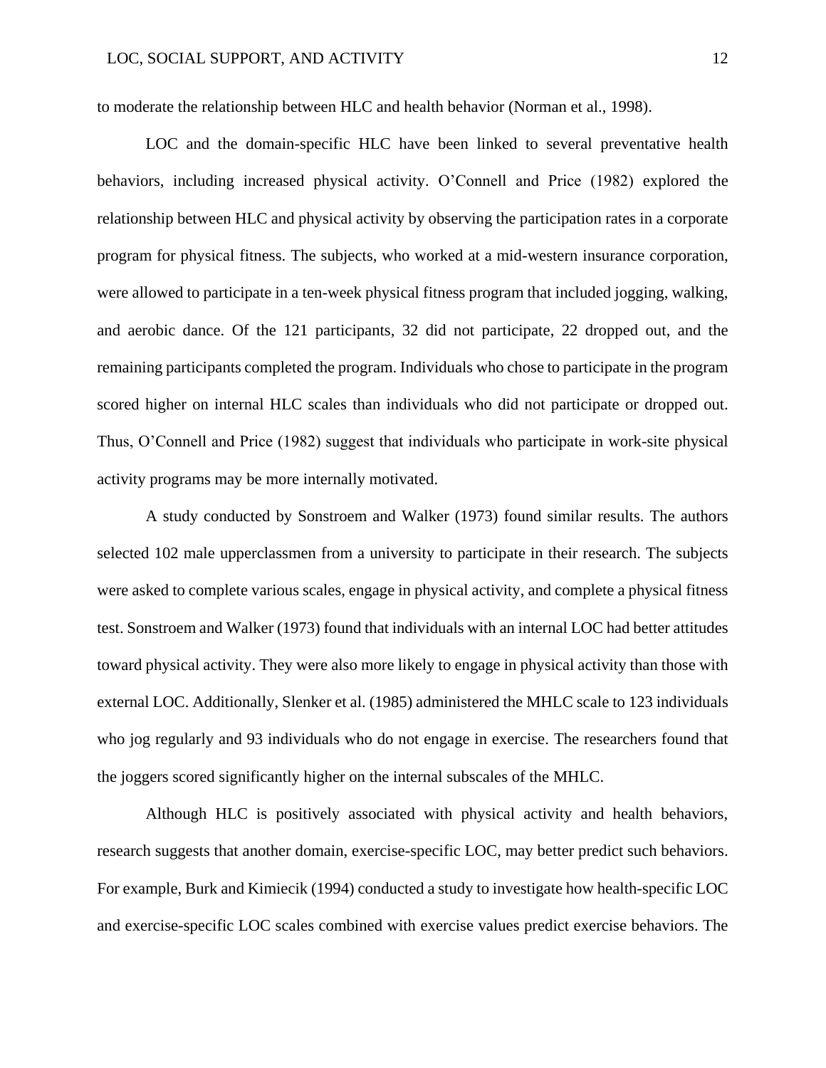to moderate the relationship between HLC and health behavior (Norman et al., 1998).

LOC and the domain-specific HLC have been linked to several preventative health behaviors, including increased physical activity. O'Connell and Price (1982) explored the relationship between HLC and physical activity by observing the participation rates in a corporate program for physical fitness. The subjects, who worked at a mid-western insurance corporation, were allowed to participate in a ten-week physical fitness program that included jogging, walking, and aerobic dance. Of the 121 participants, 32 did not participate, 22 dropped out, and the remaining participants completed the program. Individuals who chose to participate in the program scored higher on internal HLC scales than individuals who did not participate or dropped out. Thus, O'Connell and Price (1982) suggest that individuals who participate in work-site physical activity programs may be more internally motivated.

A study conducted by Sonstroem and Walker (1973) found similar results. The authors selected 102 male upperclassmen from a university to participate in their research. The subjects were asked to complete various scales, engage in physical activity, and complete a physical fitness test. Sonstroem and Walker (1973) found that individuals with an internal LOC had better attitudes toward physical activity. They were also more likely to engage in physical activity than those with external LOC. Additionally, Slenker et al. (1985) administered the MHLC scale to 123 individuals who jog regularly and 93 individuals who do not engage in exercise. The researchers found that the joggers scored significantly higher on the internal subscales of the MHLC.

Although HLC is positively associated with physical activity and health behaviors, research suggests that another domain, exercise-specific LOC, may better predict such behaviors. For example, Burk and Kimiecik (1994) conducted a study to investigate how health-specific LOC and exercise-specific LOC scales combined with exercise values predict exercise behaviors. The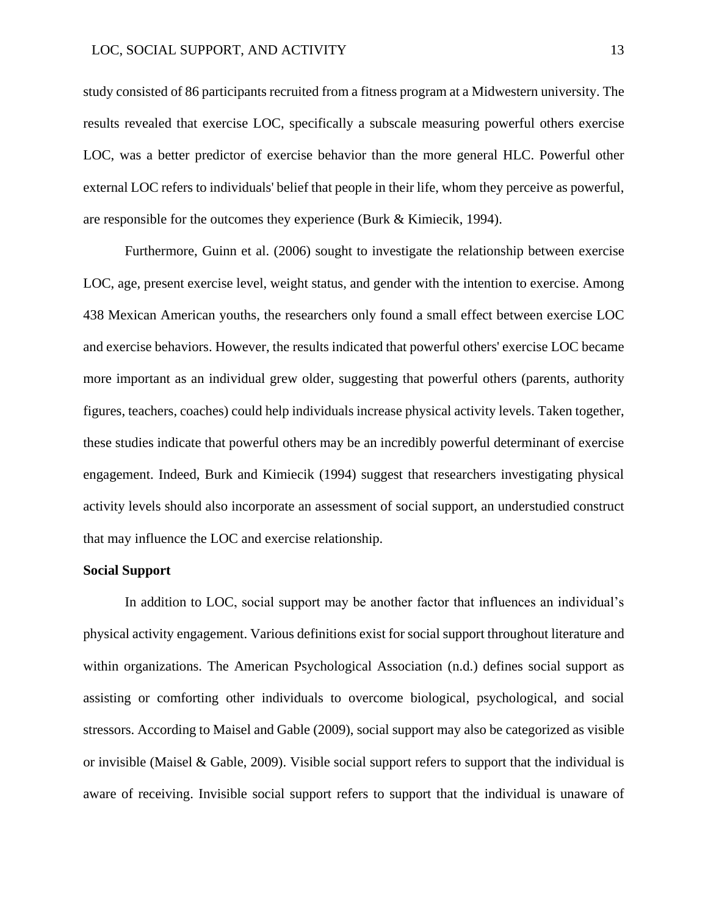study consisted of 86 participants recruited from a fitness program at a Midwestern university. The results revealed that exercise LOC, specifically a subscale measuring powerful others exercise LOC, was a better predictor of exercise behavior than the more general HLC. Powerful other external LOC refers to individuals' belief that people in their life, whom they perceive as powerful, are responsible for the outcomes they experience (Burk & Kimiecik, 1994).

Furthermore, Guinn et al. (2006) sought to investigate the relationship between exercise LOC, age, present exercise level, weight status, and gender with the intention to exercise. Among 438 Mexican American youths, the researchers only found a small effect between exercise LOC and exercise behaviors. However, the results indicated that powerful others' exercise LOC became more important as an individual grew older, suggesting that powerful others (parents, authority figures, teachers, coaches) could help individuals increase physical activity levels. Taken together, these studies indicate that powerful others may be an incredibly powerful determinant of exercise engagement. Indeed, Burk and Kimiecik (1994) suggest that researchers investigating physical activity levels should also incorporate an assessment of social support, an understudied construct that may influence the LOC and exercise relationship.

**Social Support**

In addition to LOC, social support may be another factor that influences an individual's physical activity engagement. Various definitions exist for social support throughout literature and within organizations. The American Psychological Association (n.d.) defines social support as assisting or comforting other individuals to overcome biological, psychological, and social stressors. According to Maisel and Gable (2009), social support may also be categorized as visible or invisible (Maisel & Gable, 2009). Visible social support refers to support that the individual is aware of receiving. Invisible social support refers to support that the individual is unaware of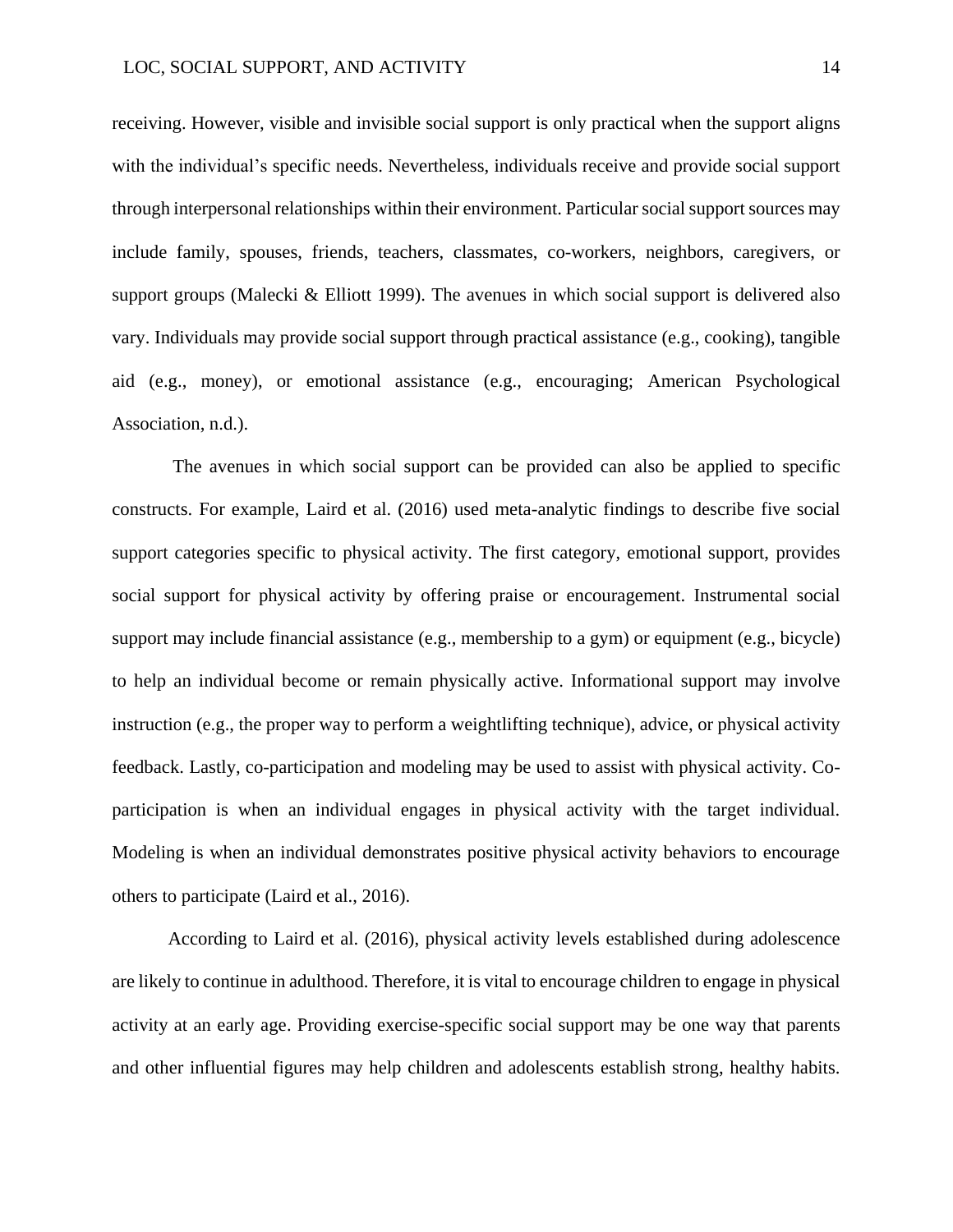receiving. However, visible and invisible social support is only practical when the support aligns with the individual's specific needs. Nevertheless, individuals receive and provide social support through interpersonal relationships within their environment. Particular social support sources may include family, spouses, friends, teachers, classmates, co-workers, neighbors, caregivers, or support groups (Malecki & Elliott 1999). The avenues in which social support is delivered also vary. Individuals may provide social support through practical assistance (e.g., cooking), tangible aid (e.g., money), or emotional assistance (e.g., encouraging; American Psychological Association, n.d.).

The avenues in which social support can be provided can also be applied to specific constructs. For example, Laird et al. (2016) used meta-analytic findings to describe five social support categories specific to physical activity. The first category, emotional support, provides social support for physical activity by offering praise or encouragement. Instrumental social support may include financial assistance (e.g., membership to a gym) or equipment (e.g., bicycle) to help an individual become or remain physically active. Informational support may involve instruction (e.g., the proper way to perform a weightlifting technique), advice, or physical activity feedback. Lastly, co-participation and modeling may be used to assist with physical activity. Co-participation is when an individual engages in physical activity with the target individual. Modeling is when an individual demonstrates positive physical activity behaviors to encourage others to participate (Laird et al., 2016).

According to Laird et al. (2016), physical activity levels established during adolescence are likely to continue in adulthood. Therefore, it is vital to encourage children to engage in physical activity at an early age. Providing exercise-specific social support may be one way that parents and other influential figures may help children and adolescents establish strong, healthy habits.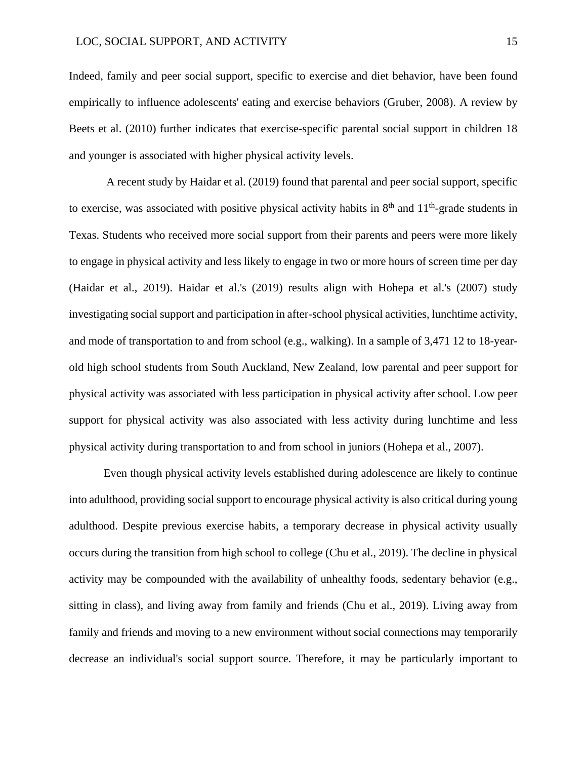Indeed, family and peer social support, specific to exercise and diet behavior, have been found empirically to influence adolescents' eating and exercise behaviors (Gruber, 2008). A review by Beets et al. (2010) further indicates that exercise-specific parental social support in children 18 and younger is associated with higher physical activity levels.

A recent study by Haidar et al. (2019) found that parental and peer social support, specific to exercise, was associated with positive physical activity habits in 8th and 11th-grade students in Texas. Students who received more social support from their parents and peers were more likely to engage in physical activity and less likely to engage in two or more hours of screen time per day (Haidar et al., 2019). Haidar et al.'s (2019) results align with Hohepa et al.'s (2007) study investigating social support and participation in after-school physical activities, lunchtime activity, and mode of transportation to and from school (e.g., walking). In a sample of 3,471 12 to 18-year-old high school students from South Auckland, New Zealand, low parental and peer support for physical activity was associated with less participation in physical activity after school. Low peer support for physical activity was also associated with less activity during lunchtime and less physical activity during transportation to and from school in juniors (Hohepa et al., 2007).

Even though physical activity levels established during adolescence are likely to continue into adulthood, providing social support to encourage physical activity is also critical during young adulthood. Despite previous exercise habits, a temporary decrease in physical activity usually occurs during the transition from high school to college (Chu et al., 2019). The decline in physical activity may be compounded with the availability of unhealthy foods, sedentary behavior (e.g., sitting in class), and living away from family and friends (Chu et al., 2019). Living away from family and friends and moving to a new environment without social connections may temporarily decrease an individual's social support source. Therefore, it may be particularly important to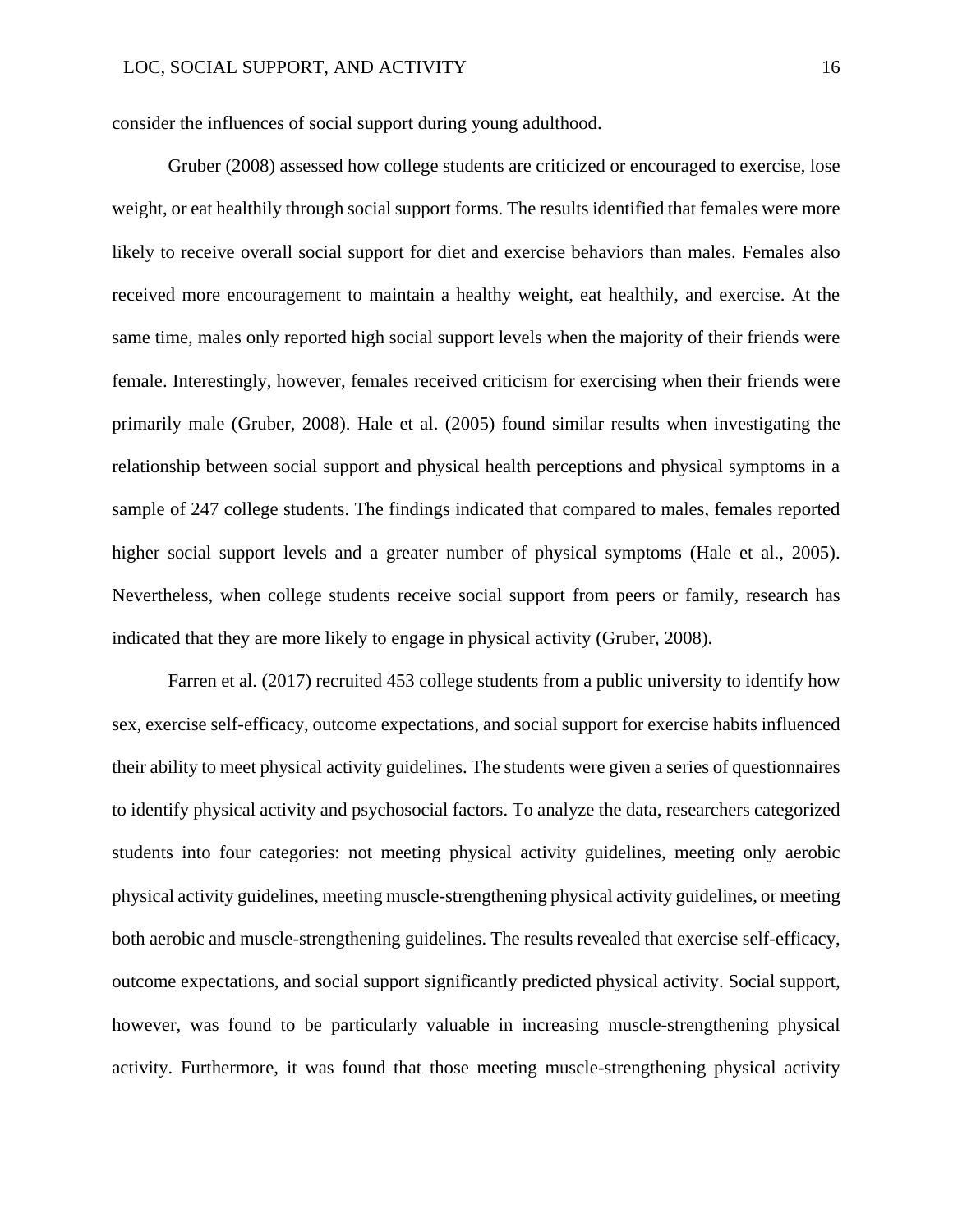consider the influences of social support during young adulthood.

Gruber (2008) assessed how college students are criticized or encouraged to exercise, lose weight, or eat healthily through social support forms. The results identified that females were more likely to receive overall social support for diet and exercise behaviors than males. Females also received more encouragement to maintain a healthy weight, eat healthily, and exercise. At the same time, males only reported high social support levels when the majority of their friends were female. Interestingly, however, females received criticism for exercising when their friends were primarily male (Gruber, 2008). Hale et al. (2005) found similar results when investigating the relationship between social support and physical health perceptions and physical symptoms in a sample of 247 college students. The findings indicated that compared to males, females reported higher social support levels and a greater number of physical symptoms (Hale et al., 2005). Nevertheless, when college students receive social support from peers or family, research has indicated that they are more likely to engage in physical activity (Gruber, 2008).

Farren et al. (2017) recruited 453 college students from a public university to identify how sex, exercise self-efficacy, outcome expectations, and social support for exercise habits influenced their ability to meet physical activity guidelines. The students were given a series of questionnaires to identify physical activity and psychosocial factors. To analyze the data, researchers categorized students into four categories: not meeting physical activity guidelines, meeting only aerobic physical activity guidelines, meeting muscle-strengthening physical activity guidelines, or meeting both aerobic and muscle-strengthening guidelines. The results revealed that exercise self-efficacy, outcome expectations, and social support significantly predicted physical activity. Social support, however, was found to be particularly valuable in increasing muscle-strengthening physical activity. Furthermore, it was found that those meeting muscle-strengthening physical activity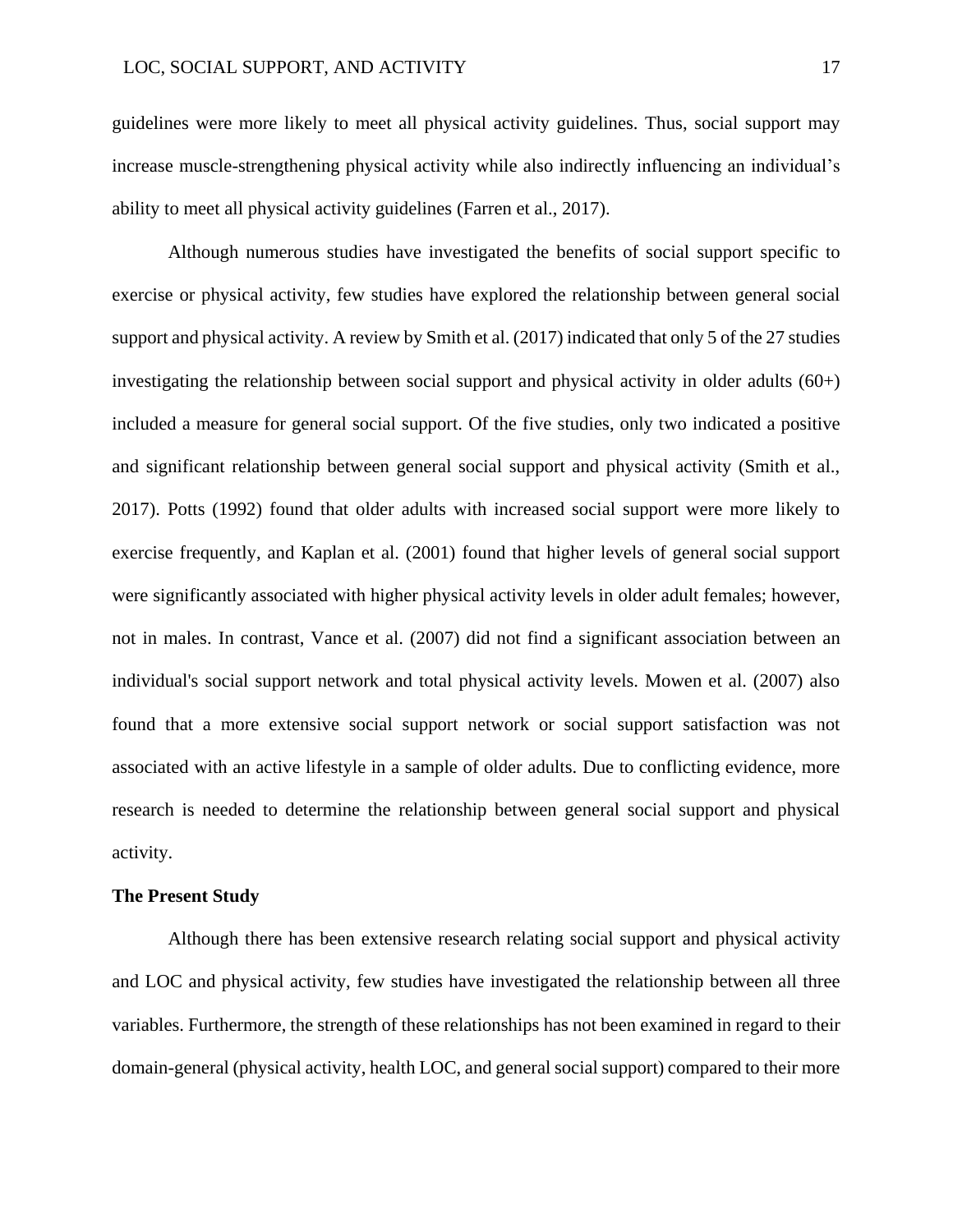guidelines were more likely to meet all physical activity guidelines. Thus, social support may increase muscle-strengthening physical activity while also indirectly influencing an individual's ability to meet all physical activity guidelines (Farren et al., 2017).

Although numerous studies have investigated the benefits of social support specific to exercise or physical activity, few studies have explored the relationship between general social support and physical activity. A review by Smith et al. (2017) indicated that only 5 of the 27 studies investigating the relationship between social support and physical activity in older adults (60+) included a measure for general social support. Of the five studies, only two indicated a positive and significant relationship between general social support and physical activity (Smith et al., 2017). Potts (1992) found that older adults with increased social support were more likely to exercise frequently, and Kaplan et al. (2001) found that higher levels of general social support were significantly associated with higher physical activity levels in older adult females; however, not in males. In contrast, Vance et al. (2007) did not find a significant association between an individual's social support network and total physical activity levels. Mowen et al. (2007) also found that a more extensive social support network or social support satisfaction was not associated with an active lifestyle in a sample of older adults. Due to conflicting evidence, more research is needed to determine the relationship between general social support and physical activity.

**The Present Study**

Although there has been extensive research relating social support and physical activity and LOC and physical activity, few studies have investigated the relationship between all three variables. Furthermore, the strength of these relationships has not been examined in regard to their domain-general (physical activity, health LOC, and general social support) compared to their more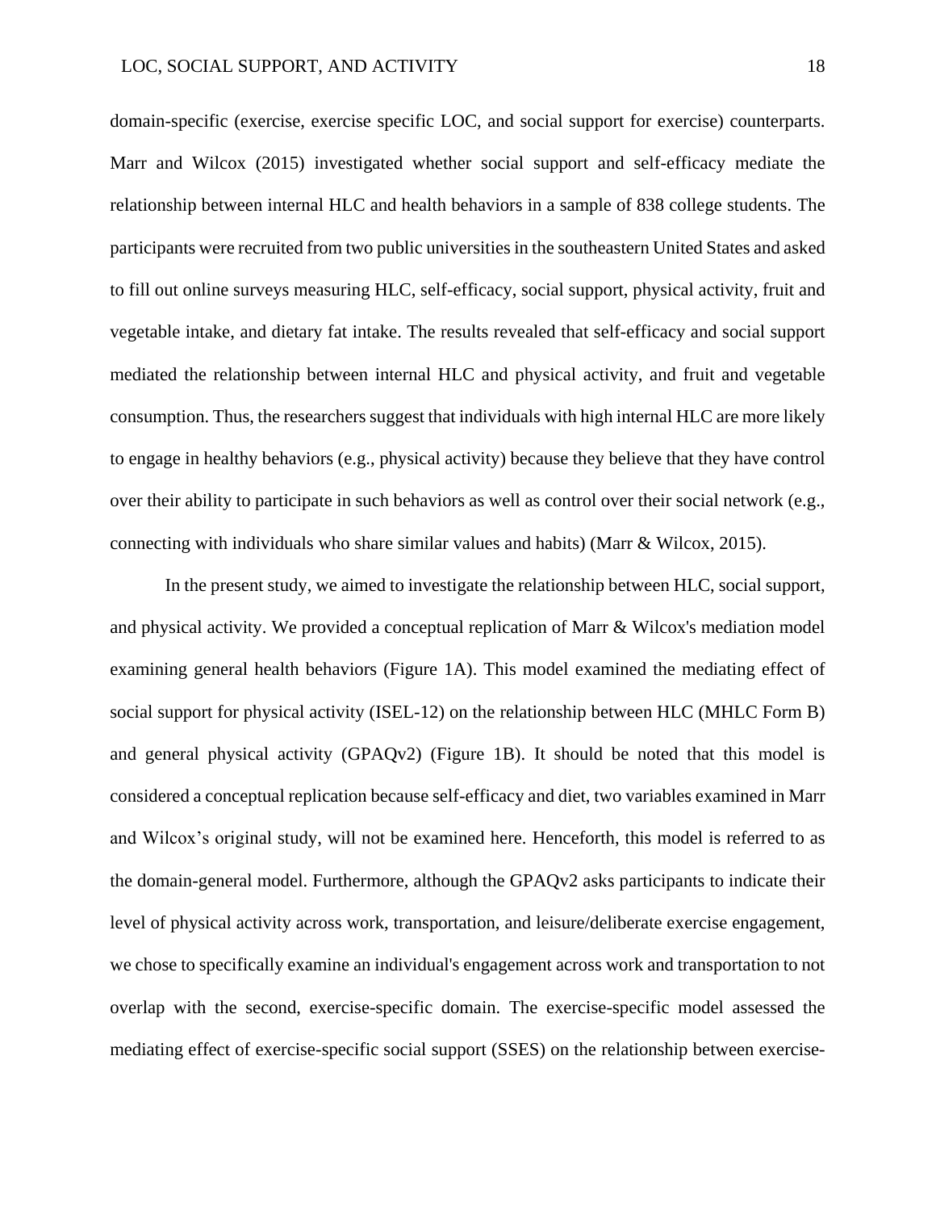domain-specific (exercise, exercise specific LOC, and social support for exercise) counterparts. Marr and Wilcox (2015) investigated whether social support and self-efficacy mediate the relationship between internal HLC and health behaviors in a sample of 838 college students. The participants were recruited from two public universities in the southeastern United States and asked to fill out online surveys measuring HLC, self-efficacy, social support, physical activity, fruit and vegetable intake, and dietary fat intake. The results revealed that self-efficacy and social support mediated the relationship between internal HLC and physical activity, and fruit and vegetable consumption. Thus, the researchers suggest that individuals with high internal HLC are more likely to engage in healthy behaviors (e.g., physical activity) because they believe that they have control over their ability to participate in such behaviors as well as control over their social network (e.g., connecting with individuals who share similar values and habits) (Marr & Wilcox, 2015).

In the present study, we aimed to investigate the relationship between HLC, social support, and physical activity. We provided a conceptual replication of Marr & Wilcox's mediation model examining general health behaviors (Figure 1A). This model examined the mediating effect of social support for physical activity (ISEL-12) on the relationship between HLC (MHLC Form B) and general physical activity (GPAQv2) (Figure 1B). It should be noted that this model is considered a conceptual replication because self-efficacy and diet, two variables examined in Marr and Wilcox's original study, will not be examined here. Henceforth, this model is referred to as the domain-general model. Furthermore, although the GPAQv2 asks participants to indicate their level of physical activity across work, transportation, and leisure/deliberate exercise engagement, we chose to specifically examine an individual's engagement across work and transportation to not overlap with the second, exercise-specific domain. The exercise-specific model assessed the mediating effect of exercise-specific social support (SSES) on the relationship between exercise-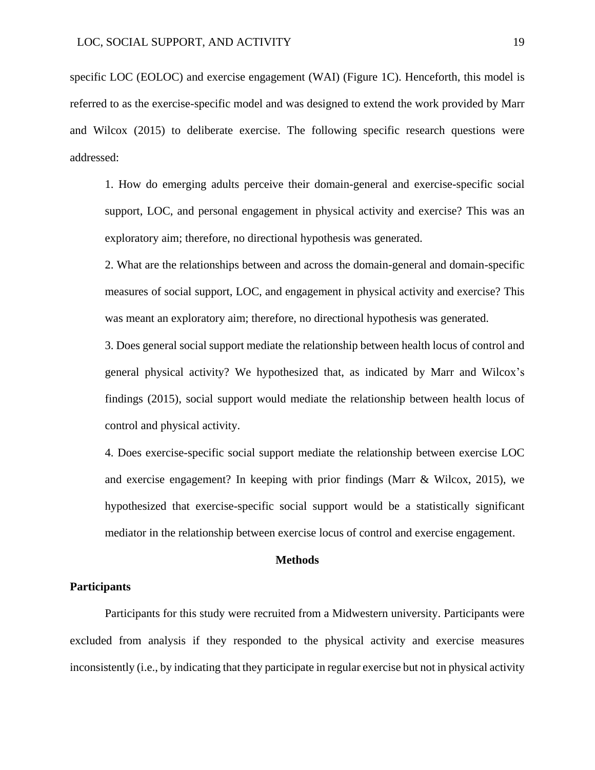specific LOC (EOLOC) and exercise engagement (WAI) (Figure 1C). Henceforth, this model is referred to as the exercise-specific model and was designed to extend the work provided by Marr and Wilcox (2015) to deliberate exercise. The following specific research questions were addressed:

1. How do emerging adults perceive their domain-general and exercise-specific social support, LOC, and personal engagement in physical activity and exercise? This was an exploratory aim; therefore, no directional hypothesis was generated.

2. What are the relationships between and across the domain-general and domain-specific measures of social support, LOC, and engagement in physical activity and exercise? This was meant an exploratory aim; therefore, no directional hypothesis was generated.

3. Does general social support mediate the relationship between health locus of control and general physical activity? We hypothesized that, as indicated by Marr and Wilcox's findings (2015), social support would mediate the relationship between health locus of control and physical activity.

4. Does exercise-specific social support mediate the relationship between exercise LOC and exercise engagement? In keeping with prior findings (Marr & Wilcox, 2015), we hypothesized that exercise-specific social support would be a statistically significant mediator in the relationship between exercise locus of control and exercise engagement.

## Methods

### Participants

Participants for this study were recruited from a Midwestern university. Participants were excluded from analysis if they responded to the physical activity and exercise measures inconsistently (i.e., by indicating that they participate in regular exercise but not in physical activity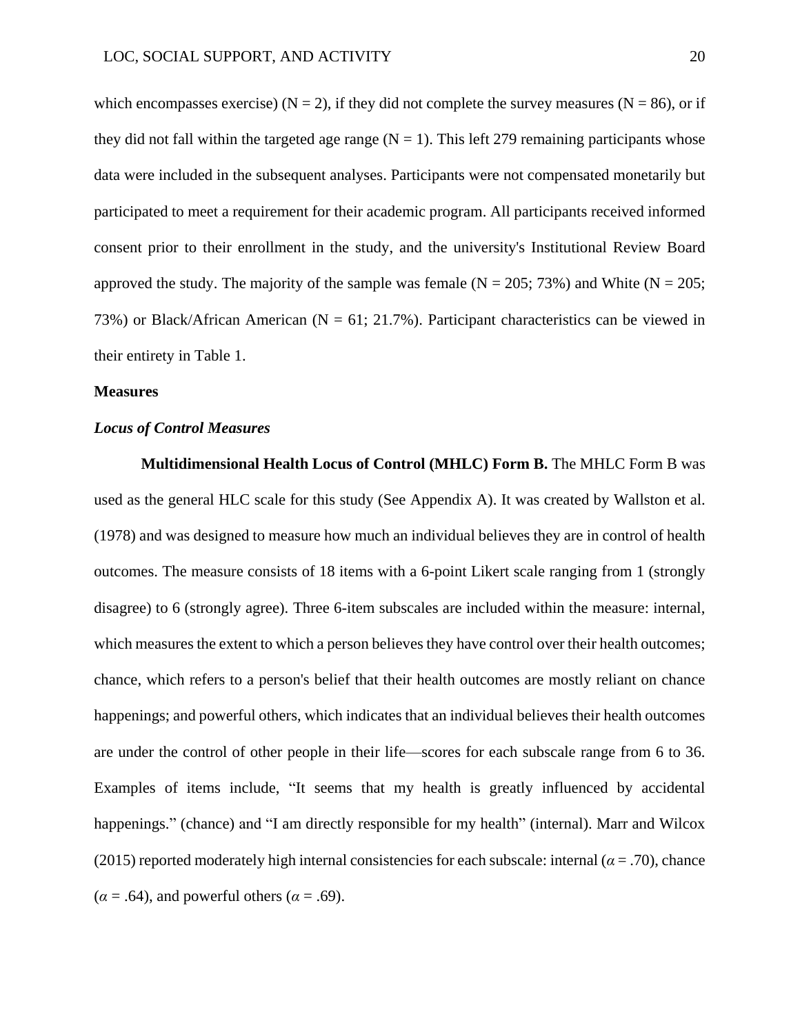which encompasses exercise) (N = 2), if they did not complete the survey measures (N = 86), or if they did not fall within the targeted age range (N = 1). This left 279 remaining participants whose data were included in the subsequent analyses. Participants were not compensated monetarily but participated to meet a requirement for their academic program. All participants received informed consent prior to their enrollment in the study, and the university's Institutional Review Board approved the study. The majority of the sample was female (N = 205; 73%) and White (N = 205; 73%) or Black/African American (N = 61; 21.7%). Participant characteristics can be viewed in their entirety in Table 1.

## Measures

### *Locus of Control Measures*

**Multidimensional Health Locus of Control (MHLC) Form B.** The MHLC Form B was used as the general HLC scale for this study (See Appendix A). It was created by Wallston et al. (1978) and was designed to measure how much an individual believes they are in control of health outcomes. The measure consists of 18 items with a 6-point Likert scale ranging from 1 (strongly disagree) to 6 (strongly agree). Three 6-item subscales are included within the measure: internal, which measures the extent to which a person believes they have control over their health outcomes; chance, which refers to a person's belief that their health outcomes are mostly reliant on chance happenings; and powerful others, which indicates that an individual believes their health outcomes are under the control of other people in their life—scores for each subscale range from 6 to 36. Examples of items include, "It seems that my health is greatly influenced by accidental happenings." (chance) and "I am directly responsible for my health" (internal). Marr and Wilcox (2015) reported moderately high internal consistencies for each subscale: internal ($\alpha = .70$), chance ($\alpha = .64$), and powerful others ($\alpha = .69$).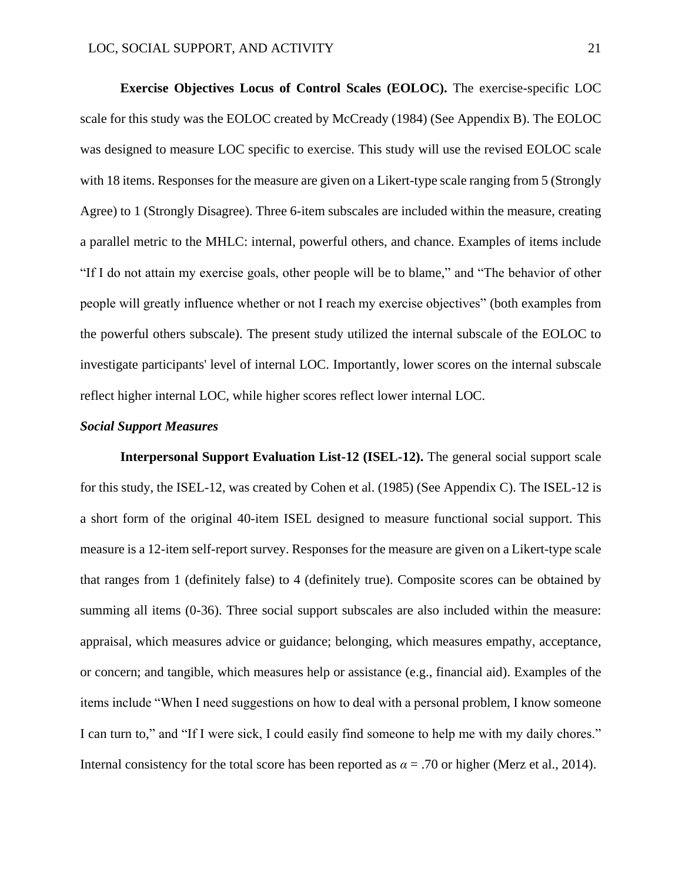**Exercise Objectives Locus of Control Scales (EOLOC).** The exercise-specific LOC scale for this study was the EOLOC created by McCready (1984) (See Appendix B). The EOLOC was designed to measure LOC specific to exercise. This study will use the revised EOLOC scale with 18 items. Responses for the measure are given on a Likert-type scale ranging from 5 (Strongly Agree) to 1 (Strongly Disagree). Three 6-item subscales are included within the measure, creating a parallel metric to the MHLC: internal, powerful others, and chance. Examples of items include "If I do not attain my exercise goals, other people will be to blame," and "The behavior of other people will greatly influence whether or not I reach my exercise objectives" (both examples from the powerful others subscale). The present study utilized the internal subscale of the EOLOC to investigate participants' level of internal LOC. Importantly, lower scores on the internal subscale reflect higher internal LOC, while higher scores reflect lower internal LOC.

### *Social Support Measures*

**Interpersonal Support Evaluation List-12 (ISEL-12).** The general social support scale for this study, the ISEL-12, was created by Cohen et al. (1985) (See Appendix C). The ISEL-12 is a short form of the original 40-item ISEL designed to measure functional social support. This measure is a 12-item self-report survey. Responses for the measure are given on a Likert-type scale that ranges from 1 (definitely false) to 4 (definitely true). Composite scores can be obtained by summing all items (0-36). Three social support subscales are also included within the measure: appraisal, which measures advice or guidance; belonging, which measures empathy, acceptance, or concern; and tangible, which measures help or assistance (e.g., financial aid). Examples of the items include "When I need suggestions on how to deal with a personal problem, I know someone I can turn to," and "If I were sick, I could easily find someone to help me with my daily chores." Internal consistency for the total score has been reported as $\alpha = .70$ or higher (Merz et al., 2014).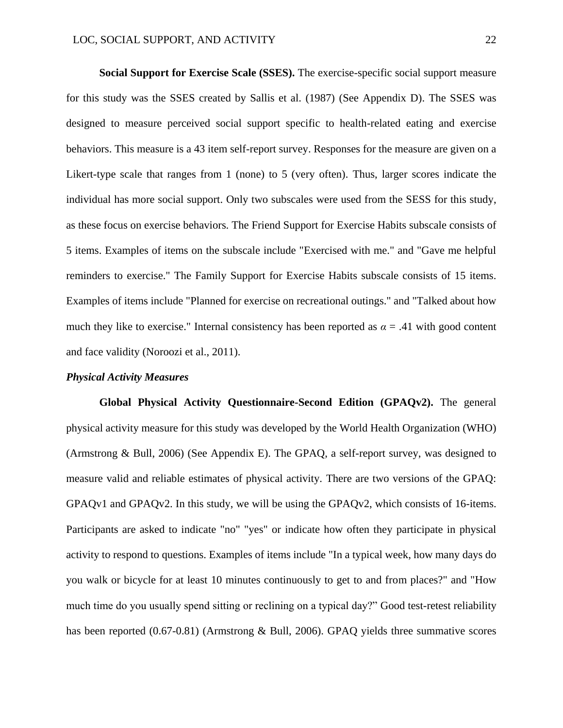**Social Support for Exercise Scale (SSES).** The exercise-specific social support measure for this study was the SSES created by Sallis et al. (1987) (See Appendix D). The SSES was designed to measure perceived social support specific to health-related eating and exercise behaviors. This measure is a 43 item self-report survey. Responses for the measure are given on a Likert-type scale that ranges from 1 (none) to 5 (very often). Thus, larger scores indicate the individual has more social support. Only two subscales were used from the SESS for this study, as these focus on exercise behaviors. The Friend Support for Exercise Habits subscale consists of 5 items. Examples of items on the subscale include "Exercised with me." and "Gave me helpful reminders to exercise." The Family Support for Exercise Habits subscale consists of 15 items. Examples of items include "Planned for exercise on recreational outings." and "Talked about how much they like to exercise." Internal consistency has been reported as $\alpha = .41$ with good content and face validity (Noroozi et al., 2011).

### *Physical Activity Measures*

**Global Physical Activity Questionnaire-Second Edition (GPAQv2).** The general physical activity measure for this study was developed by the World Health Organization (WHO) (Armstrong & Bull, 2006) (See Appendix E). The GPAQ, a self-report survey, was designed to measure valid and reliable estimates of physical activity. There are two versions of the GPAQ: GPAQv1 and GPAQv2. In this study, we will be using the GPAQv2, which consists of 16-items. Participants are asked to indicate "no" "yes" or indicate how often they participate in physical activity to respond to questions. Examples of items include "In a typical week, how many days do you walk or bicycle for at least 10 minutes continuously to get to and from places?" and "How much time do you usually spend sitting or reclining on a typical day?" Good test-retest reliability has been reported (0.67-0.81) (Armstrong & Bull, 2006). GPAQ yields three summative scores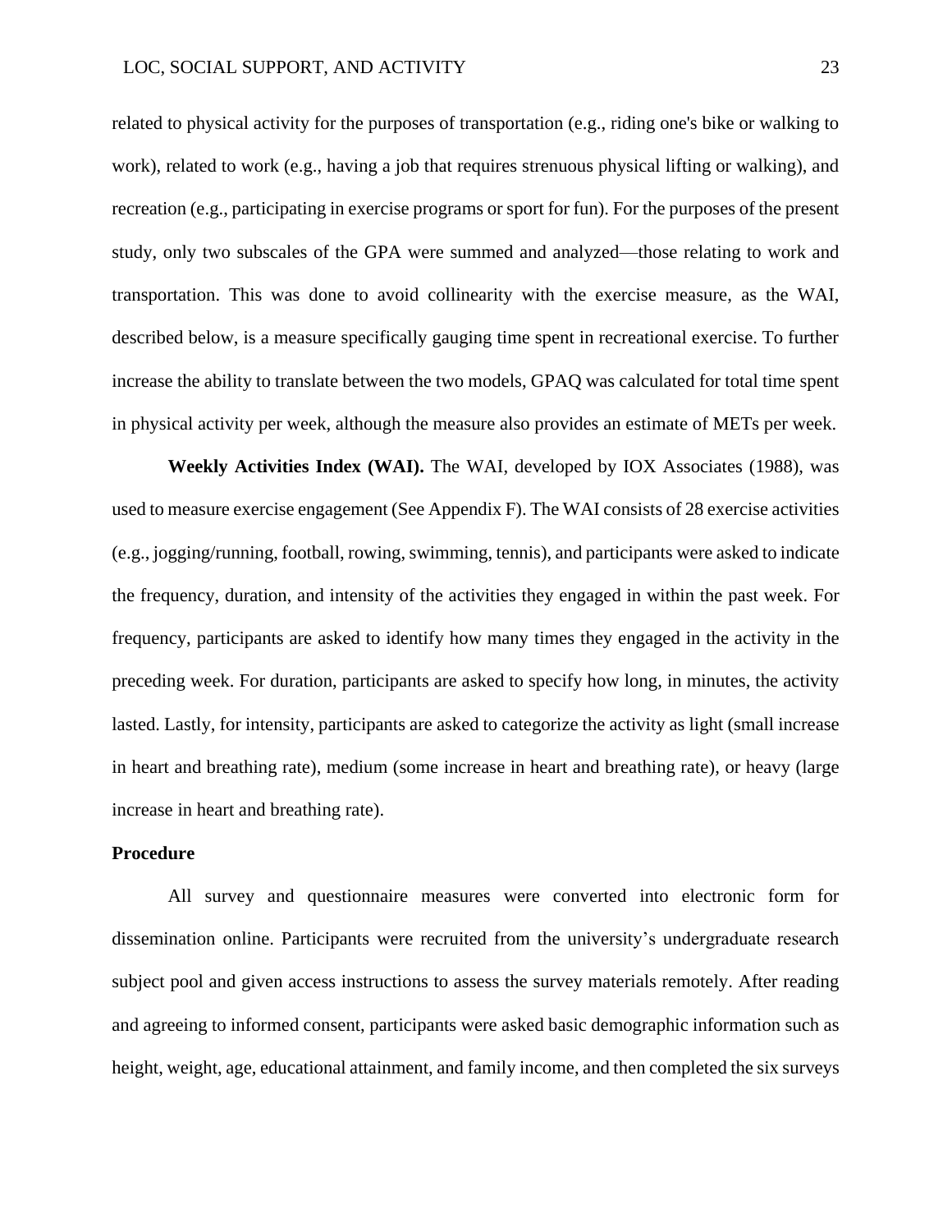related to physical activity for the purposes of transportation (e.g., riding one's bike or walking to work), related to work (e.g., having a job that requires strenuous physical lifting or walking), and recreation (e.g., participating in exercise programs or sport for fun). For the purposes of the present study, only two subscales of the GPA were summed and analyzed—those relating to work and transportation. This was done to avoid collinearity with the exercise measure, as the WAI, described below, is a measure specifically gauging time spent in recreational exercise. To further increase the ability to translate between the two models, GPAQ was calculated for total time spent in physical activity per week, although the measure also provides an estimate of METs per week.

**Weekly Activities Index (WAI).** The WAI, developed by IOX Associates (1988), was used to measure exercise engagement (See Appendix F). The WAI consists of 28 exercise activities (e.g., jogging/running, football, rowing, swimming, tennis), and participants were asked to indicate the frequency, duration, and intensity of the activities they engaged in within the past week. For frequency, participants are asked to identify how many times they engaged in the activity in the preceding week. For duration, participants are asked to specify how long, in minutes, the activity lasted. Lastly, for intensity, participants are asked to categorize the activity as light (small increase in heart and breathing rate), medium (some increase in heart and breathing rate), or heavy (large increase in heart and breathing rate).

## Procedure

All survey and questionnaire measures were converted into electronic form for dissemination online. Participants were recruited from the university's undergraduate research subject pool and given access instructions to assess the survey materials remotely. After reading and agreeing to informed consent, participants were asked basic demographic information such as height, weight, age, educational attainment, and family income, and then completed the six surveys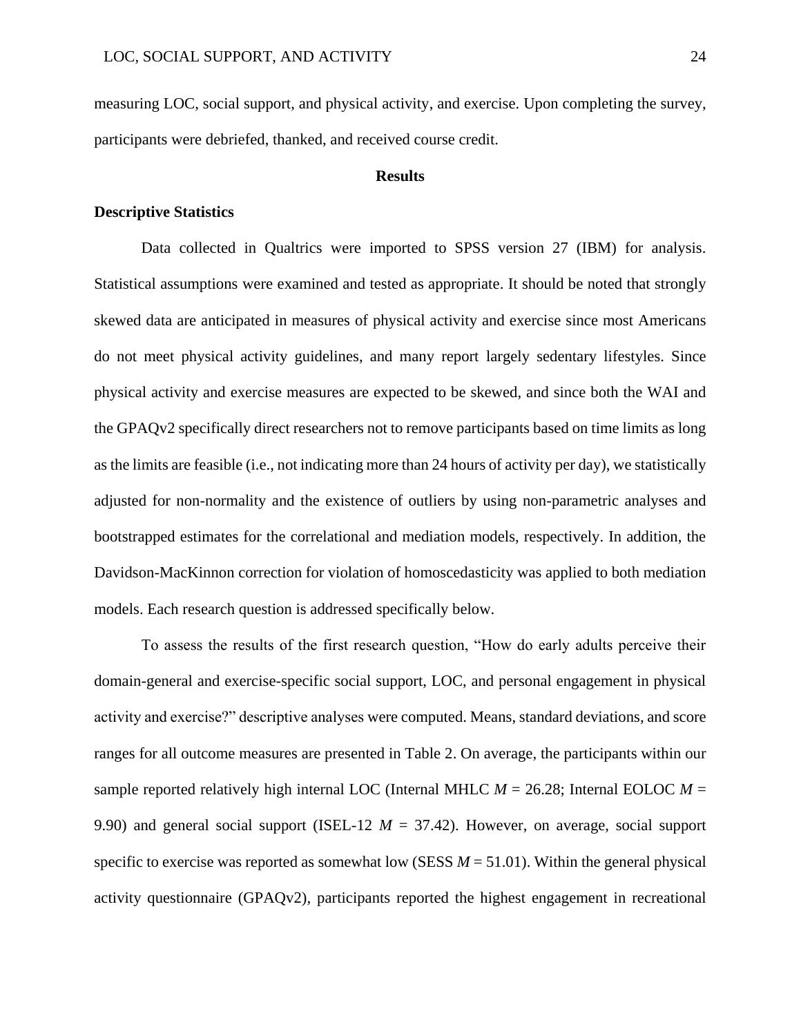measuring LOC, social support, and physical activity, and exercise. Upon completing the survey, participants were debriefed, thanked, and received course credit.

## Results

### Descriptive Statistics

Data collected in Qualtrics were imported to SPSS version 27 (IBM) for analysis. Statistical assumptions were examined and tested as appropriate. It should be noted that strongly skewed data are anticipated in measures of physical activity and exercise since most Americans do not meet physical activity guidelines, and many report largely sedentary lifestyles. Since physical activity and exercise measures are expected to be skewed, and since both the WAI and the GPAQv2 specifically direct researchers not to remove participants based on time limits as long as the limits are feasible (i.e., not indicating more than 24 hours of activity per day), we statistically adjusted for non-normality and the existence of outliers by using non-parametric analyses and bootstrapped estimates for the correlational and mediation models, respectively. In addition, the Davidson-MacKinnon correction for violation of homoscedasticity was applied to both mediation models. Each research question is addressed specifically below.

To assess the results of the first research question, "How do early adults perceive their domain-general and exercise-specific social support, LOC, and personal engagement in physical activity and exercise?" descriptive analyses were computed. Means, standard deviations, and score ranges for all outcome measures are presented in Table 2. On average, the participants within our sample reported relatively high internal LOC (Internal MHLC $M$ = 26.28; Internal EOLOC $M$ = 9.90) and general social support (ISEL-12 $M$ = 37.42). However, on average, social support specific to exercise was reported as somewhat low (SESS $M$ = 51.01). Within the general physical activity questionnaire (GPAQv2), participants reported the highest engagement in recreational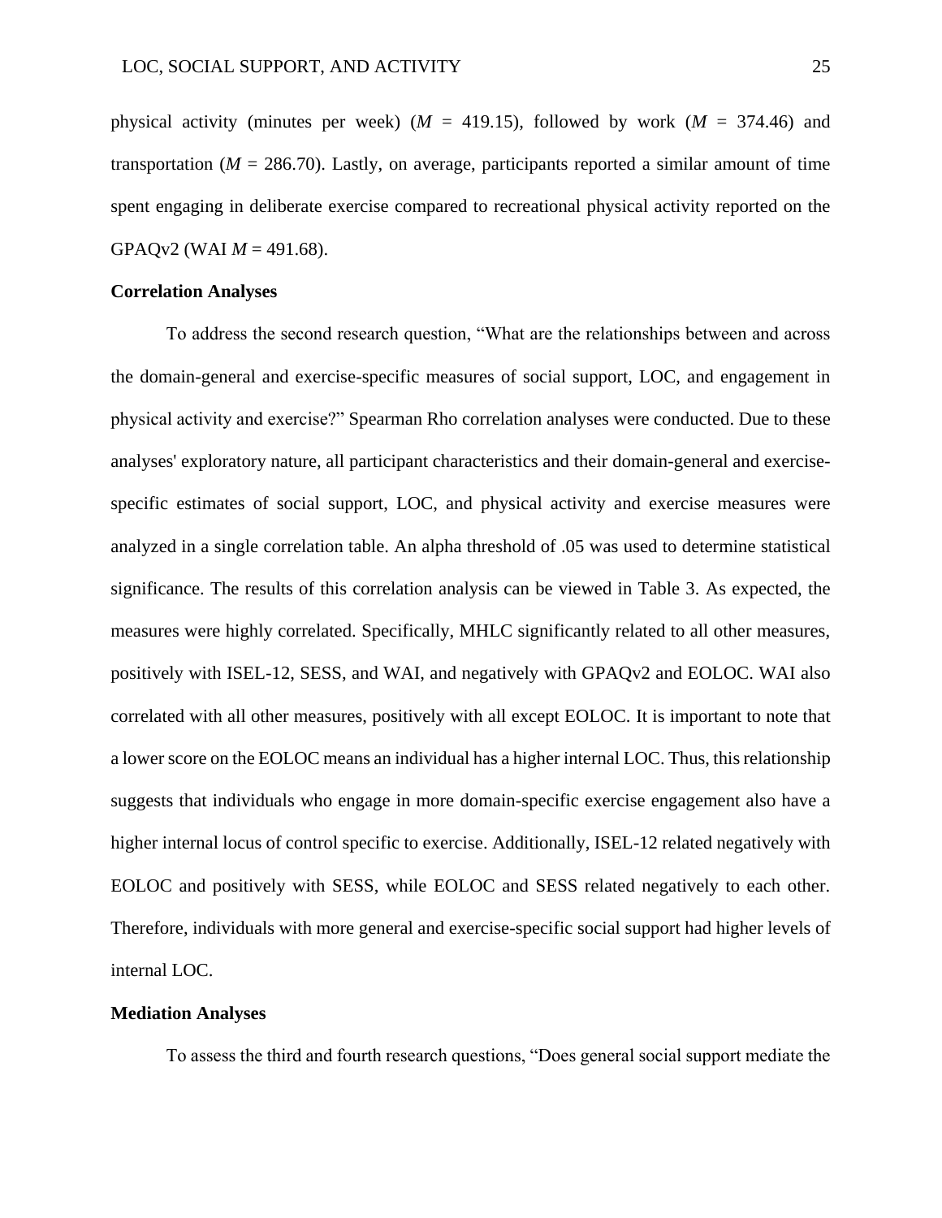physical activity (minutes per week) ($M$ = 419.15), followed by work ($M$ = 374.46) and transportation ($M$ = 286.70). Lastly, on average, participants reported a similar amount of time spent engaging in deliberate exercise compared to recreational physical activity reported on the GPAQv2 (WAI $M$ = 491.68).

**Correlation Analyses**

To address the second research question, "What are the relationships between and across the domain-general and exercise-specific measures of social support, LOC, and engagement in physical activity and exercise?" Spearman Rho correlation analyses were conducted. Due to these analyses' exploratory nature, all participant characteristics and their domain-general and exercise-specific estimates of social support, LOC, and physical activity and exercise measures were analyzed in a single correlation table. An alpha threshold of .05 was used to determine statistical significance. The results of this correlation analysis can be viewed in Table 3. As expected, the measures were highly correlated. Specifically, MHLC significantly related to all other measures, positively with ISEL-12, SESS, and WAI, and negatively with GPAQv2 and EOLOC. WAI also correlated with all other measures, positively with all except EOLOC. It is important to note that a lower score on the EOLOC means an individual has a higher internal LOC. Thus, this relationship suggests that individuals who engage in more domain-specific exercise engagement also have a higher internal locus of control specific to exercise. Additionally, ISEL-12 related negatively with EOLOC and positively with SESS, while EOLOC and SESS related negatively to each other. Therefore, individuals with more general and exercise-specific social support had higher levels of internal LOC.

**Mediation Analyses**

To assess the third and fourth research questions, "Does general social support mediate the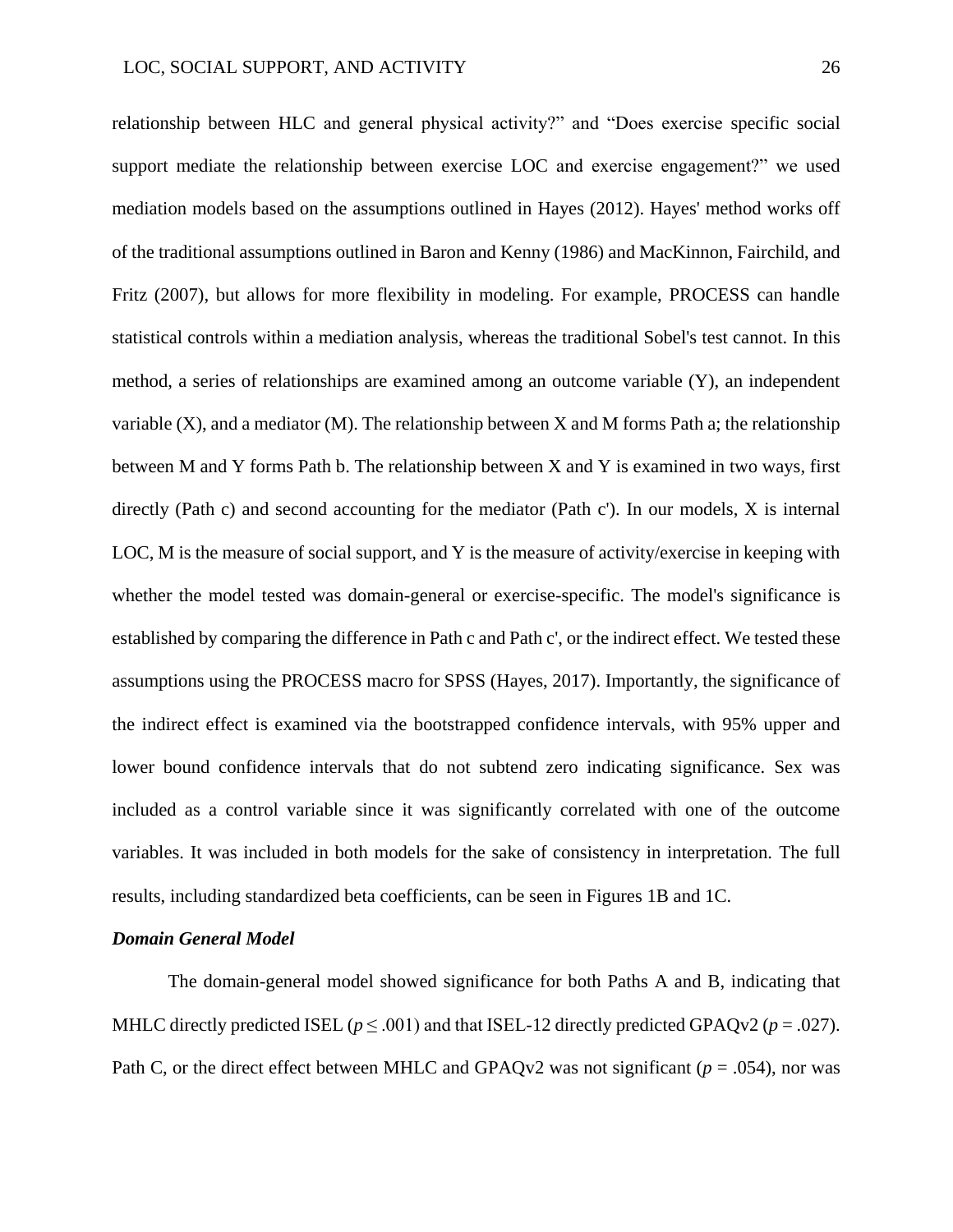relationship between HLC and general physical activity?" and "Does exercise specific social support mediate the relationship between exercise LOC and exercise engagement?" we used mediation models based on the assumptions outlined in Hayes (2012). Hayes' method works off of the traditional assumptions outlined in Baron and Kenny (1986) and MacKinnon, Fairchild, and Fritz (2007), but allows for more flexibility in modeling. For example, PROCESS can handle statistical controls within a mediation analysis, whereas the traditional Sobel's test cannot. In this method, a series of relationships are examined among an outcome variable (Y), an independent variable (X), and a mediator (M). The relationship between X and M forms Path a; the relationship between M and Y forms Path b. The relationship between X and Y is examined in two ways, first directly (Path c) and second accounting for the mediator (Path c'). In our models, X is internal LOC, M is the measure of social support, and Y is the measure of activity/exercise in keeping with whether the model tested was domain-general or exercise-specific. The model's significance is established by comparing the difference in Path c and Path c', or the indirect effect. We tested these assumptions using the PROCESS macro for SPSS (Hayes, 2017). Importantly, the significance of the indirect effect is examined via the bootstrapped confidence intervals, with 95% upper and lower bound confidence intervals that do not subtend zero indicating significance. Sex was included as a control variable since it was significantly correlated with one of the outcome variables. It was included in both models for the sake of consistency in interpretation. The full results, including standardized beta coefficients, can be seen in Figures 1B and 1C.

### *Domain General Model*

The domain-general model showed significance for both Paths A and B, indicating that MHLC directly predicted ISEL ($p \leq .001$) and that ISEL-12 directly predicted GPAQv2 ($p = .027$). Path C, or the direct effect between MHLC and GPAQv2 was not significant ($p = .054$), nor was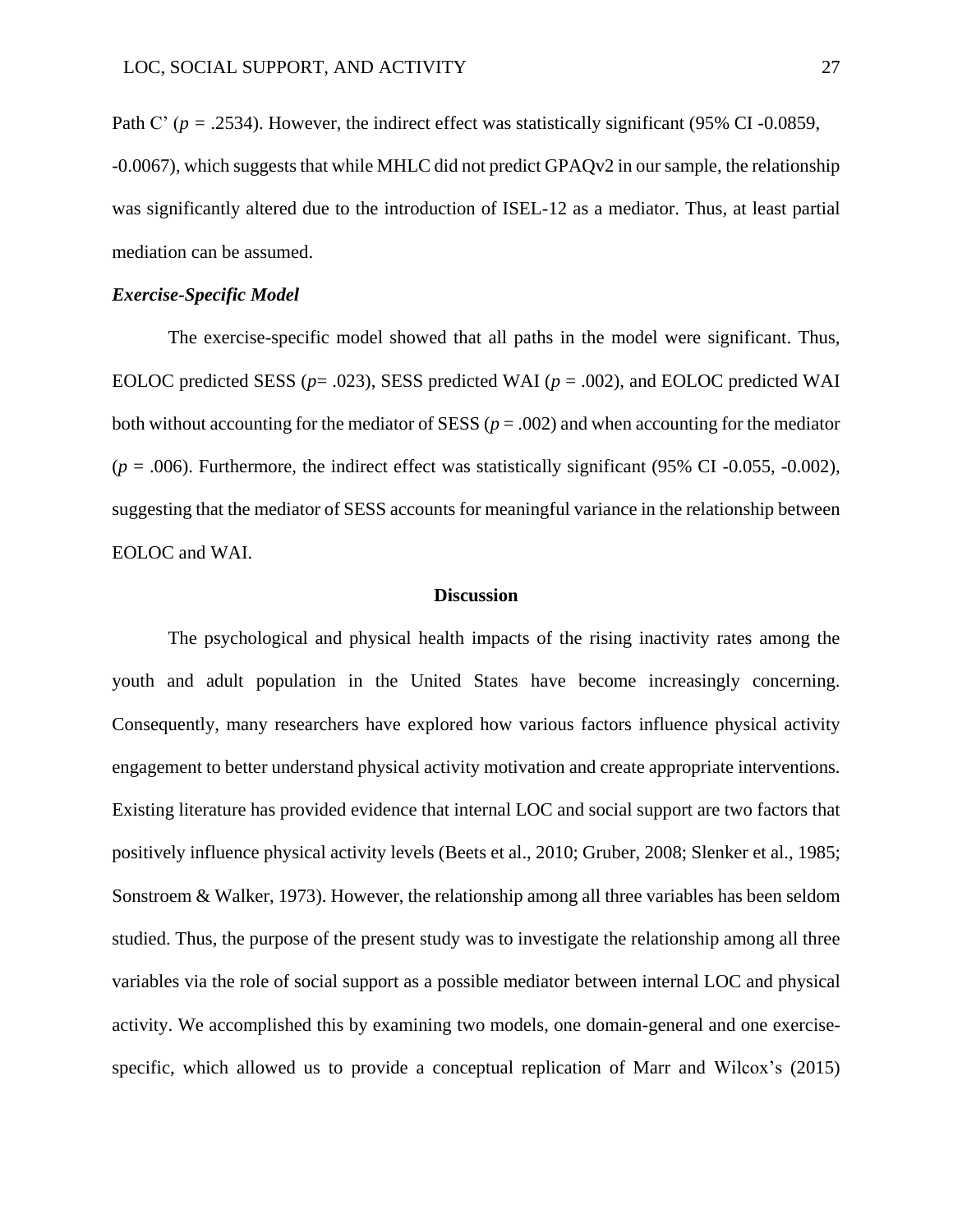Path C' ($p$ = .2534). However, the indirect effect was statistically significant (95% CI -0.0859, -0.0067), which suggests that while MHLC did not predict GPAQv2 in our sample, the relationship was significantly altered due to the introduction of ISEL-12 as a mediator. Thus, at least partial mediation can be assumed.

### *Exercise-Specific Model*

The exercise-specific model showed that all paths in the model were significant. Thus, EOLOC predicted SESS ($p$= .023), SESS predicted WAI ($p$ = .002), and EOLOC predicted WAI both without accounting for the mediator of SESS ($p$ = .002) and when accounting for the mediator ($p$ = .006). Furthermore, the indirect effect was statistically significant (95% CI -0.055, -0.002), suggesting that the mediator of SESS accounts for meaningful variance in the relationship between EOLOC and WAI.

## Discussion

The psychological and physical health impacts of the rising inactivity rates among the youth and adult population in the United States have become increasingly concerning. Consequently, many researchers have explored how various factors influence physical activity engagement to better understand physical activity motivation and create appropriate interventions. Existing literature has provided evidence that internal LOC and social support are two factors that positively influence physical activity levels (Beets et al., 2010; Gruber, 2008; Slenker et al., 1985; Sonstroem & Walker, 1973). However, the relationship among all three variables has been seldom studied. Thus, the purpose of the present study was to investigate the relationship among all three variables via the role of social support as a possible mediator between internal LOC and physical activity. We accomplished this by examining two models, one domain-general and one exercise-specific, which allowed us to provide a conceptual replication of Marr and Wilcox's (2015)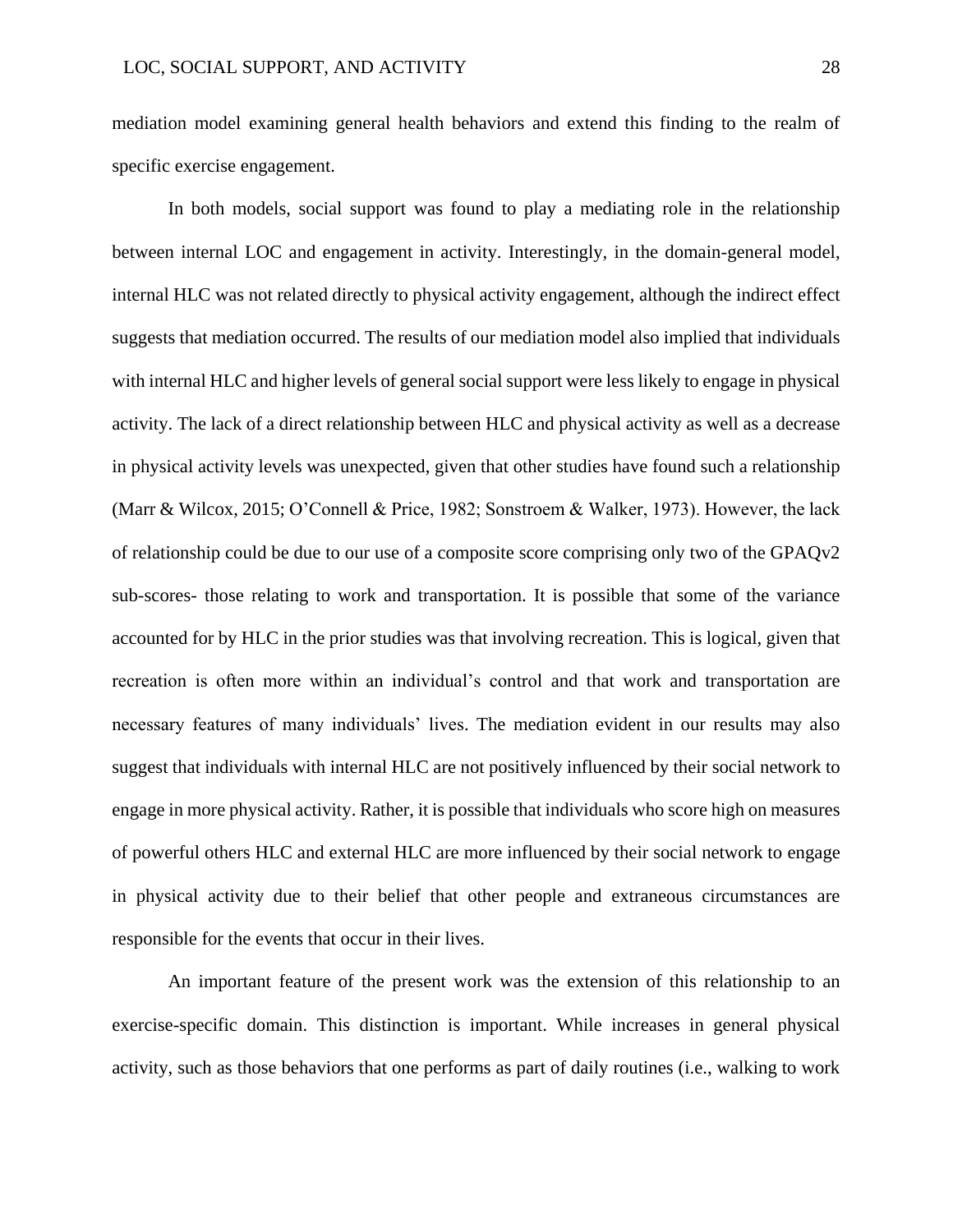mediation model examining general health behaviors and extend this finding to the realm of specific exercise engagement.

In both models, social support was found to play a mediating role in the relationship between internal LOC and engagement in activity. Interestingly, in the domain-general model, internal HLC was not related directly to physical activity engagement, although the indirect effect suggests that mediation occurred. The results of our mediation model also implied that individuals with internal HLC and higher levels of general social support were less likely to engage in physical activity. The lack of a direct relationship between HLC and physical activity as well as a decrease in physical activity levels was unexpected, given that other studies have found such a relationship (Marr & Wilcox, 2015; O'Connell & Price, 1982; Sonstroem & Walker, 1973). However, the lack of relationship could be due to our use of a composite score comprising only two of the GPAQv2 sub-scores- those relating to work and transportation. It is possible that some of the variance accounted for by HLC in the prior studies was that involving recreation. This is logical, given that recreation is often more within an individual's control and that work and transportation are necessary features of many individuals' lives. The mediation evident in our results may also suggest that individuals with internal HLC are not positively influenced by their social network to engage in more physical activity. Rather, it is possible that individuals who score high on measures of powerful others HLC and external HLC are more influenced by their social network to engage in physical activity due to their belief that other people and extraneous circumstances are responsible for the events that occur in their lives.

An important feature of the present work was the extension of this relationship to an exercise-specific domain. This distinction is important. While increases in general physical activity, such as those behaviors that one performs as part of daily routines (i.e., walking to work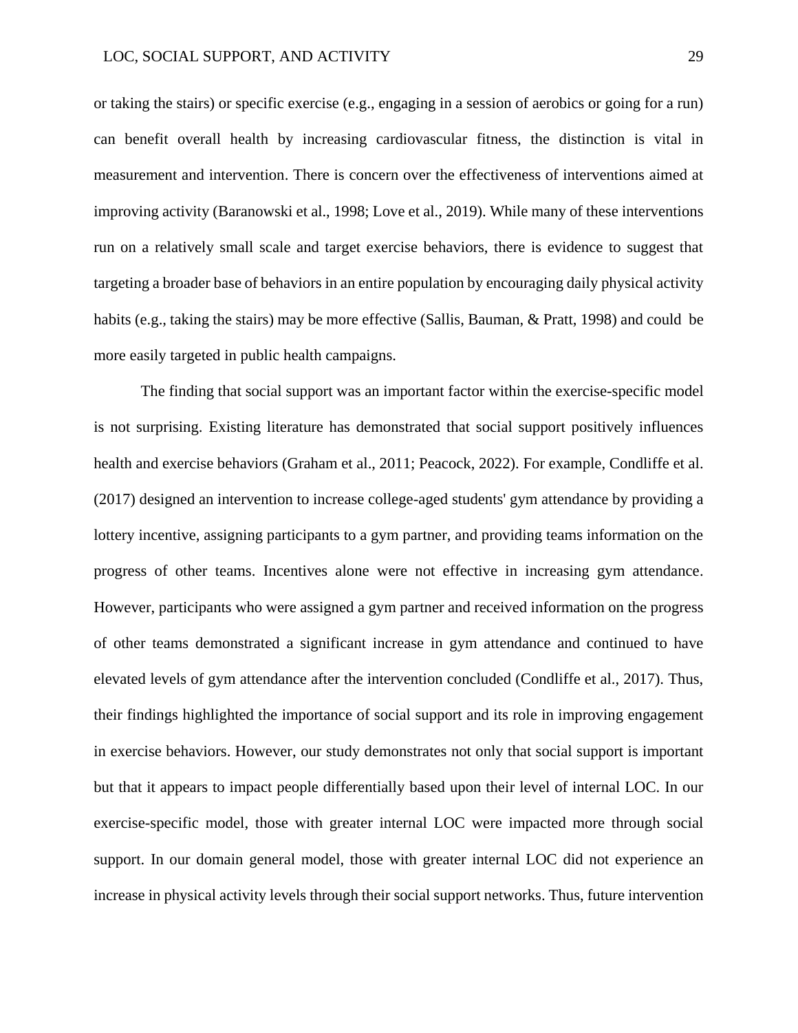or taking the stairs) or specific exercise (e.g., engaging in a session of aerobics or going for a run) can benefit overall health by increasing cardiovascular fitness, the distinction is vital in measurement and intervention. There is concern over the effectiveness of interventions aimed at improving activity (Baranowski et al., 1998; Love et al., 2019). While many of these interventions run on a relatively small scale and target exercise behaviors, there is evidence to suggest that targeting a broader base of behaviors in an entire population by encouraging daily physical activity habits (e.g., taking the stairs) may be more effective (Sallis, Bauman, & Pratt, 1998) and could be more easily targeted in public health campaigns.

The finding that social support was an important factor within the exercise-specific model is not surprising. Existing literature has demonstrated that social support positively influences health and exercise behaviors (Graham et al., 2011; Peacock, 2022). For example, Condliffe et al. (2017) designed an intervention to increase college-aged students' gym attendance by providing a lottery incentive, assigning participants to a gym partner, and providing teams information on the progress of other teams. Incentives alone were not effective in increasing gym attendance. However, participants who were assigned a gym partner and received information on the progress of other teams demonstrated a significant increase in gym attendance and continued to have elevated levels of gym attendance after the intervention concluded (Condliffe et al., 2017). Thus, their findings highlighted the importance of social support and its role in improving engagement in exercise behaviors. However, our study demonstrates not only that social support is important but that it appears to impact people differentially based upon their level of internal LOC. In our exercise-specific model, those with greater internal LOC were impacted more through social support. In our domain general model, those with greater internal LOC did not experience an increase in physical activity levels through their social support networks. Thus, future intervention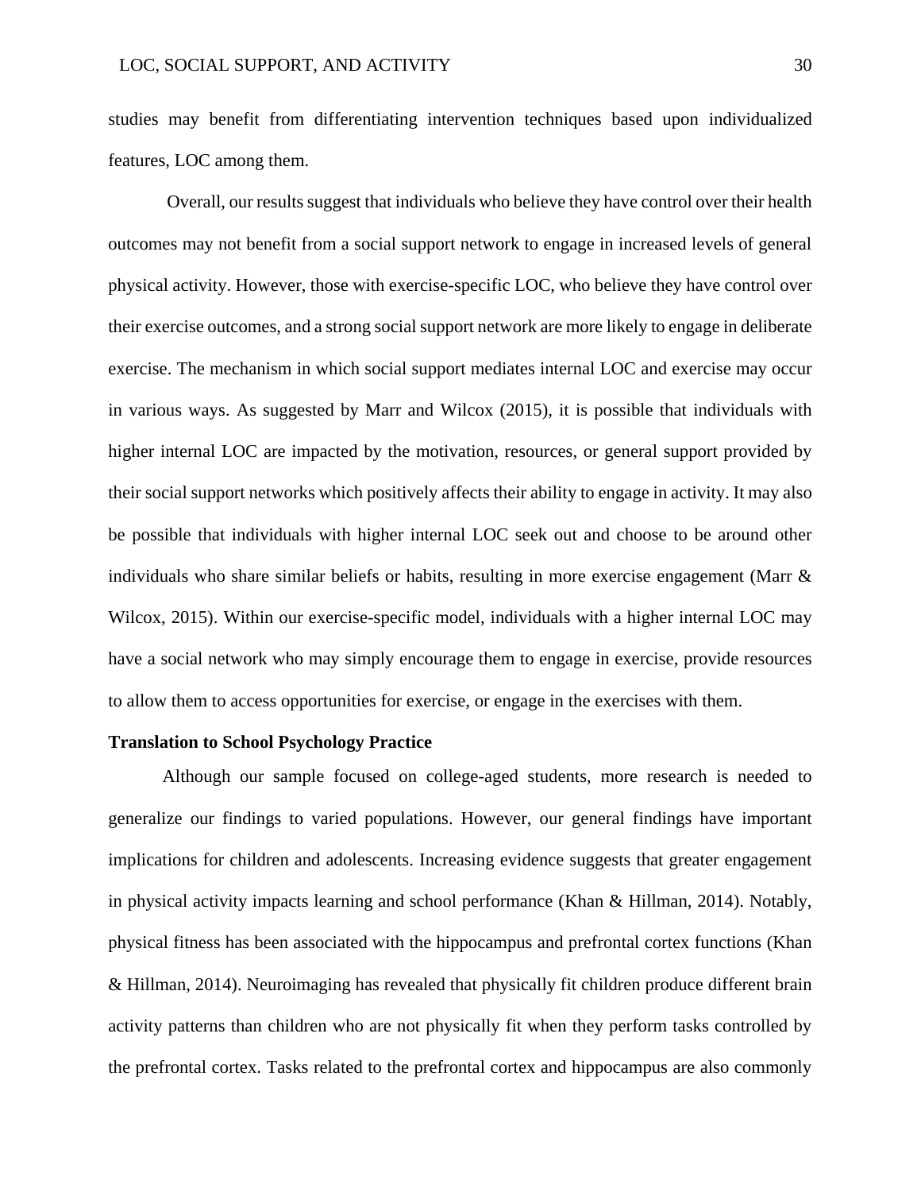studies may benefit from differentiating intervention techniques based upon individualized features, LOC among them.

Overall, our results suggest that individuals who believe they have control over their health outcomes may not benefit from a social support network to engage in increased levels of general physical activity. However, those with exercise-specific LOC, who believe they have control over their exercise outcomes, and a strong social support network are more likely to engage in deliberate exercise. The mechanism in which social support mediates internal LOC and exercise may occur in various ways. As suggested by Marr and Wilcox (2015), it is possible that individuals with higher internal LOC are impacted by the motivation, resources, or general support provided by their social support networks which positively affects their ability to engage in activity. It may also be possible that individuals with higher internal LOC seek out and choose to be around other individuals who share similar beliefs or habits, resulting in more exercise engagement (Marr & Wilcox, 2015). Within our exercise-specific model, individuals with a higher internal LOC may have a social network who may simply encourage them to engage in exercise, provide resources to allow them to access opportunities for exercise, or engage in the exercises with them.

**Translation to School Psychology Practice**

Although our sample focused on college-aged students, more research is needed to generalize our findings to varied populations. However, our general findings have important implications for children and adolescents. Increasing evidence suggests that greater engagement in physical activity impacts learning and school performance (Khan & Hillman, 2014). Notably, physical fitness has been associated with the hippocampus and prefrontal cortex functions (Khan & Hillman, 2014). Neuroimaging has revealed that physically fit children produce different brain activity patterns than children who are not physically fit when they perform tasks controlled by the prefrontal cortex. Tasks related to the prefrontal cortex and hippocampus are also commonly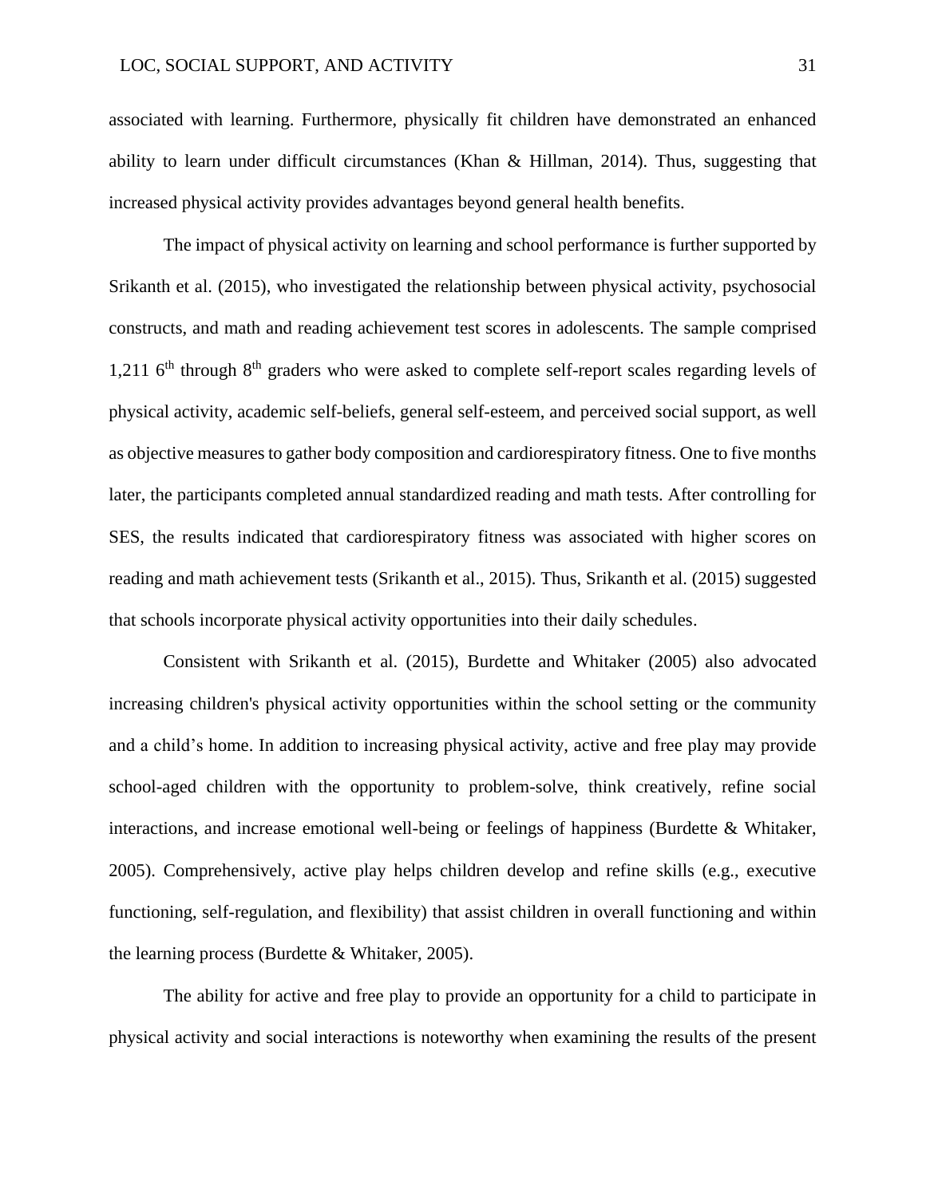associated with learning. Furthermore, physically fit children have demonstrated an enhanced ability to learn under difficult circumstances (Khan & Hillman, 2014). Thus, suggesting that increased physical activity provides advantages beyond general health benefits.

The impact of physical activity on learning and school performance is further supported by Srikanth et al. (2015), who investigated the relationship between physical activity, psychosocial constructs, and math and reading achievement test scores in adolescents. The sample comprised 1,211 6th through 8th graders who were asked to complete self-report scales regarding levels of physical activity, academic self-beliefs, general self-esteem, and perceived social support, as well as objective measures to gather body composition and cardiorespiratory fitness. One to five months later, the participants completed annual standardized reading and math tests. After controlling for SES, the results indicated that cardiorespiratory fitness was associated with higher scores on reading and math achievement tests (Srikanth et al., 2015). Thus, Srikanth et al. (2015) suggested that schools incorporate physical activity opportunities into their daily schedules.

Consistent with Srikanth et al. (2015), Burdette and Whitaker (2005) also advocated increasing children's physical activity opportunities within the school setting or the community and a child's home. In addition to increasing physical activity, active and free play may provide school-aged children with the opportunity to problem-solve, think creatively, refine social interactions, and increase emotional well-being or feelings of happiness (Burdette & Whitaker, 2005). Comprehensively, active play helps children develop and refine skills (e.g., executive functioning, self-regulation, and flexibility) that assist children in overall functioning and within the learning process (Burdette & Whitaker, 2005).

The ability for active and free play to provide an opportunity for a child to participate in physical activity and social interactions is noteworthy when examining the results of the present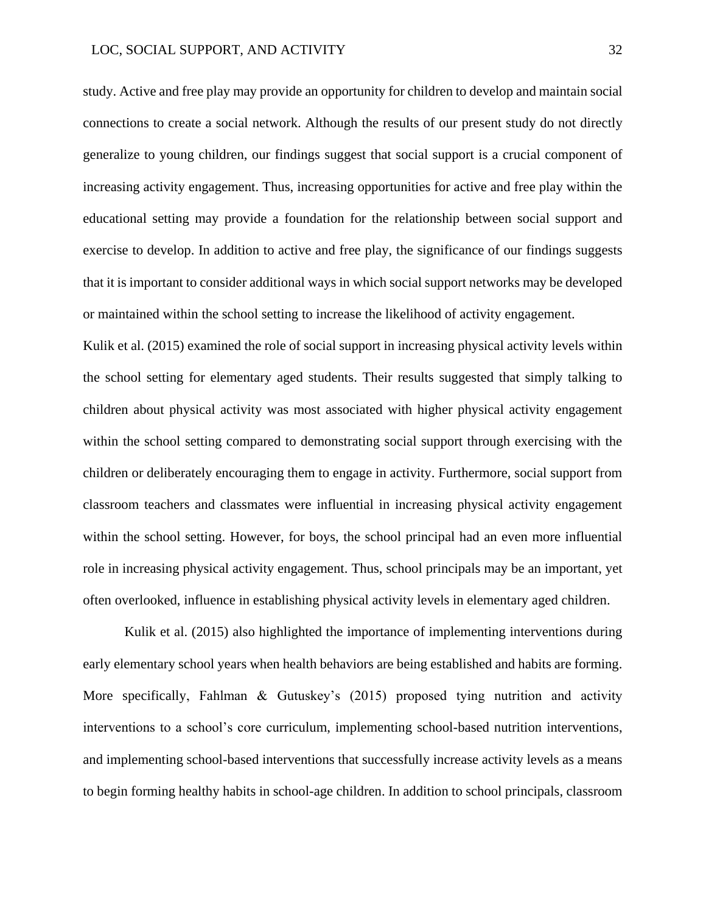study. Active and free play may provide an opportunity for children to develop and maintain social connections to create a social network. Although the results of our present study do not directly generalize to young children, our findings suggest that social support is a crucial component of increasing activity engagement. Thus, increasing opportunities for active and free play within the educational setting may provide a foundation for the relationship between social support and exercise to develop. In addition to active and free play, the significance of our findings suggests that it is important to consider additional ways in which social support networks may be developed or maintained within the school setting to increase the likelihood of activity engagement.

Kulik et al. (2015) examined the role of social support in increasing physical activity levels within the school setting for elementary aged students. Their results suggested that simply talking to children about physical activity was most associated with higher physical activity engagement within the school setting compared to demonstrating social support through exercising with the children or deliberately encouraging them to engage in activity. Furthermore, social support from classroom teachers and classmates were influential in increasing physical activity engagement within the school setting. However, for boys, the school principal had an even more influential role in increasing physical activity engagement. Thus, school principals may be an important, yet often overlooked, influence in establishing physical activity levels in elementary aged children.

Kulik et al. (2015) also highlighted the importance of implementing interventions during early elementary school years when health behaviors are being established and habits are forming. More specifically, Fahlman & Gutuskey's (2015) proposed tying nutrition and activity interventions to a school's core curriculum, implementing school-based nutrition interventions, and implementing school-based interventions that successfully increase activity levels as a means to begin forming healthy habits in school-age children. In addition to school principals, classroom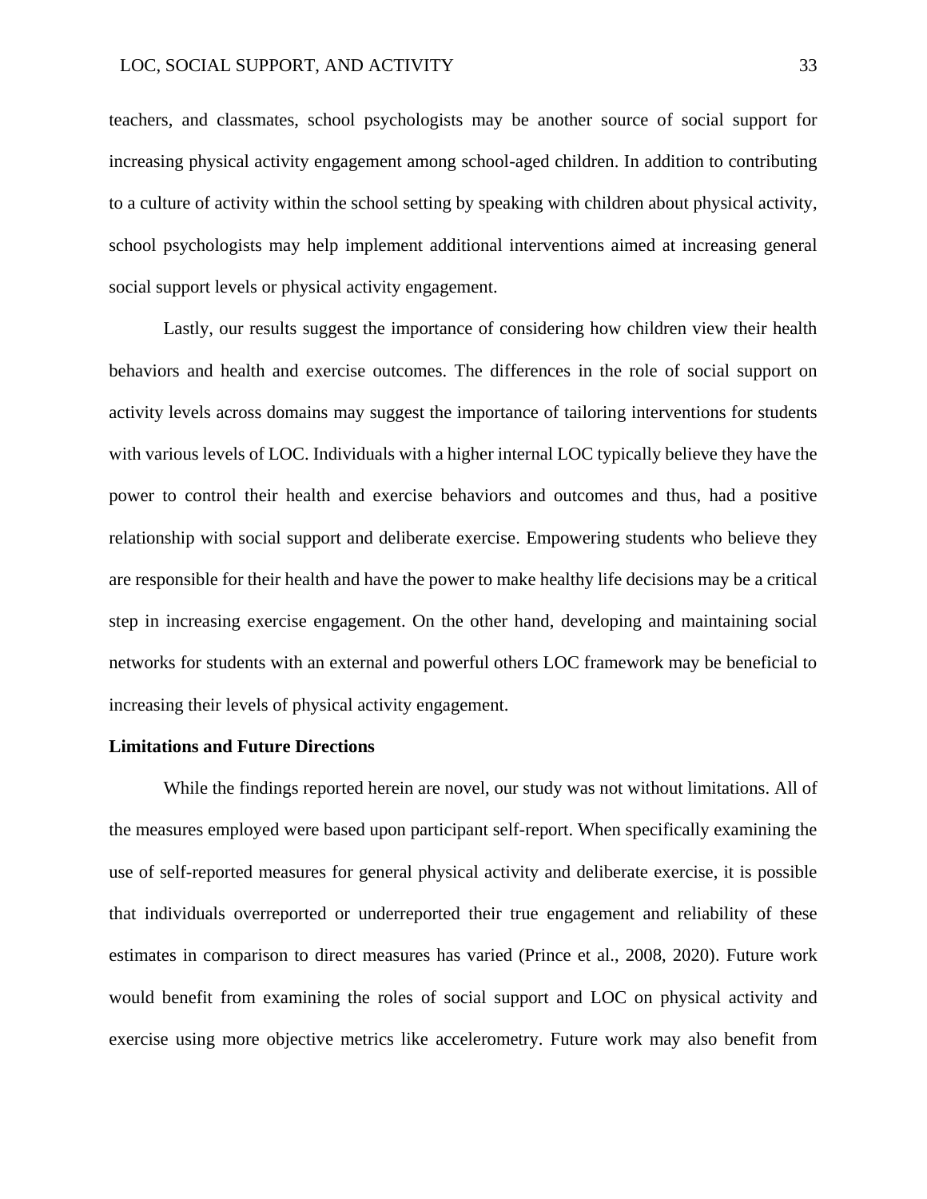teachers, and classmates, school psychologists may be another source of social support for increasing physical activity engagement among school-aged children. In addition to contributing to a culture of activity within the school setting by speaking with children about physical activity, school psychologists may help implement additional interventions aimed at increasing general social support levels or physical activity engagement.

Lastly, our results suggest the importance of considering how children view their health behaviors and health and exercise outcomes. The differences in the role of social support on activity levels across domains may suggest the importance of tailoring interventions for students with various levels of LOC. Individuals with a higher internal LOC typically believe they have the power to control their health and exercise behaviors and outcomes and thus, had a positive relationship with social support and deliberate exercise. Empowering students who believe they are responsible for their health and have the power to make healthy life decisions may be a critical step in increasing exercise engagement. On the other hand, developing and maintaining social networks for students with an external and powerful others LOC framework may be beneficial to increasing their levels of physical activity engagement.

## Limitations and Future Directions

While the findings reported herein are novel, our study was not without limitations. All of the measures employed were based upon participant self-report. When specifically examining the use of self-reported measures for general physical activity and deliberate exercise, it is possible that individuals overreported or underreported their true engagement and reliability of these estimates in comparison to direct measures has varied (Prince et al., 2008, 2020). Future work would benefit from examining the roles of social support and LOC on physical activity and exercise using more objective metrics like accelerometry. Future work may also benefit from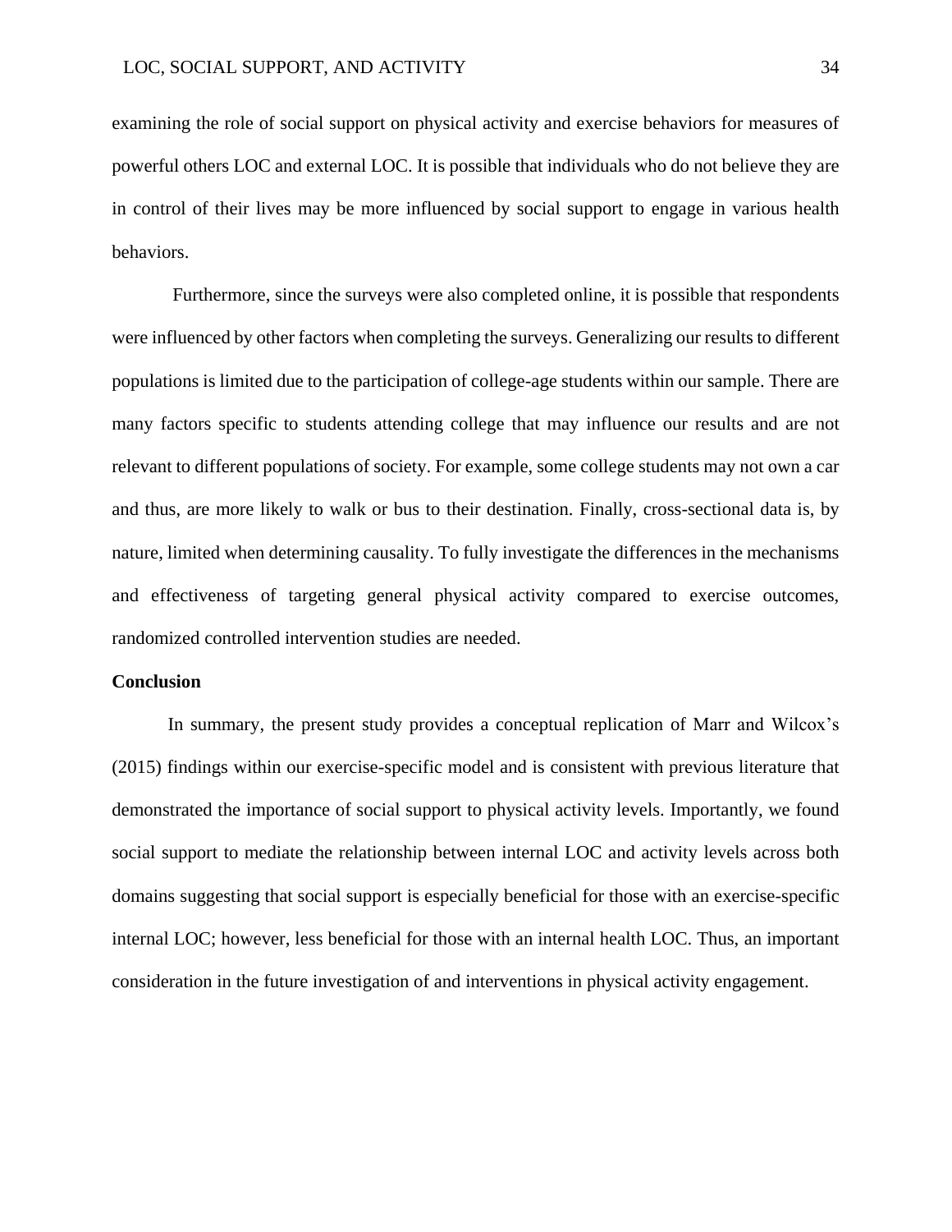examining the role of social support on physical activity and exercise behaviors for measures of powerful others LOC and external LOC. It is possible that individuals who do not believe they are in control of their lives may be more influenced by social support to engage in various health behaviors.

Furthermore, since the surveys were also completed online, it is possible that respondents were influenced by other factors when completing the surveys. Generalizing our results to different populations is limited due to the participation of college-age students within our sample. There are many factors specific to students attending college that may influence our results and are not relevant to different populations of society. For example, some college students may not own a car and thus, are more likely to walk or bus to their destination. Finally, cross-sectional data is, by nature, limited when determining causality. To fully investigate the differences in the mechanisms and effectiveness of targeting general physical activity compared to exercise outcomes, randomized controlled intervention studies are needed.

## Conclusion

In summary, the present study provides a conceptual replication of Marr and Wilcox's (2015) findings within our exercise-specific model and is consistent with previous literature that demonstrated the importance of social support to physical activity levels. Importantly, we found social support to mediate the relationship between internal LOC and activity levels across both domains suggesting that social support is especially beneficial for those with an exercise-specific internal LOC; however, less beneficial for those with an internal health LOC. Thus, an important consideration in the future investigation of and interventions in physical activity engagement.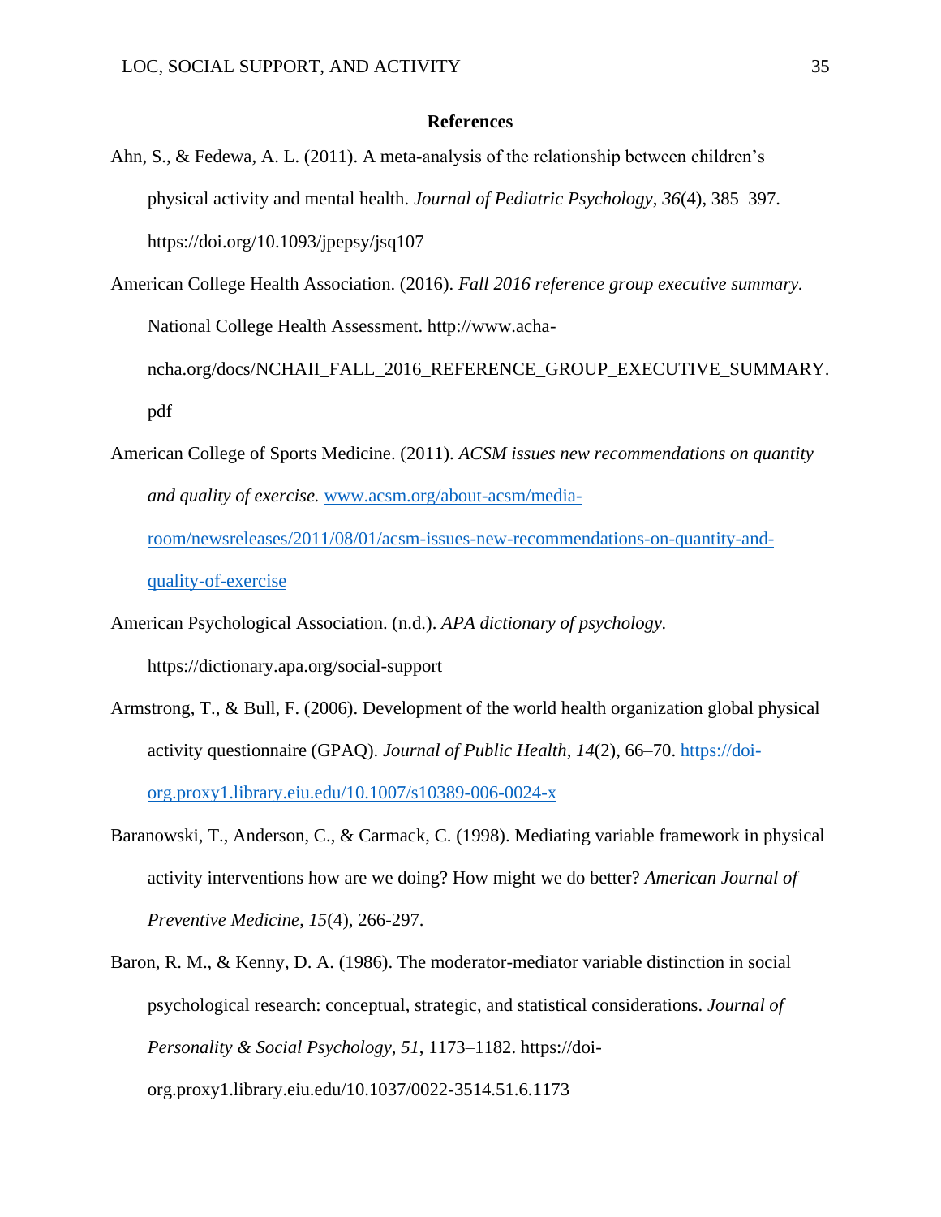## References

Ahn, S., & Fedewa, A. L. (2011). A meta-analysis of the relationship between children's physical activity and mental health. *Journal of Pediatric Psychology*, *36*(4), 385–397. https://doi.org/10.1093/jpepsy/jsq107

American College Health Association. (2016). *Fall 2016 reference group executive summary.* National College Health Assessment. http://www.acha-ncha.org/docs/NCHAII_FALL_2016_REFERENCE_GROUP_EXECUTIVE_SUMMARY.pdf

American College of Sports Medicine. (2011). *ACSM issues new recommendations on quantity and quality of exercise.* www.acsm.org/about-acsm/media-room/newsreleases/2011/08/01/acsm-issues-new-recommendations-on-quantity-and-quality-of-exercise

American Psychological Association. (n.d.). *APA dictionary of psychology.* https://dictionary.apa.org/social-support

Armstrong, T., & Bull, F. (2006). Development of the world health organization global physical activity questionnaire (GPAQ). *Journal of Public Health*, *14*(2), 66–70. https://doi-org.proxy1.library.eiu.edu/10.1007/s10389-006-0024-x

Baranowski, T., Anderson, C., & Carmack, C. (1998). Mediating variable framework in physical activity interventions how are we doing? How might we do better? *American Journal of Preventive Medicine*, *15*(4), 266-297.

Baron, R. M., & Kenny, D. A. (1986). The moderator-mediator variable distinction in social psychological research: conceptual, strategic, and statistical considerations. *Journal of Personality & Social Psychology*, *51*, 1173–1182. https://doi-org.proxy1.library.eiu.edu/10.1037/0022-3514.51.6.1173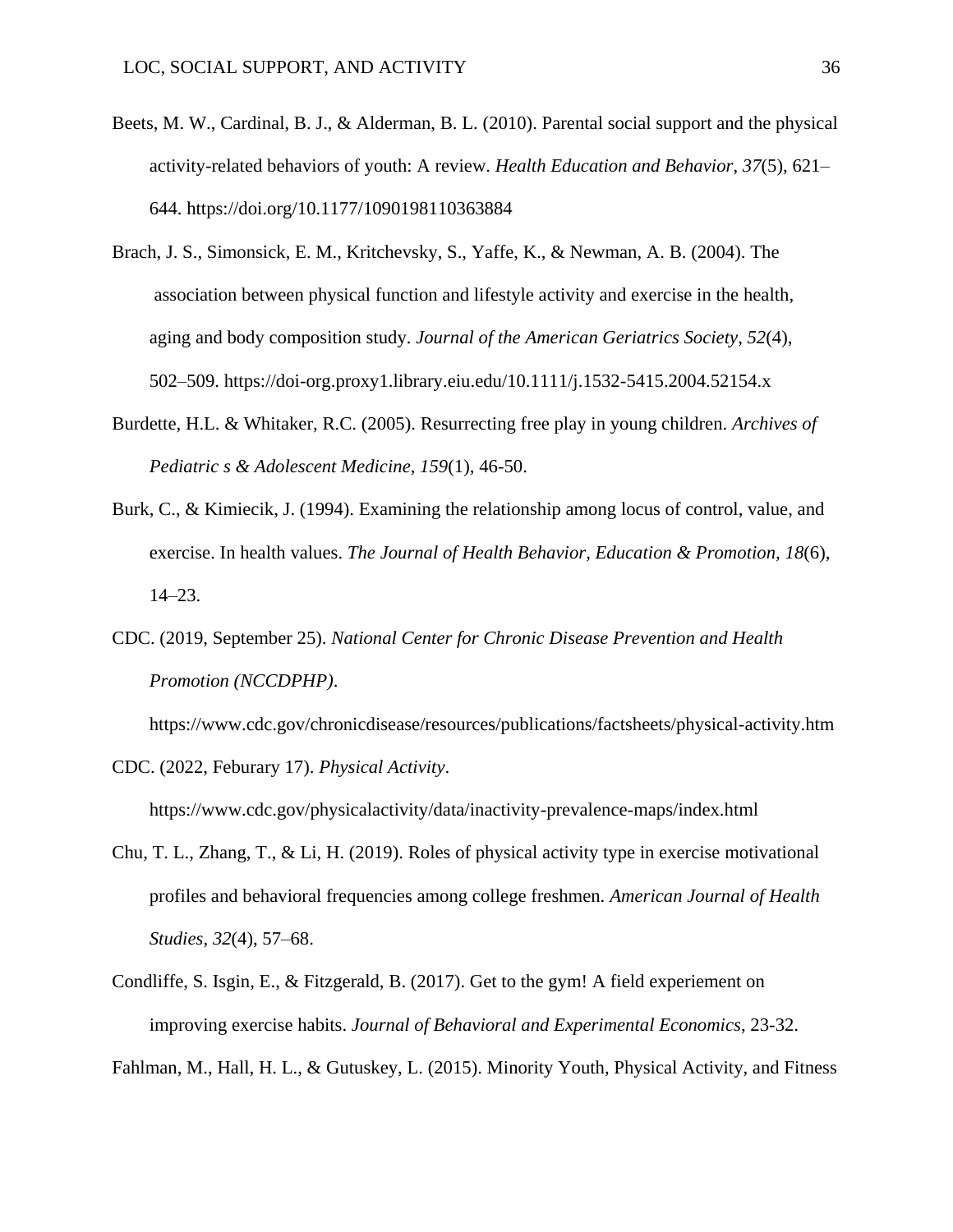Beets, M. W., Cardinal, B. J., & Alderman, B. L. (2010). Parental social support and the physical activity-related behaviors of youth: A review. *Health Education and Behavior, 37*(5), 621–644. https://doi.org/10.1177/1090198110363884

Brach, J. S., Simonsick, E. M., Kritchevsky, S., Yaffe, K., & Newman, A. B. (2004). The association between physical function and lifestyle activity and exercise in the health, aging and body composition study. *Journal of the American Geriatrics Society*, *52*(4), 502–509. https://doi-org.proxy1.library.eiu.edu/10.1111/j.1532-5415.2004.52154.x

Burdette, H.L. & Whitaker, R.C. (2005). Resurrecting free play in young children. *Archives of Pediatric s & Adolescent Medicine, 159*(1), 46-50.

Burk, C., & Kimiecik, J. (1994). Examining the relationship among locus of control, value, and exercise. In health values. *The Journal of Health Behavior, Education & Promotion, 18*(6), 14–23.

CDC. (2019, September 25). *National Center for Chronic Disease Prevention and Health Promotion (NCCDPHP)*. https://www.cdc.gov/chronicdisease/resources/publications/factsheets/physical-activity.htm

CDC. (2022, Feburary 17). *Physical Activity*. https://www.cdc.gov/physicalactivity/data/inactivity-prevalence-maps/index.html

Chu, T. L., Zhang, T., & Li, H. (2019). Roles of physical activity type in exercise motivational profiles and behavioral frequencies among college freshmen. *American Journal of Health Studies*, *32*(4), 57–68.

Condliffe, S. Isgin, E., & Fitzgerald, B. (2017). Get to the gym! A field experiement on improving exercise habits. *Journal of Behavioral and Experimental Economics*, 23-32.

Fahlman, M., Hall, H. L., & Gutuskey, L. (2015). Minority Youth, Physical Activity, and Fitness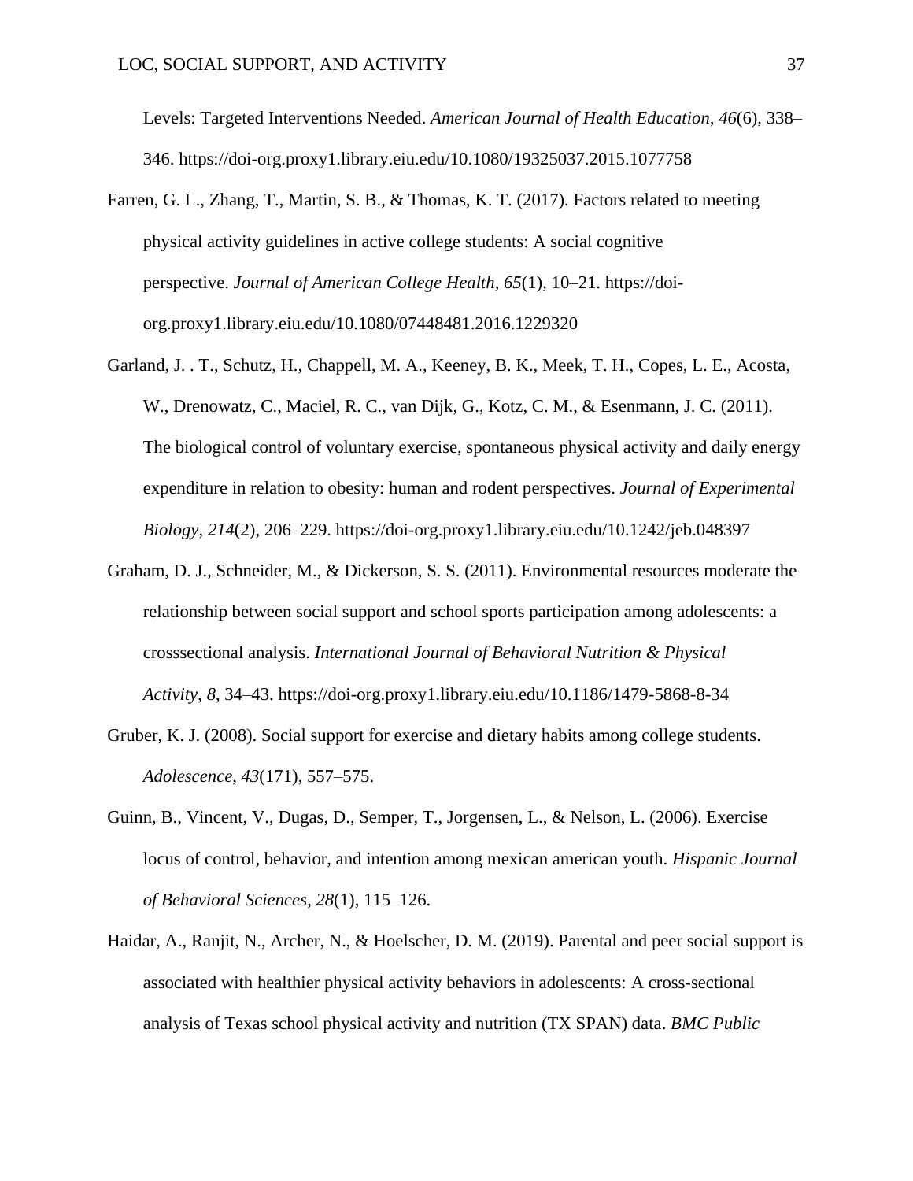Levels: Targeted Interventions Needed. *American Journal of Health Education*, *46*(6), 338–346. https://doi-org.proxy1.library.eiu.edu/10.1080/19325037.2015.1077758

Farren, G. L., Zhang, T., Martin, S. B., & Thomas, K. T. (2017). Factors related to meeting physical activity guidelines in active college students: A social cognitive perspective. *Journal of American College Health*, *65*(1), 10–21. https://doi-org.proxy1.library.eiu.edu/10.1080/07448481.2016.1229320

Garland, J. . T., Schutz, H., Chappell, M. A., Keeney, B. K., Meek, T. H., Copes, L. E., Acosta, W., Drenowatz, C., Maciel, R. C., van Dijk, G., Kotz, C. M., & Esenmann, J. C. (2011). The biological control of voluntary exercise, spontaneous physical activity and daily energy expenditure in relation to obesity: human and rodent perspectives. *Journal of Experimental Biology*, *214*(2), 206–229. https://doi-org.proxy1.library.eiu.edu/10.1242/jeb.048397

Graham, D. J., Schneider, M., & Dickerson, S. S. (2011). Environmental resources moderate the relationship between social support and school sports participation among adolescents: a crosssectional analysis. *International Journal of Behavioral Nutrition & Physical Activity*, *8*, 34–43. https://doi-org.proxy1.library.eiu.edu/10.1186/1479-5868-8-34

Gruber, K. J. (2008). Social support for exercise and dietary habits among college students. *Adolescence*, *43*(171), 557–575.

Guinn, B., Vincent, V., Dugas, D., Semper, T., Jorgensen, L., & Nelson, L. (2006). Exercise locus of control, behavior, and intention among mexican american youth. *Hispanic Journal of Behavioral Sciences*, *28*(1), 115–126.

Haidar, A., Ranjit, N., Archer, N., & Hoelscher, D. M. (2019). Parental and peer social support is associated with healthier physical activity behaviors in adolescents: A cross-sectional analysis of Texas school physical activity and nutrition (TX SPAN) data. *BMC Public*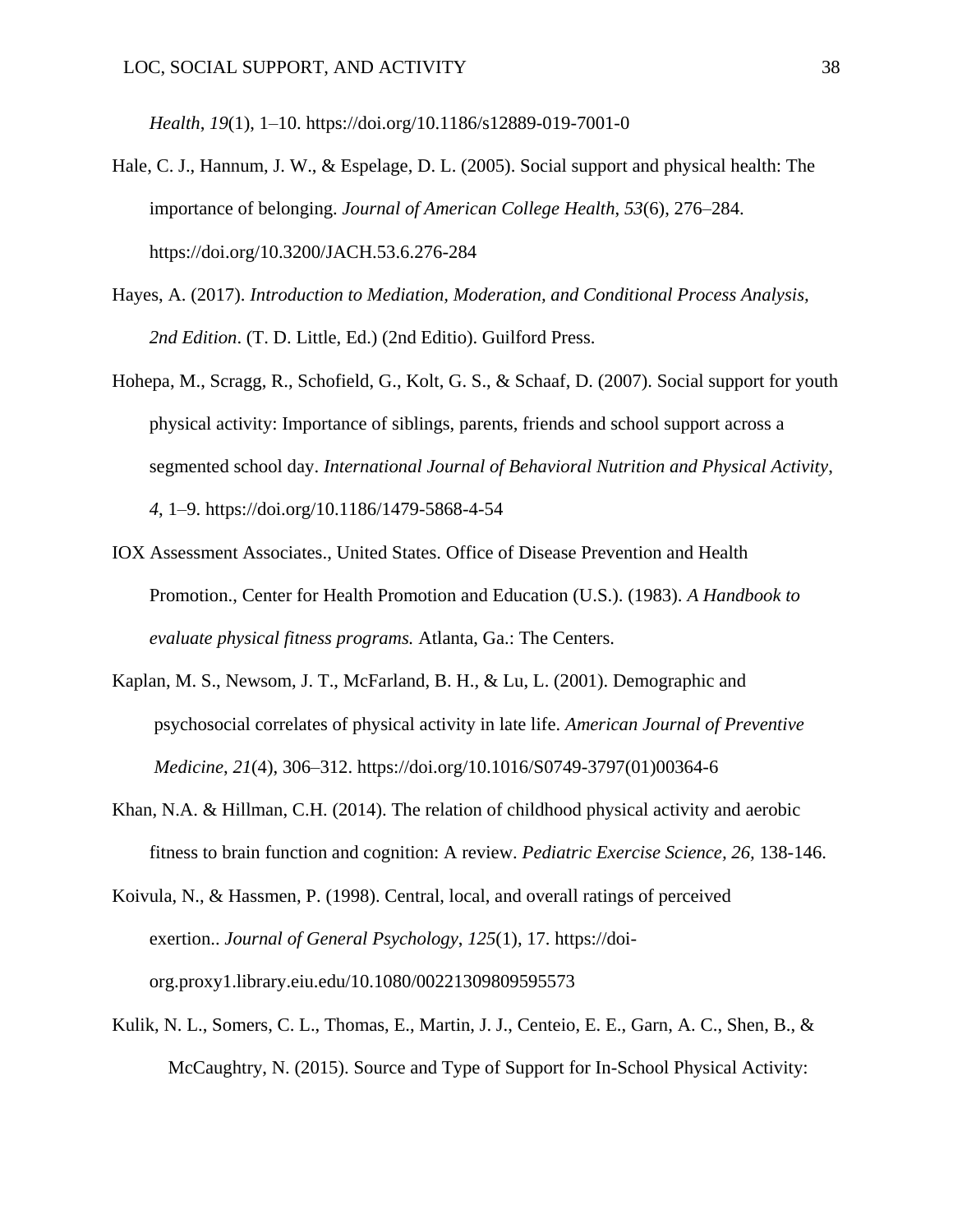*Health*, *19*(1), 1–10. https://doi.org/10.1186/s12889-019-7001-0

Hale, C. J., Hannum, J. W., & Espelage, D. L. (2005). Social support and physical health: The importance of belonging. *Journal of American College Health*, *53*(6), 276–284. https://doi.org/10.3200/JACH.53.6.276-284

Hayes, A. (2017). *Introduction to Mediation, Moderation, and Conditional Process Analysis, 2nd Edition*. (T. D. Little, Ed.) (2nd Editio). Guilford Press.

Hohepa, M., Scragg, R., Schofield, G., Kolt, G. S., & Schaaf, D. (2007). Social support for youth physical activity: Importance of siblings, parents, friends and school support across a segmented school day. *International Journal of Behavioral Nutrition and Physical Activity*, *4*, 1–9. https://doi.org/10.1186/1479-5868-4-54

IOX Assessment Associates., United States. Office of Disease Prevention and Health Promotion., Center for Health Promotion and Education (U.S.). (1983). *A Handbook to evaluate physical fitness programs.* Atlanta, Ga.: The Centers.

Kaplan, M. S., Newsom, J. T., McFarland, B. H., & Lu, L. (2001). Demographic and psychosocial correlates of physical activity in late life. *American Journal of Preventive Medicine*, *21*(4), 306–312. https://doi.org/10.1016/S0749-3797(01)00364-6

Khan, N.A. & Hillman, C.H. (2014). The relation of childhood physical activity and aerobic fitness to brain function and cognition: A review. *Pediatric Exercise Science*, *26*, 138-146.

Koivula, N., & Hassmen, P. (1998). Central, local, and overall ratings of perceived exertion.. *Journal of General Psychology*, *125*(1), 17. https://doi-org.proxy1.library.eiu.edu/10.1080/00221309809595573

Kulik, N. L., Somers, C. L., Thomas, E., Martin, J. J., Centeio, E. E., Garn, A. C., Shen, B., & McCaughtry, N. (2015). Source and Type of Support for In-School Physical Activity: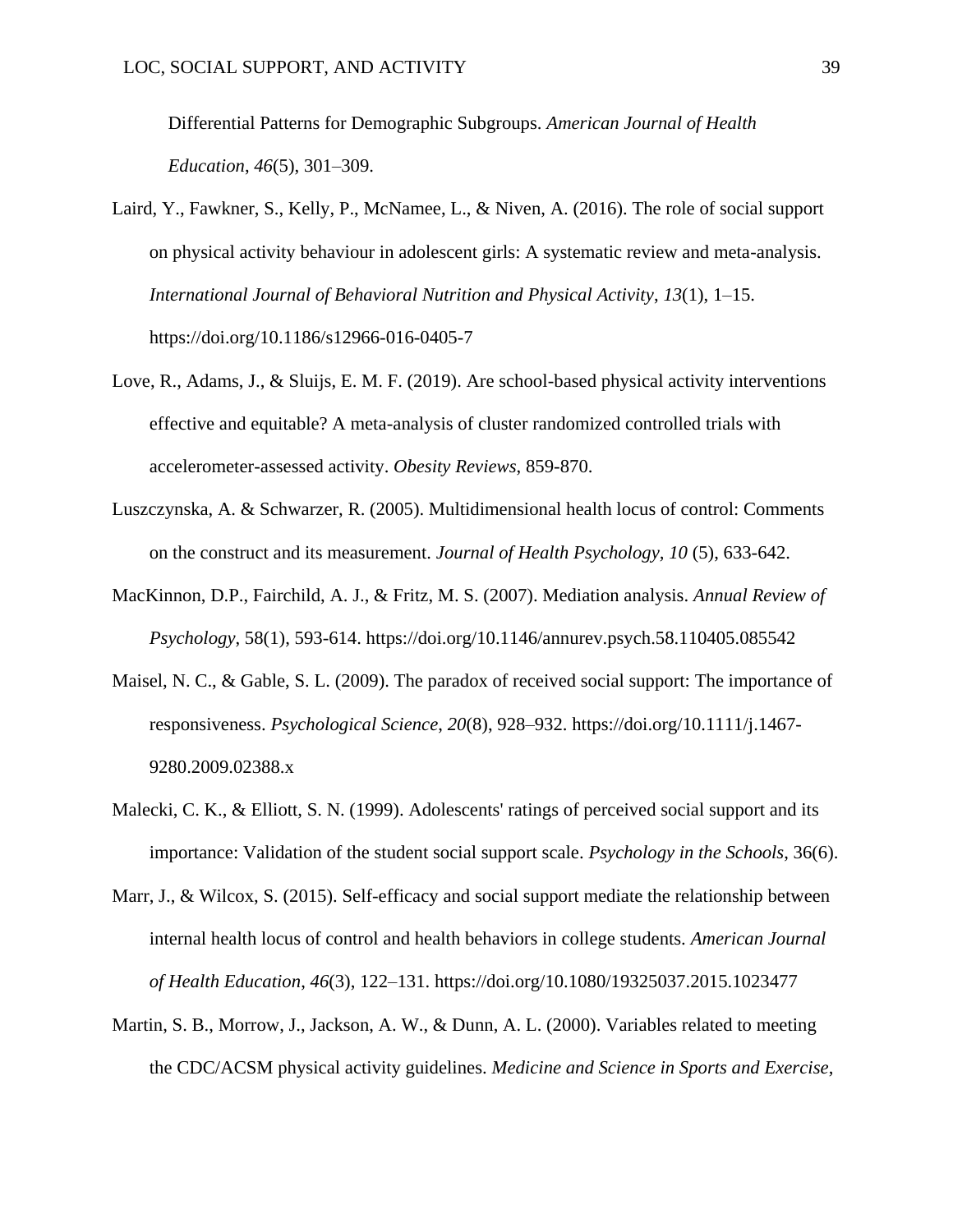Differential Patterns for Demographic Subgroups. *American Journal of Health Education*, *46*(5), 301–309.

Laird, Y., Fawkner, S., Kelly, P., McNamee, L., & Niven, A. (2016). The role of social support on physical activity behaviour in adolescent girls: A systematic review and meta-analysis. *International Journal of Behavioral Nutrition and Physical Activity*, *13*(1), 1–15. https://doi.org/10.1186/s12966-016-0405-7

Love, R., Adams, J., & Sluijs, E. M. F. (2019). Are school-based physical activity interventions effective and equitable? A meta-analysis of cluster randomized controlled trials with accelerometer-assessed activity. *Obesity Reviews*, 859-870.

Luszczynska, A. & Schwarzer, R. (2005). Multidimensional health locus of control: Comments on the construct and its measurement. *Journal of Health Psychology, 10* (5), 633-642.

MacKinnon, D.P., Fairchild, A. J., & Fritz, M. S. (2007). Mediation analysis. *Annual Review of Psychology*, 58(1), 593-614. https://doi.org/10.1146/annurev.psych.58.110405.085542

Maisel, N. C., & Gable, S. L. (2009). The paradox of received social support: The importance of responsiveness. *Psychological Science*, *20*(8), 928–932. https://doi.org/10.1111/j.1467-9280.2009.02388.x

Malecki, C. K., & Elliott, S. N. (1999). Adolescents' ratings of perceived social support and its importance: Validation of the student social support scale. *Psychology in the Schools*, 36(6).

Marr, J., & Wilcox, S. (2015). Self-efficacy and social support mediate the relationship between internal health locus of control and health behaviors in college students. *American Journal of Health Education*, *46*(3), 122–131. https://doi.org/10.1080/19325037.2015.1023477

Martin, S. B., Morrow, J., Jackson, A. W., & Dunn, A. L. (2000). Variables related to meeting the CDC/ACSM physical activity guidelines. *Medicine and Science in Sports and Exercise*,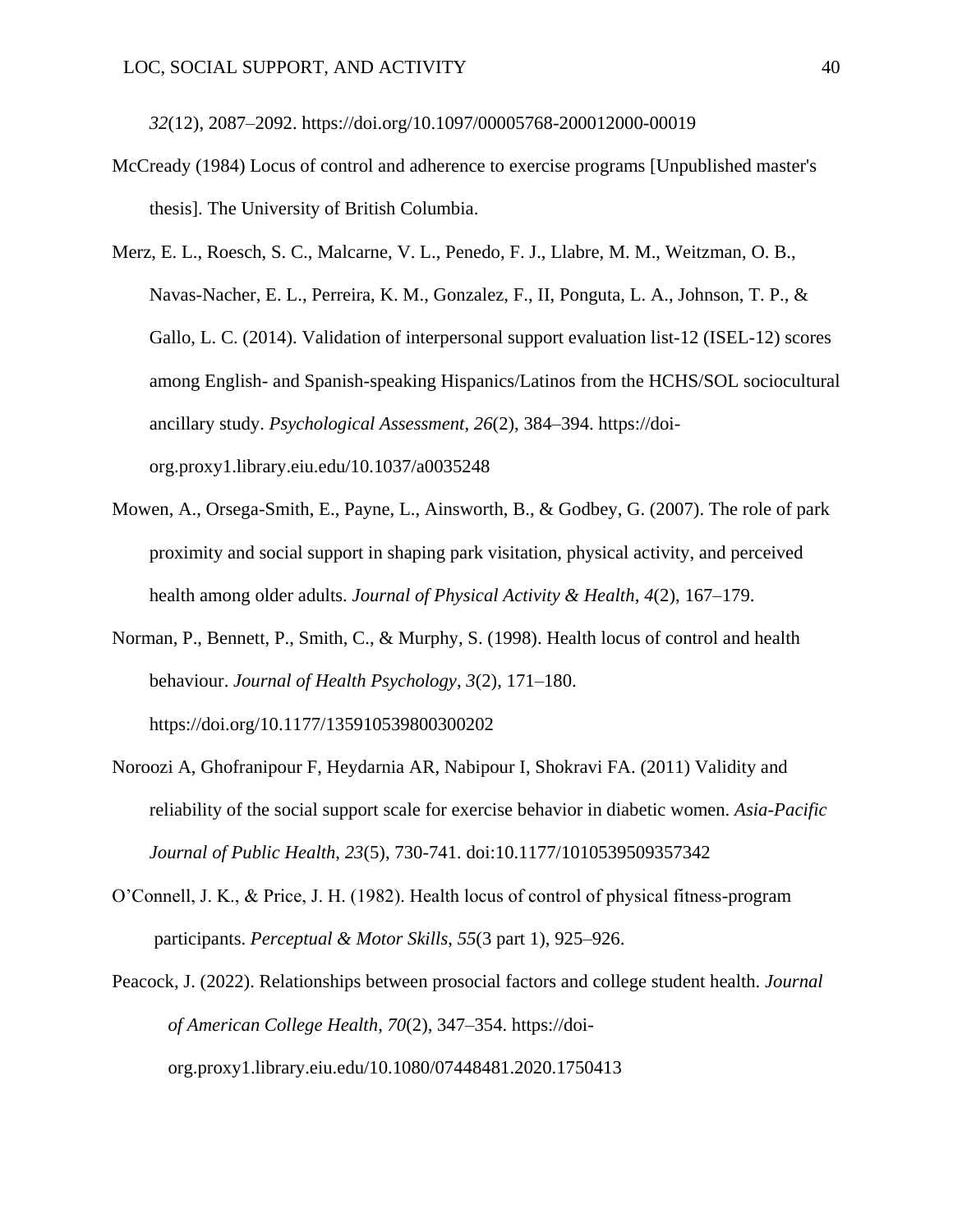*32*(12), 2087–2092. https://doi.org/10.1097/00005768-200012000-00019

McCready (1984) Locus of control and adherence to exercise programs [Unpublished master's thesis]. The University of British Columbia.

Merz, E. L., Roesch, S. C., Malcarne, V. L., Penedo, F. J., Llabre, M. M., Weitzman, O. B., Navas-Nacher, E. L., Perreira, K. M., Gonzalez, F., II, Ponguta, L. A., Johnson, T. P., & Gallo, L. C. (2014). Validation of interpersonal support evaluation list-12 (ISEL-12) scores among English- and Spanish-speaking Hispanics/Latinos from the HCHS/SOL sociocultural ancillary study. *Psychological Assessment*, *26*(2), 384–394. https://doi-org.proxy1.library.eiu.edu/10.1037/a0035248

Mowen, A., Orsega-Smith, E., Payne, L., Ainsworth, B., & Godbey, G. (2007). The role of park proximity and social support in shaping park visitation, physical activity, and perceived health among older adults. *Journal of Physical Activity & Health*, *4*(2), 167–179.

Norman, P., Bennett, P., Smith, C., & Murphy, S. (1998). Health locus of control and health behaviour. *Journal of Health Psychology*, *3*(2), 171–180. https://doi.org/10.1177/135910539800300202

Noroozi A, Ghofranipour F, Heydarnia AR, Nabipour I, Shokravi FA. (2011) Validity and reliability of the social support scale for exercise behavior in diabetic women. *Asia-Pacific Journal of Public Health*, *23*(5), 730-741. doi:10.1177/1010539509357342

O'Connell, J. K., & Price, J. H. (1982). Health locus of control of physical fitness-program participants. *Perceptual & Motor Skills*, *55*(3 part 1), 925–926.

Peacock, J. (2022). Relationships between prosocial factors and college student health. *Journal of American College Health*, *70*(2), 347–354. https://doi-org.proxy1.library.eiu.edu/10.1080/07448481.2020.1750413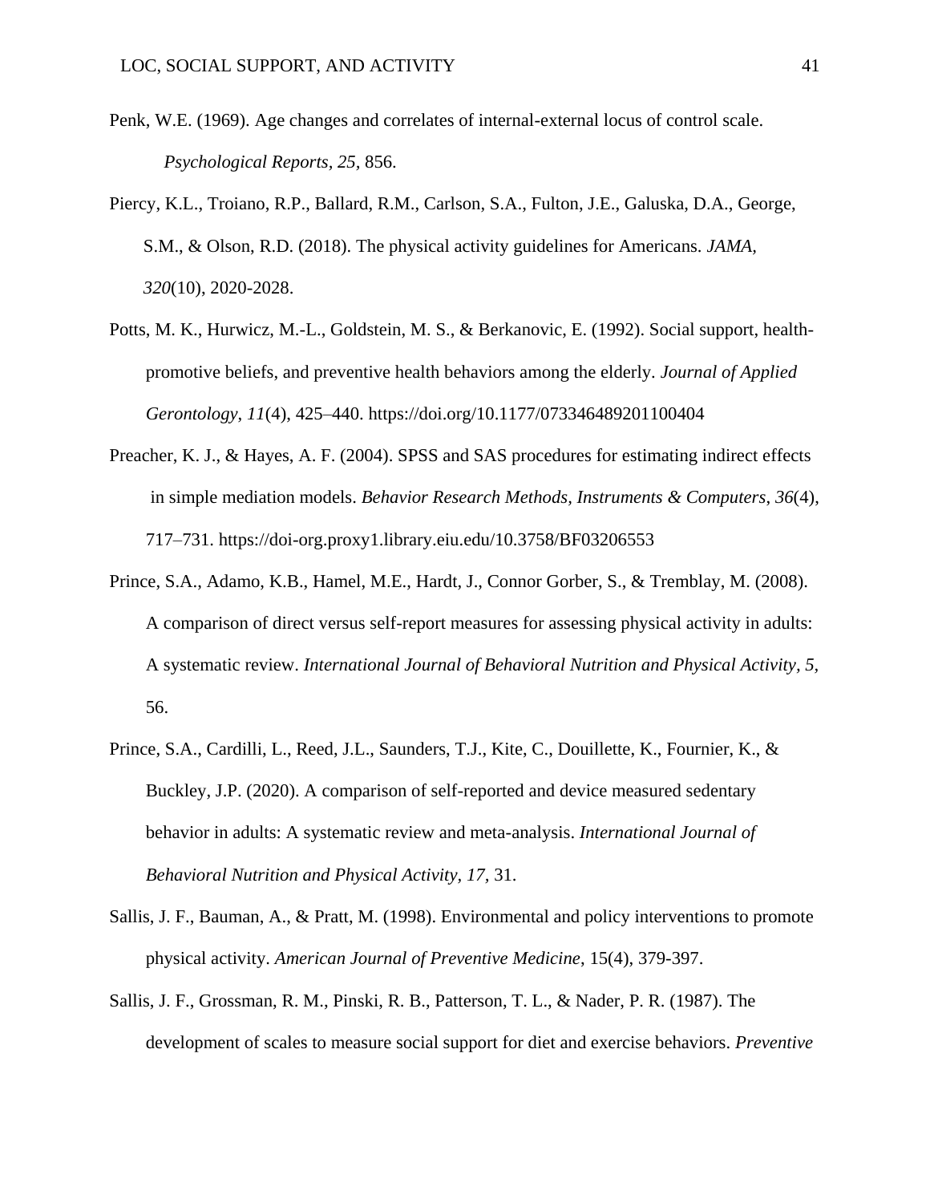Penk, W.E. (1969). Age changes and correlates of internal-external locus of control scale. *Psychological Reports, 25,* 856.

Piercy, K.L., Troiano, R.P., Ballard, R.M., Carlson, S.A., Fulton, J.E., Galuska, D.A., George, S.M., & Olson, R.D. (2018). The physical activity guidelines for Americans. *JAMA, 320*(10), 2020-2028.

Potts, M. K., Hurwicz, M.-L., Goldstein, M. S., & Berkanovic, E. (1992). Social support, health-promotive beliefs, and preventive health behaviors among the elderly. *Journal of Applied Gerontology*, *11*(4), 425–440. https://doi.org/10.1177/073346489201100404

Preacher, K. J., & Hayes, A. F. (2004). SPSS and SAS procedures for estimating indirect effects in simple mediation models. *Behavior Research Methods, Instruments & Computers*, *36*(4), 717–731. https://doi-org.proxy1.library.eiu.edu/10.3758/BF03206553

Prince, S.A., Adamo, K.B., Hamel, M.E., Hardt, J., Connor Gorber, S., & Tremblay, M. (2008). A comparison of direct versus self-report measures for assessing physical activity in adults: A systematic review. *International Journal of Behavioral Nutrition and Physical Activity, 5,* 56.

Prince, S.A., Cardilli, L., Reed, J.L., Saunders, T.J., Kite, C., Douillette, K., Fournier, K., & Buckley, J.P. (2020). A comparison of self-reported and device measured sedentary behavior in adults: A systematic review and meta-analysis. *International Journal of Behavioral Nutrition and Physical Activity, 17,* 31.

Sallis, J. F., Bauman, A., & Pratt, M. (1998). Environmental and policy interventions to promote physical activity. *American Journal of Preventive Medicine*, 15(4), 379-397.

Sallis, J. F., Grossman, R. M., Pinski, R. B., Patterson, T. L., & Nader, P. R. (1987). The development of scales to measure social support for diet and exercise behaviors. *Preventive*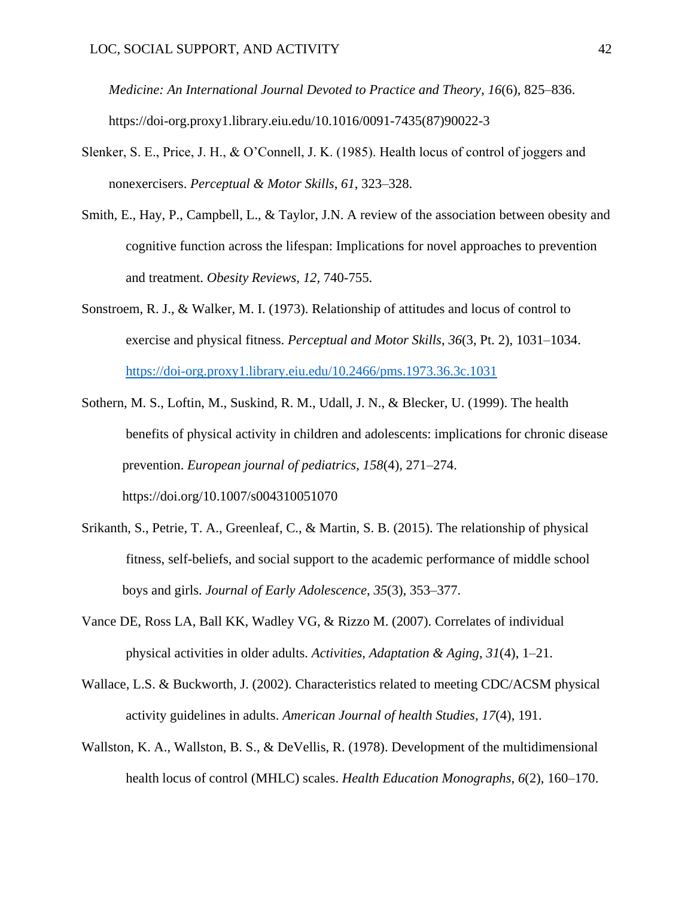*Medicine: An International Journal Devoted to Practice and Theory*, *16*(6), 825–836. https://doi-org.proxy1.library.eiu.edu/10.1016/0091-7435(87)90022-3

Slenker, S. E., Price, J. H., & O'Connell, J. K. (1985). Health locus of control of joggers and nonexercisers. *Perceptual & Motor Skills*, *61*, 323–328.

Smith, E., Hay, P., Campbell, L., & Taylor, J.N. A review of the association between obesity and cognitive function across the lifespan: Implications for novel approaches to prevention and treatment. *Obesity Reviews, 12*, 740-755.

Sonstroem, R. J., & Walker, M. I. (1973). Relationship of attitudes and locus of control to exercise and physical fitness. *Perceptual and Motor Skills*, *36*(3, Pt. 2), 1031–1034. https://doi-org.proxy1.library.eiu.edu/10.2466/pms.1973.36.3c.1031

Sothern, M. S., Loftin, M., Suskind, R. M., Udall, J. N., & Blecker, U. (1999). The health benefits of physical activity in children and adolescents: implications for chronic disease prevention. *European journal of pediatrics*, *158*(4), 271–274. https://doi.org/10.1007/s004310051070

Srikanth, S., Petrie, T. A., Greenleaf, C., & Martin, S. B. (2015). The relationship of physical fitness, self-beliefs, and social support to the academic performance of middle school boys and girls. *Journal of Early Adolescence*, *35*(3), 353–377.

Vance DE, Ross LA, Ball KK, Wadley VG, & Rizzo M. (2007). Correlates of individual physical activities in older adults. *Activities, Adaptation & Aging*, *31*(4), 1–21.

Wallace, L.S. & Buckworth, J. (2002). Characteristics related to meeting CDC/ACSM physical activity guidelines in adults. *American Journal of health Studies*, *17*(4), 191.

Wallston, K. A., Wallston, B. S., & DeVellis, R. (1978). Development of the multidimensional health locus of control (MHLC) scales. *Health Education Monographs*, *6*(2), 160–170.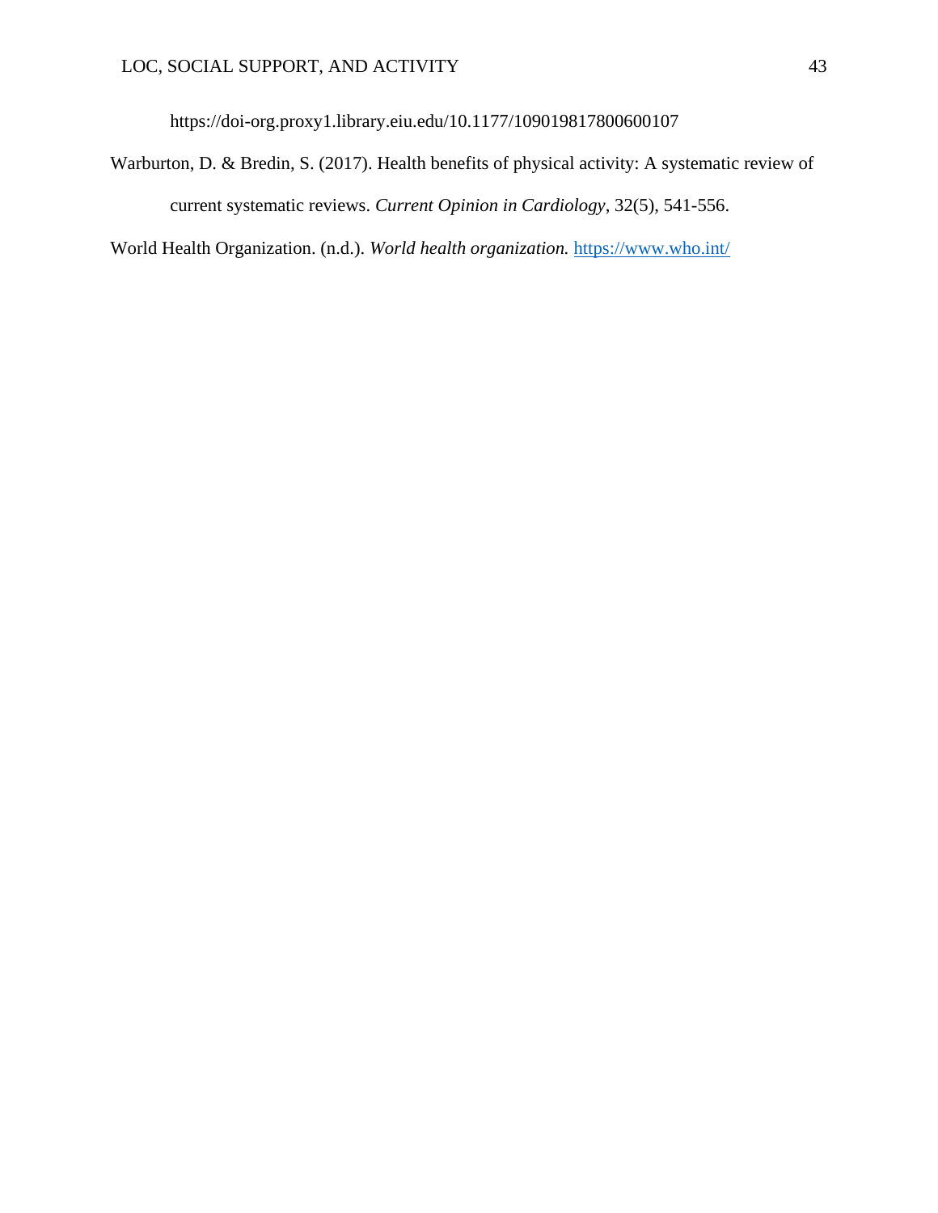https://doi-org.proxy1.library.eiu.edu/10.1177/109019817800600107

Warburton, D. & Bredin, S. (2017). Health benefits of physical activity: A systematic review of current systematic reviews. *Current Opinion in Cardiology*, 32(5), 541-556.

World Health Organization. (n.d.). *World health organization.* https://www.who.int/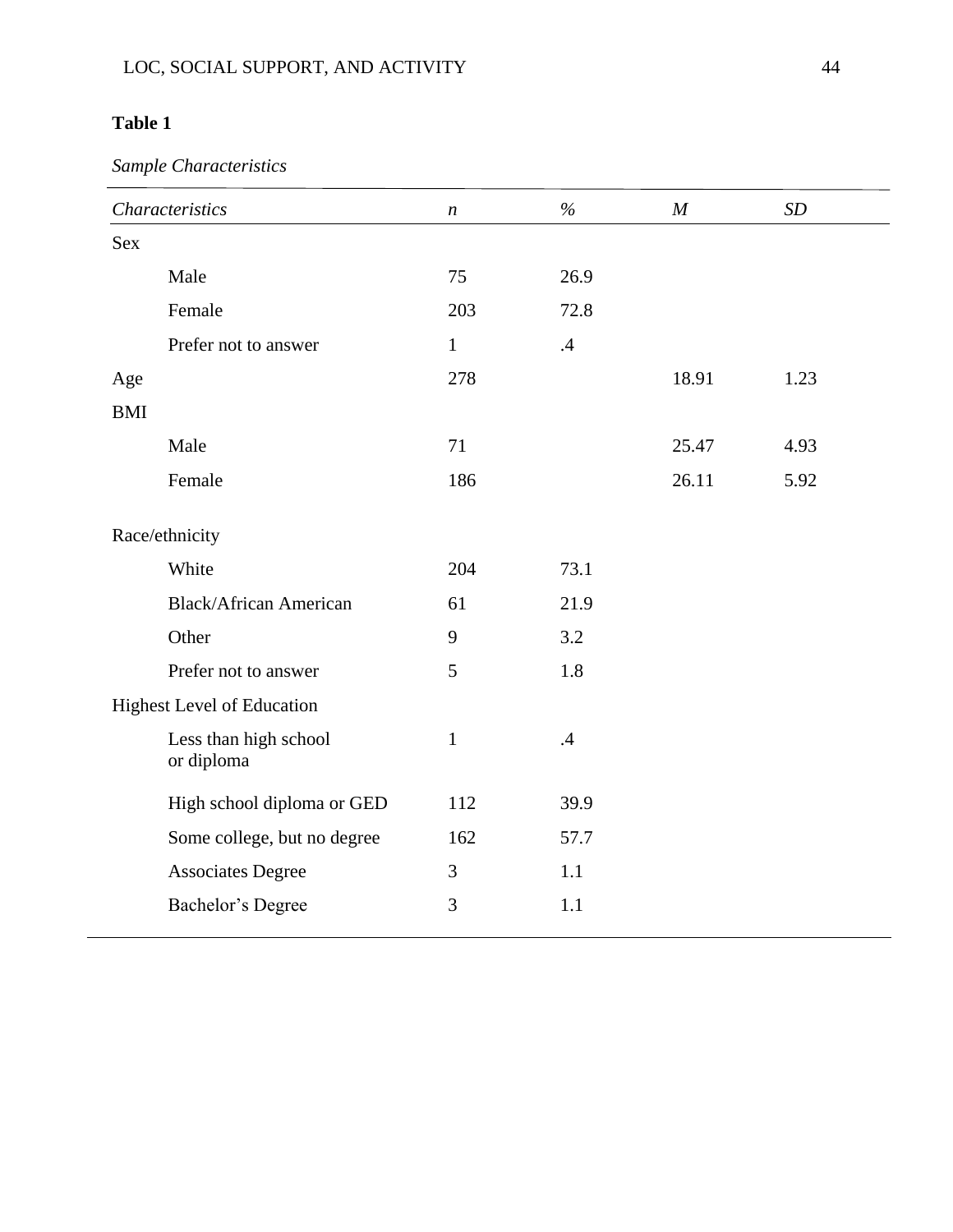**Table 1**

*Sample Characteristics*

| *Characteristics* | *n* | *%* | *M* | *SD* |
|---|---|---|---|---|
| Sex | | | | |
| Male | 75 | 26.9 | | |
| Female | 203 | 72.8 | | |
| Prefer not to answer | 1 | .4 | | |
| Age | 278 | | 18.91 | 1.23 |
| BMI | | | | |
| Male | 71 | | 25.47 | 4.93 |
| Female | 186 | | 26.11 | 5.92 |
| Race/ethnicity | | | | |
| White | 204 | 73.1 | | |
| Black/African American | 61 | 21.9 | | |
| Other | 9 | 3.2 | | |
| Prefer not to answer | 5 | 1.8 | | |
| Highest Level of Education | | | | |
| Less than high school or diploma | 1 | .4 | | |
| High school diploma or GED | 112 | 39.9 | | |
| Some college, but no degree | 162 | 57.7 | | |
| Associates Degree | 3 | 1.1 | | |
| Bachelor's Degree | 3 | 1.1 | | |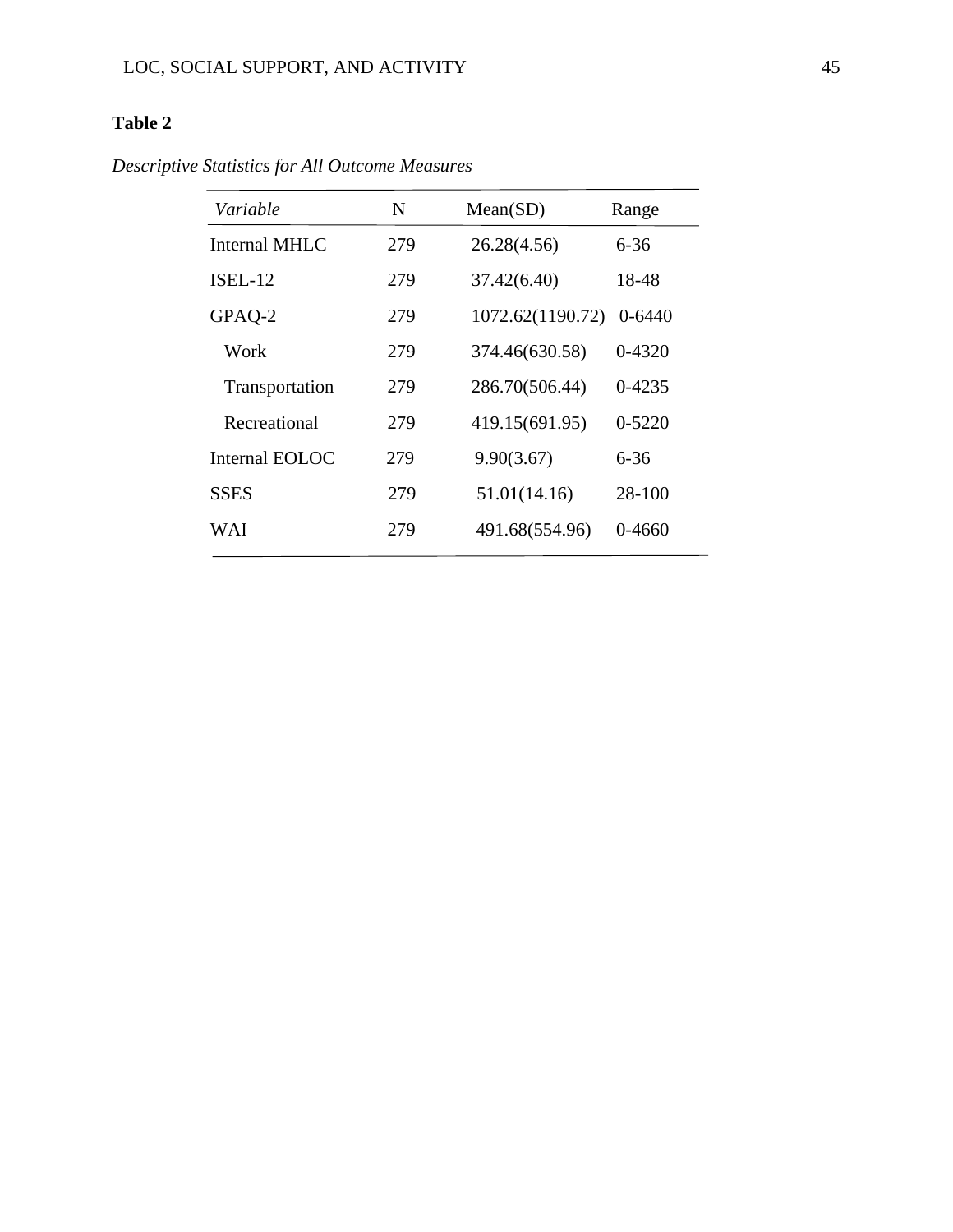**Table 2**

*Descriptive Statistics for All Outcome Measures*

| *Variable* | N | Mean(SD) | Range |
|---|---|---|---|
| Internal MHLC | 279 | 26.28(4.56) | 6-36 |
| ISEL-12 | 279 | 37.42(6.40) | 18-48 |
| GPAQ-2 | 279 | 1072.62(1190.72) | 0-6440 |
| Work | 279 | 374.46(630.58) | 0-4320 |
| Transportation | 279 | 286.70(506.44) | 0-4235 |
| Recreational | 279 | 419.15(691.95) | 0-5220 |
| Internal EOLOC | 279 | 9.90(3.67) | 6-36 |
| SSES | 279 | 51.01(14.16) | 28-100 |
| WAI | 279 | 491.68(554.96) | 0-4660 |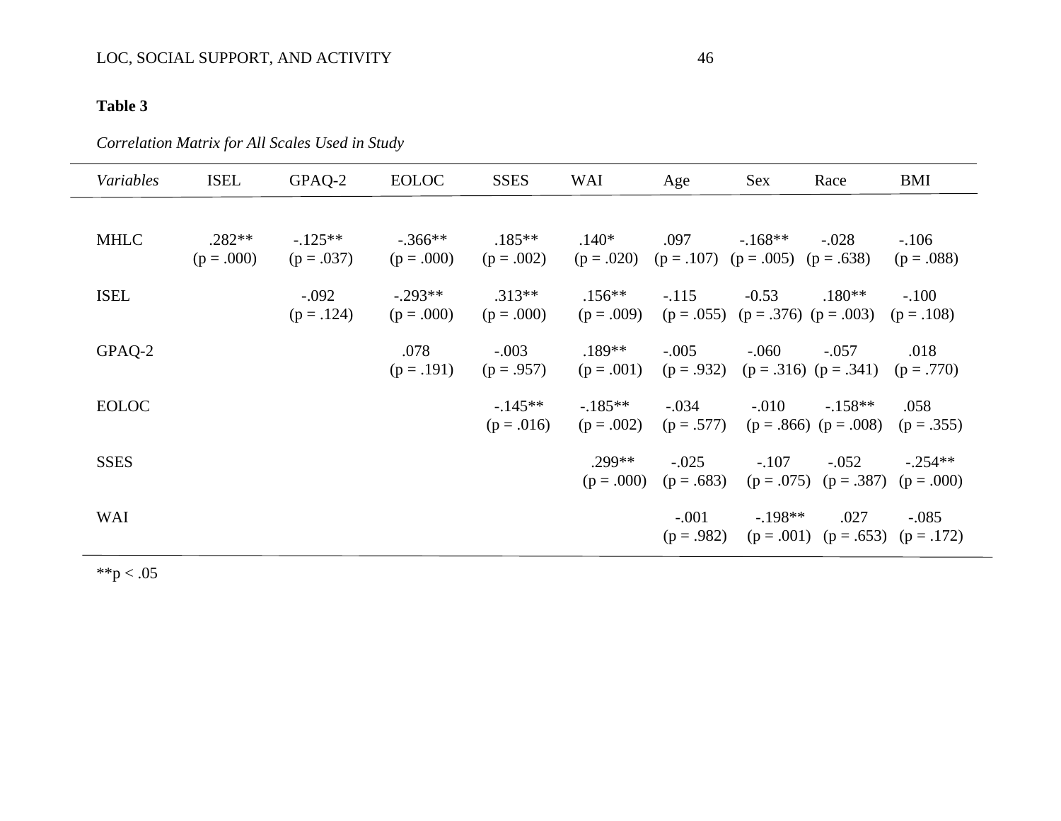**Table 3**

*Correlation Matrix for All Scales Used in Study*

| *Variables* | ISEL | GPAQ-2 | EOLOC | SSES | WAI | Age | Sex | Race | BMI |
|---|---|---|---|---|---|---|---|---|---|
| MHLC | .282** (p = .000) | -.125** (p = .037) | -.366** (p = .000) | .185** (p = .002) | .140* (p = .020) | .097 (p = .107) | -.168** (p = .005) | -.028 (p = .638) | -.106 (p = .088) |
| ISEL | | -.092 (p = .124) | -.293** (p = .000) | .313** (p = .000) | .156** (p = .009) | -.115 (p = .055) | -0.53 (p = .376) | .180** (p = .003) | -.100 (p = .108) |
| GPAQ-2 | | | .078 (p = .191) | -.003 (p = .957) | .189** (p = .001) | -.005 (p = .932) | -.060 (p = .316) | -.057 (p = .341) | .018 (p = .770) |
| EOLOC | | | | -.145** (p = .016) | -.185** (p = .002) | -.034 (p = .577) | -.010 (p = .866) | -.158** (p = .008) | .058 (p = .355) |
| SSES | | | | | .299** (p = .000) | -.025 (p = .683) | -.107 (p = .075) | -.052 (p = .387) | -.254** (p = .000) |
| WAI | | | | | | -.001 (p = .982) | -.198** (p = .001) | .027 (p = .653) | -.085 (p = .172) |

**p < .05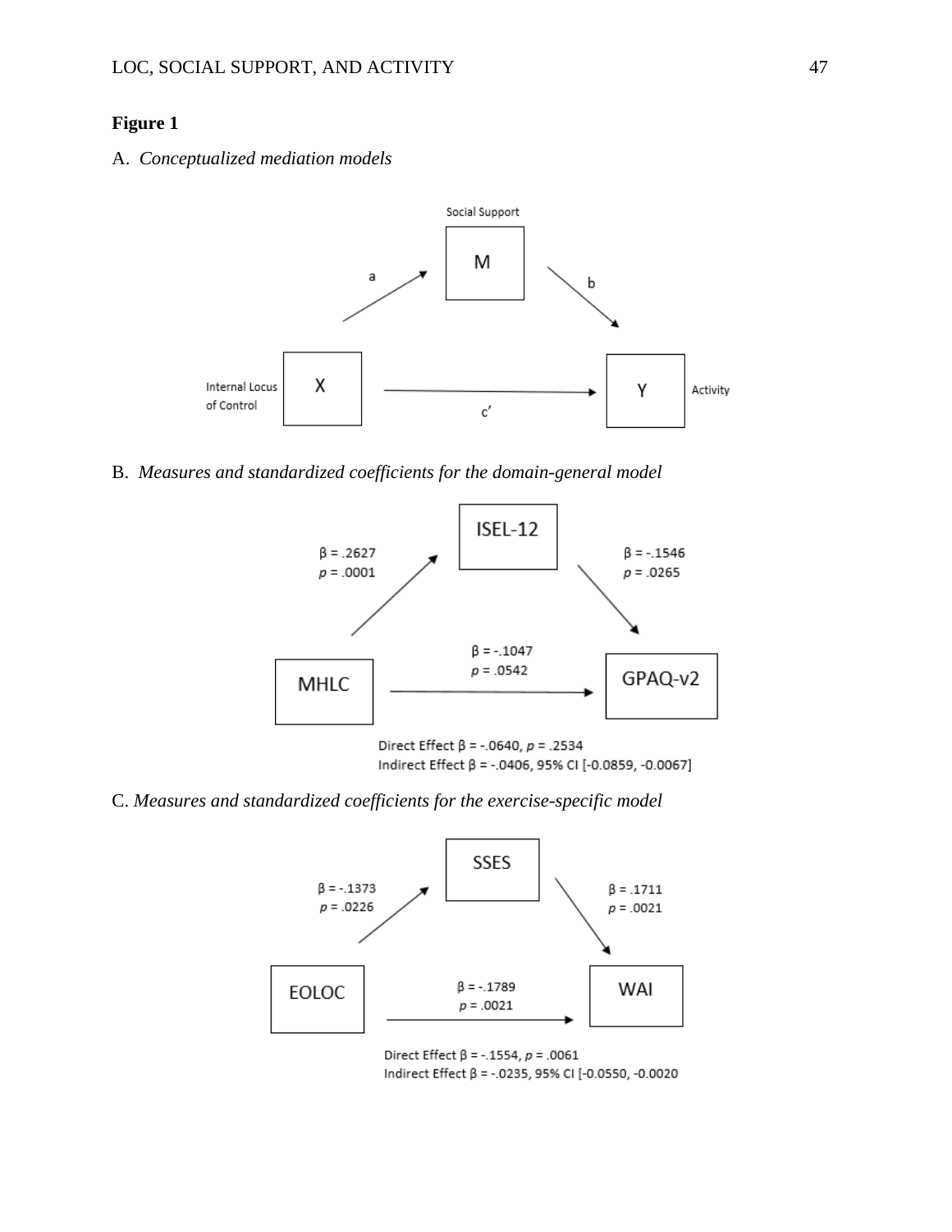**Figure 1**

A. *Conceptualized mediation models*

Social Support

M

a

b

Internal Locus of Control

X

c′

Y

Activity

B. *Measures and standardized coefficients for the domain-general model*

ISEL-12

β = .2627
*p* = .0001

β = -.1546
*p* = .0265

MHLC

β = -.1047
*p* = .0542

GPAQ-v2

Direct Effect β = -.0640, *p* = .2534
Indirect Effect β = -.0406, 95% CI [-0.0859, -0.0067]

C. *Measures and standardized coefficients for the exercise-specific model*

SSES

β = -.1373
*p* = .0226

β = .1711
*p* = .0021

EOLOC

β = -.1789
*p* = .0021

WAI

Direct Effect β = -.1554, *p* = .0061
Indirect Effect β = -.0235, 95% CI [-0.0550, -0.0020]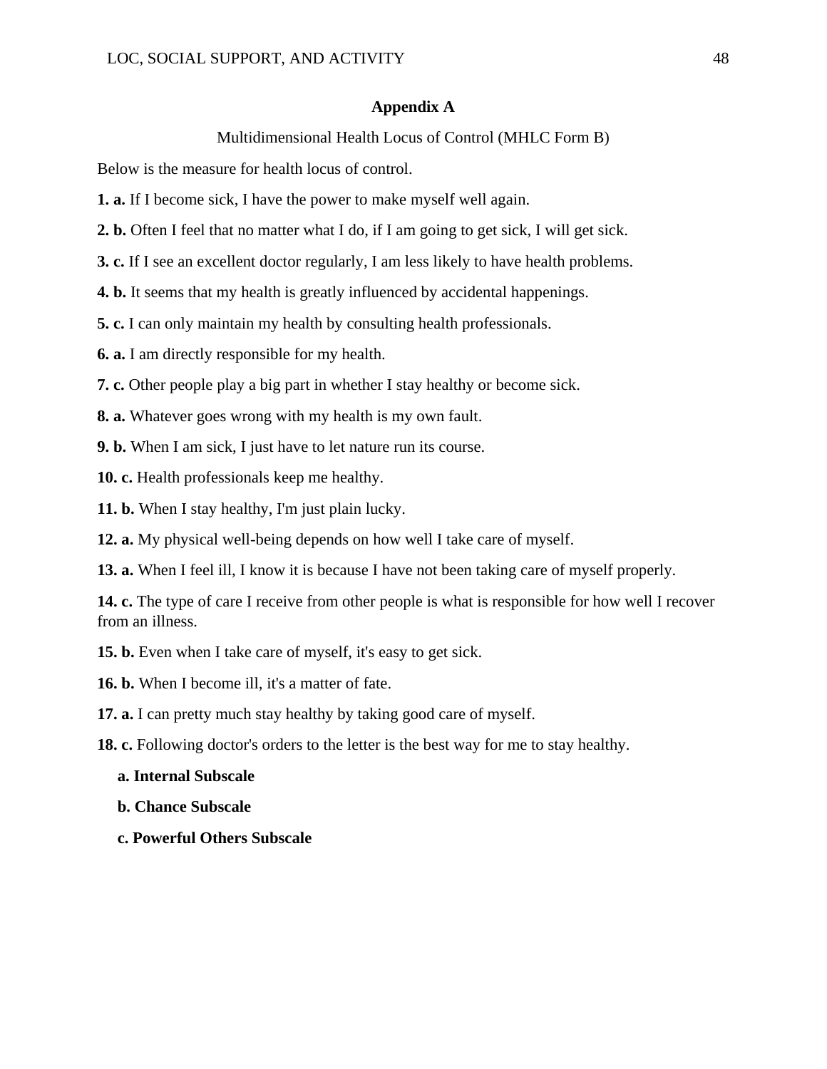## Appendix A

Multidimensional Health Locus of Control (MHLC Form B)

Below is the measure for health locus of control.

**1. a.** If I become sick, I have the power to make myself well again.

**2. b.** Often I feel that no matter what I do, if I am going to get sick, I will get sick.

**3. c.** If I see an excellent doctor regularly, I am less likely to have health problems.

**4. b.** It seems that my health is greatly influenced by accidental happenings.

**5. c.** I can only maintain my health by consulting health professionals.

**6. a.** I am directly responsible for my health.

**7. c.** Other people play a big part in whether I stay healthy or become sick.

**8. a.** Whatever goes wrong with my health is my own fault.

**9. b.** When I am sick, I just have to let nature run its course.

**10. c.** Health professionals keep me healthy.

**11. b.** When I stay healthy, I'm just plain lucky.

**12. a.** My physical well-being depends on how well I take care of myself.

**13. a.** When I feel ill, I know it is because I have not been taking care of myself properly.

**14. c.** The type of care I receive from other people is what is responsible for how well I recover from an illness.

**15. b.** Even when I take care of myself, it's easy to get sick.

**16. b.** When I become ill, it's a matter of fate.

**17. a.** I can pretty much stay healthy by taking good care of myself.

**18. c.** Following doctor's orders to the letter is the best way for me to stay healthy.

**a. Internal Subscale**

**b. Chance Subscale**

**c. Powerful Others Subscale**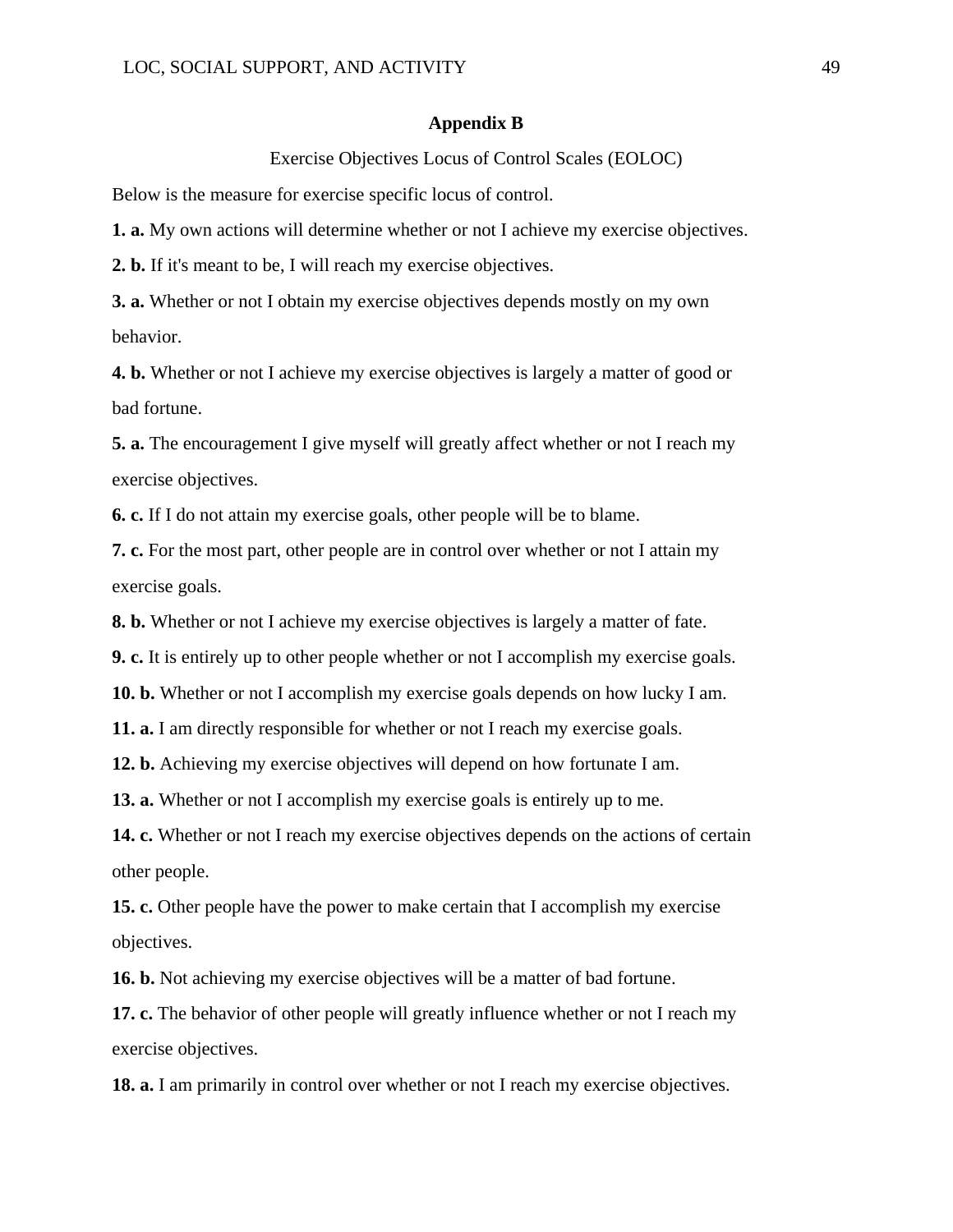## Appendix B

Exercise Objectives Locus of Control Scales (EOLOC)

Below is the measure for exercise specific locus of control.

**1. a.** My own actions will determine whether or not I achieve my exercise objectives.

**2. b.** If it's meant to be, I will reach my exercise objectives.

**3. a.** Whether or not I obtain my exercise objectives depends mostly on my own behavior.

**4. b.** Whether or not I achieve my exercise objectives is largely a matter of good or bad fortune.

**5. a.** The encouragement I give myself will greatly affect whether or not I reach my exercise objectives.

**6. c.** If I do not attain my exercise goals, other people will be to blame.

**7. c.** For the most part, other people are in control over whether or not I attain my exercise goals.

**8. b.** Whether or not I achieve my exercise objectives is largely a matter of fate.

**9. c.** It is entirely up to other people whether or not I accomplish my exercise goals.

**10. b.** Whether or not I accomplish my exercise goals depends on how lucky I am.

**11. a.** I am directly responsible for whether or not I reach my exercise goals.

**12. b.** Achieving my exercise objectives will depend on how fortunate I am.

**13. a.** Whether or not I accomplish my exercise goals is entirely up to me.

**14. c.** Whether or not I reach my exercise objectives depends on the actions of certain other people.

**15. c.** Other people have the power to make certain that I accomplish my exercise objectives.

**16. b.** Not achieving my exercise objectives will be a matter of bad fortune.

**17. c.** The behavior of other people will greatly influence whether or not I reach my exercise objectives.

**18. a.** I am primarily in control over whether or not I reach my exercise objectives.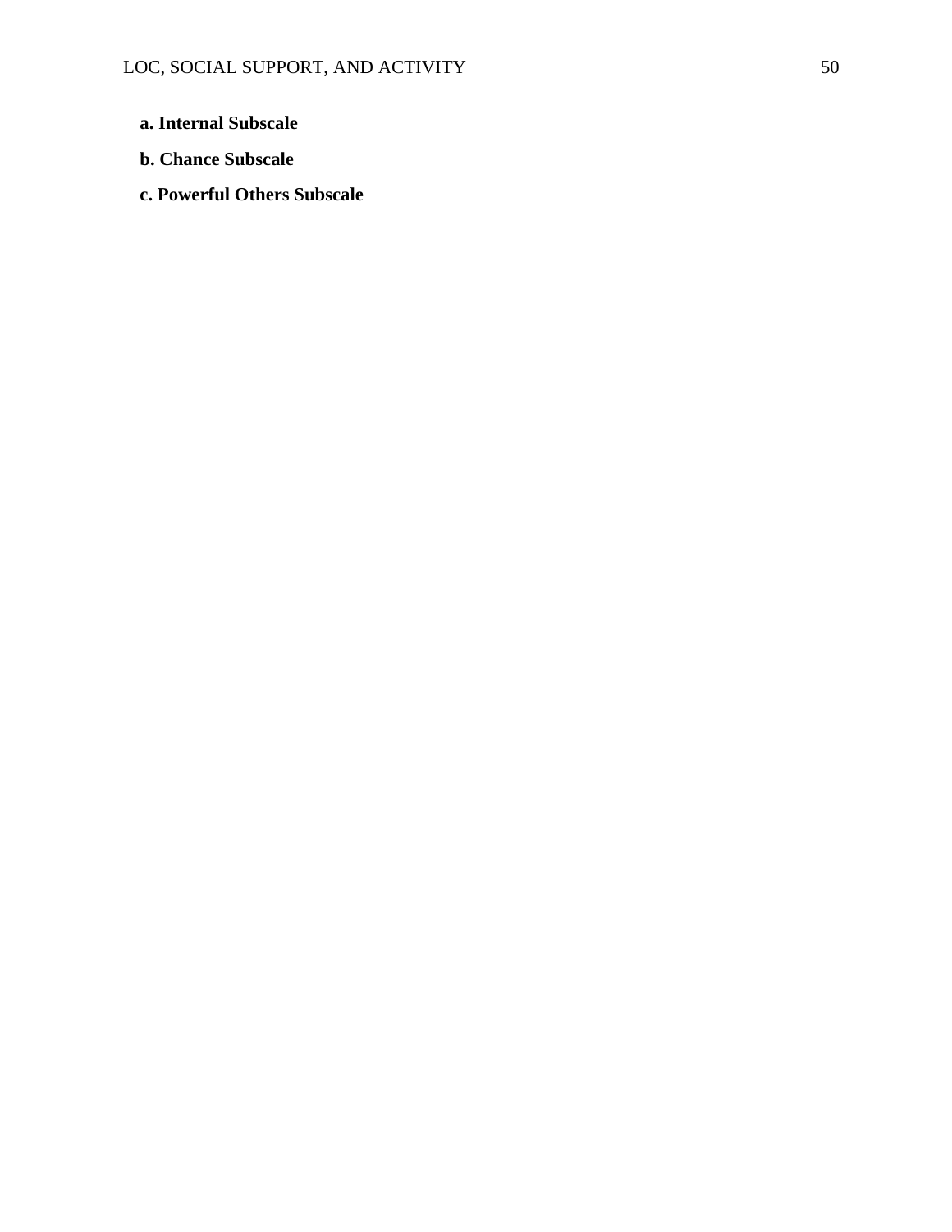**a. Internal Subscale**

**b. Chance Subscale**

**c. Powerful Others Subscale**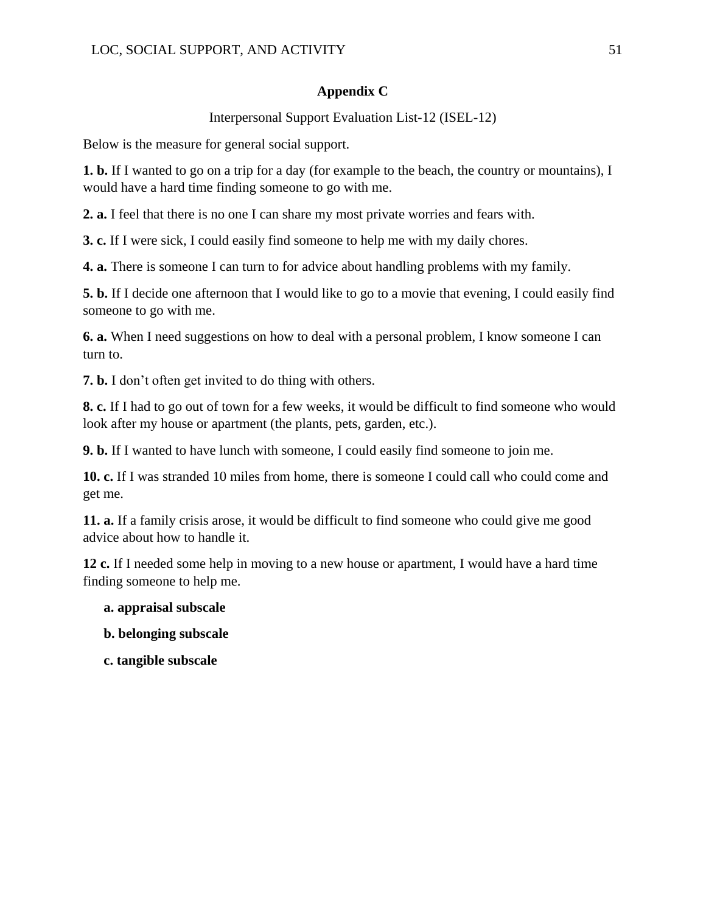## Appendix C

Interpersonal Support Evaluation List-12 (ISEL-12)

Below is the measure for general social support.

**1. b.** If I wanted to go on a trip for a day (for example to the beach, the country or mountains), I would have a hard time finding someone to go with me.

**2. a.** I feel that there is no one I can share my most private worries and fears with.

**3. c.** If I were sick, I could easily find someone to help me with my daily chores.

**4. a.** There is someone I can turn to for advice about handling problems with my family.

**5. b.** If I decide one afternoon that I would like to go to a movie that evening, I could easily find someone to go with me.

**6. a.** When I need suggestions on how to deal with a personal problem, I know someone I can turn to.

**7. b.** I don't often get invited to do thing with others.

**8. c.** If I had to go out of town for a few weeks, it would be difficult to find someone who would look after my house or apartment (the plants, pets, garden, etc.).

**9. b.** If I wanted to have lunch with someone, I could easily find someone to join me.

**10. c.** If I was stranded 10 miles from home, there is someone I could call who could come and get me.

**11. a.** If a family crisis arose, it would be difficult to find someone who could give me good advice about how to handle it.

**12 c.** If I needed some help in moving to a new house or apartment, I would have a hard time finding someone to help me.

**a. appraisal subscale**

**b. belonging subscale**

**c. tangible subscale**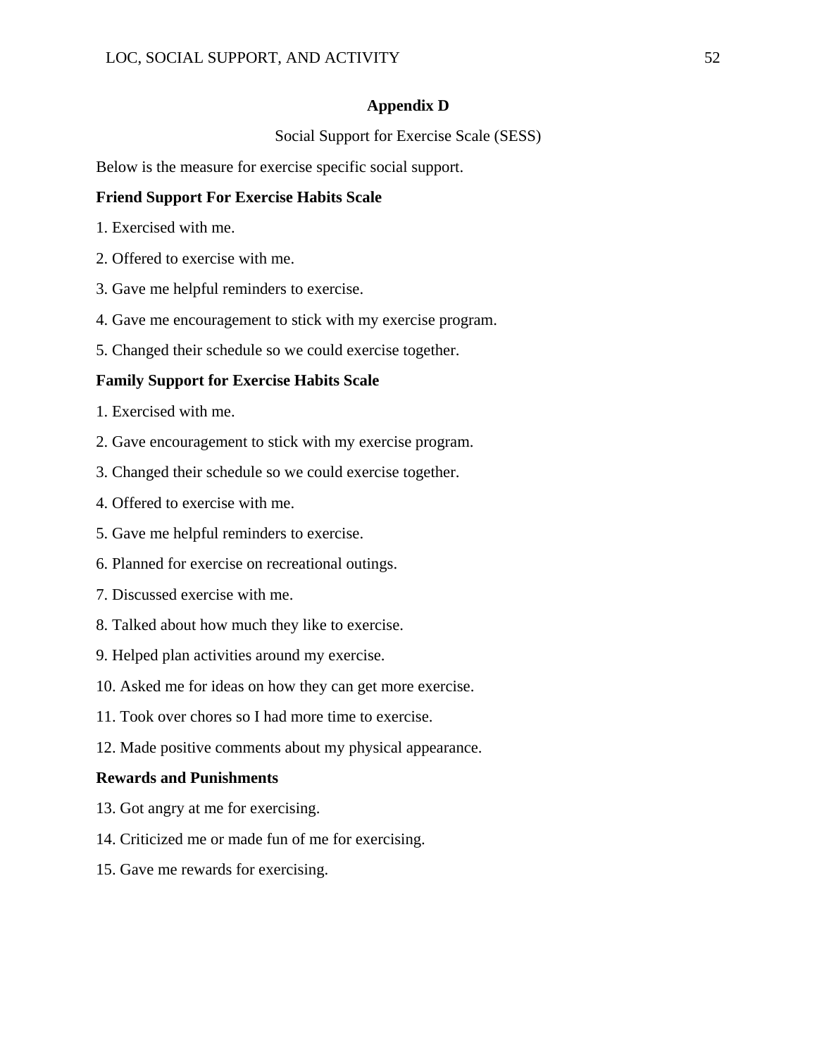## Appendix D

Social Support for Exercise Scale (SESS)

Below is the measure for exercise specific social support.

**Friend Support For Exercise Habits Scale**

1. Exercised with me.

2. Offered to exercise with me.

3. Gave me helpful reminders to exercise.

4. Gave me encouragement to stick with my exercise program.

5. Changed their schedule so we could exercise together.

**Family Support for Exercise Habits Scale**

1. Exercised with me.

2. Gave encouragement to stick with my exercise program.

3. Changed their schedule so we could exercise together.

4. Offered to exercise with me.

5. Gave me helpful reminders to exercise.

6. Planned for exercise on recreational outings.

7. Discussed exercise with me.

8. Talked about how much they like to exercise.

9. Helped plan activities around my exercise.

10. Asked me for ideas on how they can get more exercise.

11. Took over chores so I had more time to exercise.

12. Made positive comments about my physical appearance.

**Rewards and Punishments**

13. Got angry at me for exercising.

14. Criticized me or made fun of me for exercising.

15. Gave me rewards for exercising.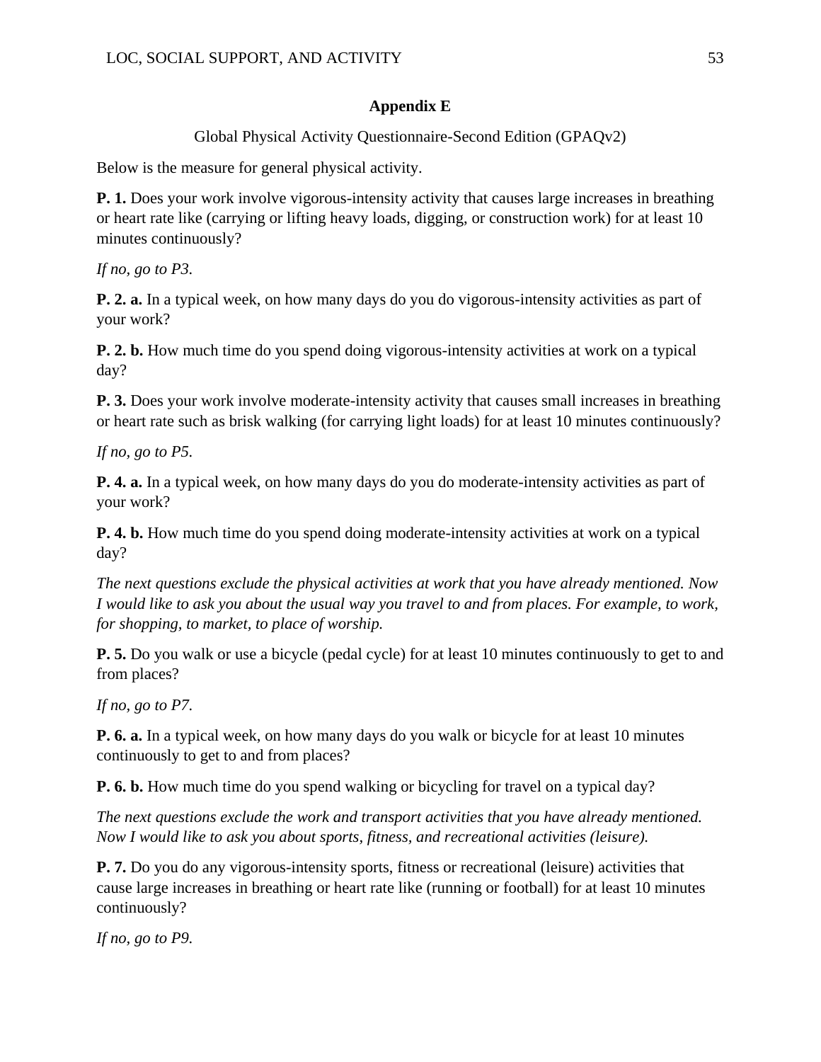## Appendix E

Global Physical Activity Questionnaire-Second Edition (GPAQv2)

Below is the measure for general physical activity.

**P. 1.** Does your work involve vigorous-intensity activity that causes large increases in breathing or heart rate like (carrying or lifting heavy loads, digging, or construction work) for at least 10 minutes continuously?

*If no, go to P3.*

**P. 2. a.** In a typical week, on how many days do you do vigorous-intensity activities as part of your work?

**P. 2. b.** How much time do you spend doing vigorous-intensity activities at work on a typical day?

**P. 3.** Does your work involve moderate-intensity activity that causes small increases in breathing or heart rate such as brisk walking (for carrying light loads) for at least 10 minutes continuously?

*If no, go to P5.*

**P. 4. a.** In a typical week, on how many days do you do moderate-intensity activities as part of your work?

**P. 4. b.** How much time do you spend doing moderate-intensity activities at work on a typical day?

*The next questions exclude the physical activities at work that you have already mentioned. Now I would like to ask you about the usual way you travel to and from places. For example, to work, for shopping, to market, to place of worship.*

**P. 5.** Do you walk or use a bicycle (pedal cycle) for at least 10 minutes continuously to get to and from places?

*If no, go to P7.*

**P. 6. a.** In a typical week, on how many days do you walk or bicycle for at least 10 minutes continuously to get to and from places?

**P. 6. b.** How much time do you spend walking or bicycling for travel on a typical day?

*The next questions exclude the work and transport activities that you have already mentioned. Now I would like to ask you about sports, fitness, and recreational activities (leisure).*

**P. 7.** Do you do any vigorous-intensity sports, fitness or recreational (leisure) activities that cause large increases in breathing or heart rate like (running or football) for at least 10 minutes continuously?

*If no, go to P9.*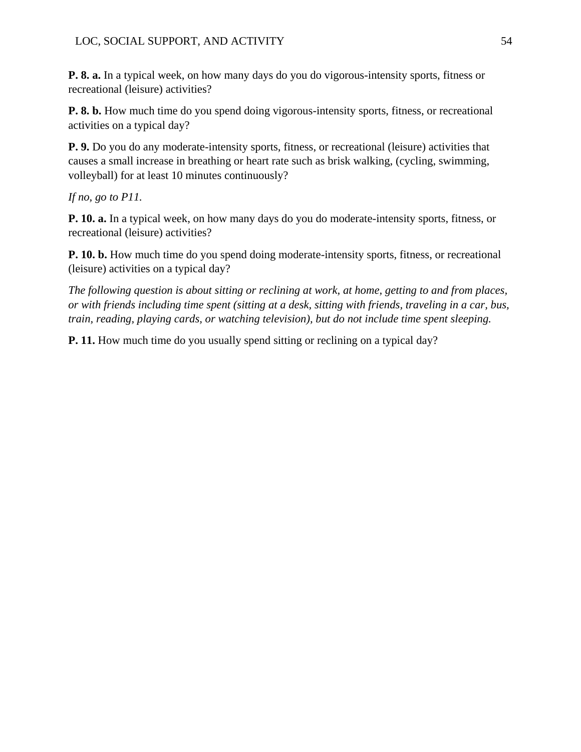**P. 8. a.** In a typical week, on how many days do you do vigorous-intensity sports, fitness or recreational (leisure) activities?

**P. 8. b.** How much time do you spend doing vigorous-intensity sports, fitness, or recreational activities on a typical day?

**P. 9.** Do you do any moderate-intensity sports, fitness, or recreational (leisure) activities that causes a small increase in breathing or heart rate such as brisk walking, (cycling, swimming, volleyball) for at least 10 minutes continuously?

*If no, go to P11.*

**P. 10. a.** In a typical week, on how many days do you do moderate-intensity sports, fitness, or recreational (leisure) activities?

**P. 10. b.** How much time do you spend doing moderate-intensity sports, fitness, or recreational (leisure) activities on a typical day?

*The following question is about sitting or reclining at work, at home, getting to and from places, or with friends including time spent (sitting at a desk, sitting with friends, traveling in a car, bus, train, reading, playing cards, or watching television), but do not include time spent sleeping.*

**P. 11.** How much time do you usually spend sitting or reclining on a typical day?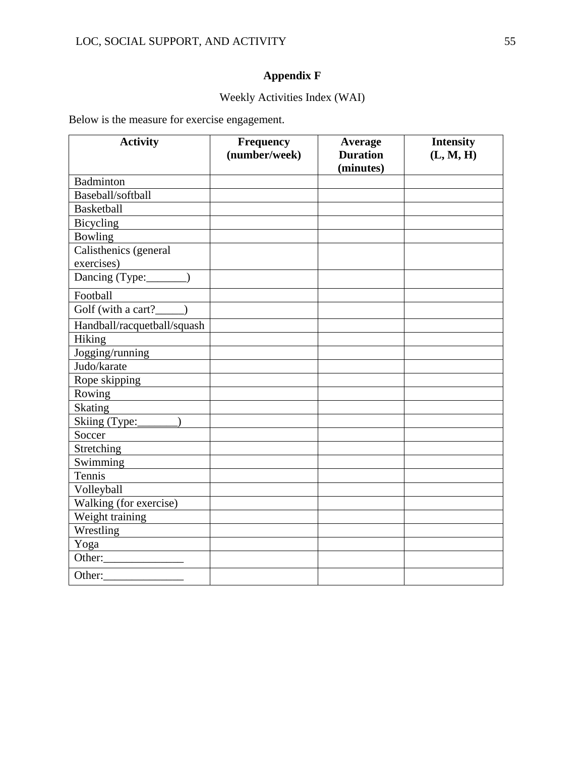# Appendix F

Weekly Activities Index (WAI)

Below is the measure for exercise engagement.

| Activity | Frequency (number/week) | Average Duration (minutes) | Intensity (L, M, H) |
|---|---|---|---|
| Badminton | | | |
| Baseball/softball | | | |
| Basketball | | | |
| Bicycling | | | |
| Bowling | | | |
| Calisthenics (general exercises) | | | |
| Dancing (Type:_______) | | | |
| Football | | | |
| Golf (with a cart?_____) | | | |
| Handball/racquetball/squash | | | |
| Hiking | | | |
| Jogging/running | | | |
| Judo/karate | | | |
| Rope skipping | | | |
| Rowing | | | |
| Skating | | | |
| Skiing (Type:_______) | | | |
| Soccer | | | |
| Stretching | | | |
| Swimming | | | |
| Tennis | | | |
| Volleyball | | | |
| Walking (for exercise) | | | |
| Weight training | | | |
| Wrestling | | | |
| Yoga | | | |
| Other:______________ | | | |
| Other:______________ | | | |